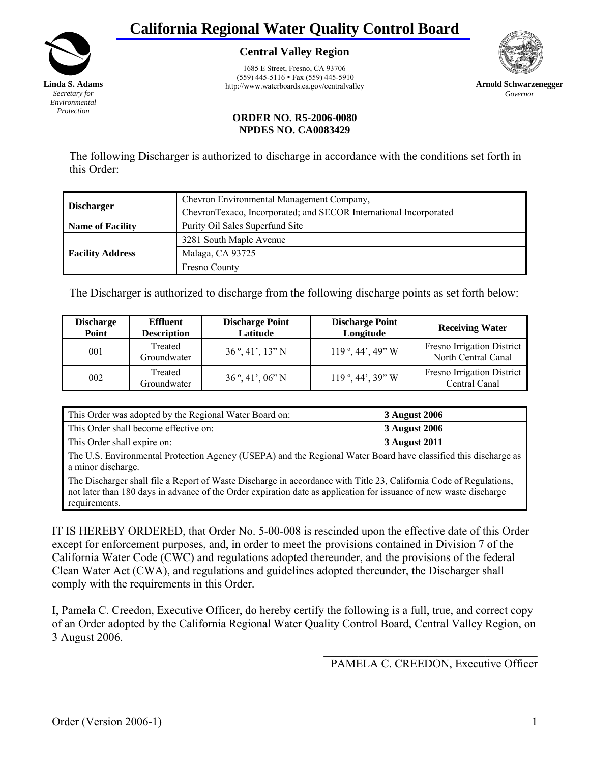# California Regional Water Quality Control Board

**Linda S. Adams**
*Secretary for Environmental Protection*

## Central Valley Region

1685 E Street, Fresno, CA 93706
(559) 445-5116 • Fax (559) 445-5910
http://www.waterboards.ca.gov/centralvalley

**Arnold Schwarzenegger**
*Governor*

**ORDER NO. R5-2006-0080**
**NPDES NO. CA0083429**

The following Discharger is authorized to discharge in accordance with the conditions set forth in this Order:

| | |
|---|---|
| **Discharger** | Chevron Environmental Management Company, ChevronTexaco, Incorporated; and SECOR International Incorporated |
| **Name of Facility** | Purity Oil Sales Superfund Site |
| **Facility Address** | 3281 South Maple Avenue |
| | Malaga, CA 93725 |
| | Fresno County |

The Discharger is authorized to discharge from the following discharge points as set forth below:

| Discharge Point | Effluent Description | Discharge Point Latitude | Discharge Point Longitude | Receiving Water |
|---|---|---|---|---|
| 001 | Treated Groundwater | 36 º, 41’, 13” N | 119 º, 44’, 49” W | Fresno Irrigation District North Central Canal |
| 002 | Treated Groundwater | 36 º, 41’, 06” N | 119 º, 44’, 39” W | Fresno Irrigation District Central Canal |

| | |
|---|---|
| This Order was adopted by the Regional Water Board on: | **3 August 2006** |
| This Order shall become effective on: | **3 August 2006** |
| This Order shall expire on: | **3 August 2011** |
| The U.S. Environmental Protection Agency (USEPA) and the Regional Water Board have classified this discharge as a minor discharge. | |
| The Discharger shall file a Report of Waste Discharge in accordance with Title 23, California Code of Regulations, not later than 180 days in advance of the Order expiration date as application for issuance of new waste discharge requirements. | |

IT IS HEREBY ORDERED, that Order No. 5-00-008 is rescinded upon the effective date of this Order except for enforcement purposes, and, in order to meet the provisions contained in Division 7 of the California Water Code (CWC) and regulations adopted thereunder, and the provisions of the federal Clean Water Act (CWA), and regulations and guidelines adopted thereunder, the Discharger shall comply with the requirements in this Order.

I, Pamela C. Creedon, Executive Officer, do hereby certify the following is a full, true, and correct copy of an Order adopted by the California Regional Water Quality Control Board, Central Valley Region, on 3 August 2006.

\_\_\_\_\_\_\_\_\_\_\_\_\_\_\_\_\_\_\_\_\_\_\_\_\_\_\_\_\_\_\_\_\_\_\_\_\_\_\_\_

PAMELA C. CREEDON, Executive Officer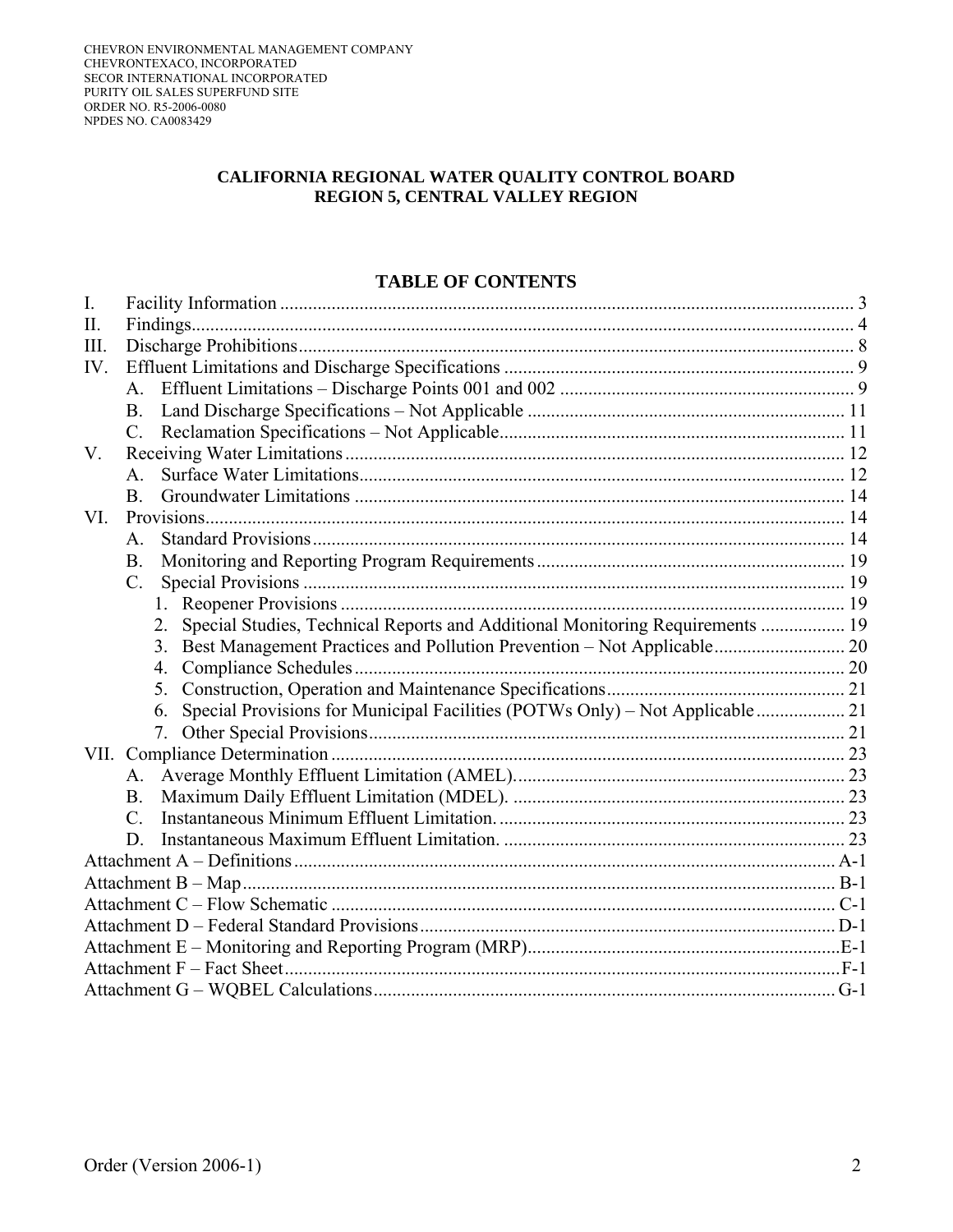**CALIFORNIA REGIONAL WATER QUALITY CONTROL BOARD**
**REGION 5, CENTRAL VALLEY REGION**

## TABLE OF CONTENTS

I. Facility Information ..... 3
II. Findings ..... 4
III. Discharge Prohibitions ..... 8
IV. Effluent Limitations and Discharge Specifications ..... 9
  A. Effluent Limitations – Discharge Points 001 and 002 ..... 9
  B. Land Discharge Specifications – Not Applicable ..... 11
  C. Reclamation Specifications – Not Applicable ..... 11
V. Receiving Water Limitations ..... 12
  A. Surface Water Limitations ..... 12
  B. Groundwater Limitations ..... 14
VI. Provisions ..... 14
  A. Standard Provisions ..... 14
  B. Monitoring and Reporting Program Requirements ..... 19
  C. Special Provisions ..... 19
    1. Reopener Provisions ..... 19
    2. Special Studies, Technical Reports and Additional Monitoring Requirements ..... 19
    3. Best Management Practices and Pollution Prevention – Not Applicable ..... 20
    4. Compliance Schedules ..... 20
    5. Construction, Operation and Maintenance Specifications ..... 21
    6. Special Provisions for Municipal Facilities (POTWs Only) – Not Applicable ..... 21
    7. Other Special Provisions ..... 21
VII. Compliance Determination ..... 23
  A. Average Monthly Effluent Limitation (AMEL) ..... 23
  B. Maximum Daily Effluent Limitation (MDEL). ..... 23
  C. Instantaneous Minimum Effluent Limitation. ..... 23
  D. Instantaneous Maximum Effluent Limitation. ..... 23
Attachment A – Definitions ..... A-1
Attachment B – Map ..... B-1
Attachment C – Flow Schematic ..... C-1
Attachment D – Federal Standard Provisions ..... D-1
Attachment E – Monitoring and Reporting Program (MRP) ..... E-1
Attachment F – Fact Sheet ..... F-1
Attachment G – WQBEL Calculations ..... G-1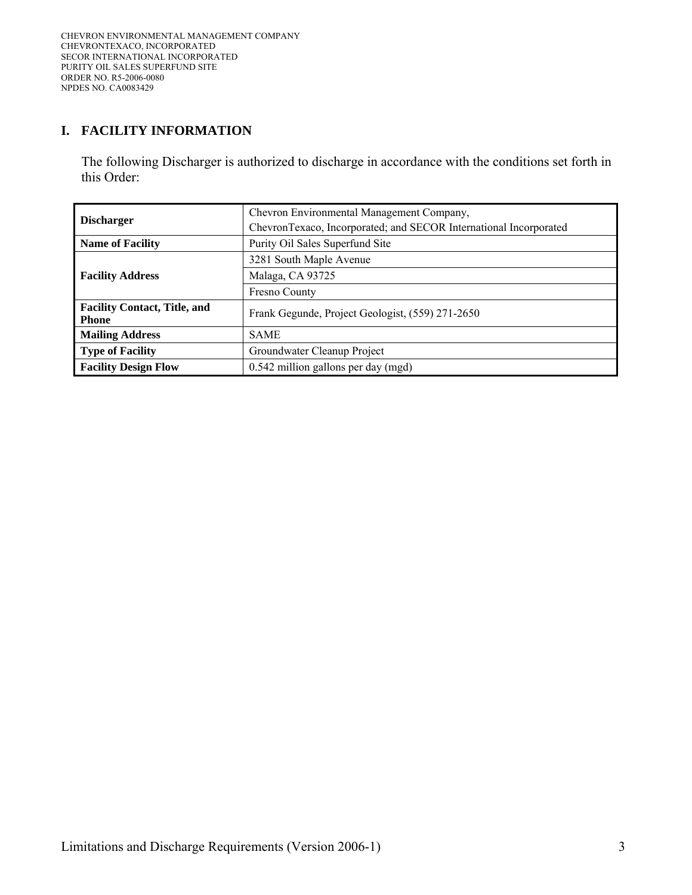## I. FACILITY INFORMATION

The following Discharger is authorized to discharge in accordance with the conditions set forth in this Order:

| | |
|---|---|
| **Discharger** | Chevron Environmental Management Company, ChevronTexaco, Incorporated; and SECOR International Incorporated |
| **Name of Facility** | Purity Oil Sales Superfund Site |
| **Facility Address** | 3281 South Maple Avenue |
| | Malaga, CA 93725 |
| | Fresno County |
| **Facility Contact, Title, and Phone** | Frank Gegunde, Project Geologist, (559) 271-2650 |
| **Mailing Address** | SAME |
| **Type of Facility** | Groundwater Cleanup Project |
| **Facility Design Flow** | 0.542 million gallons per day (mgd) |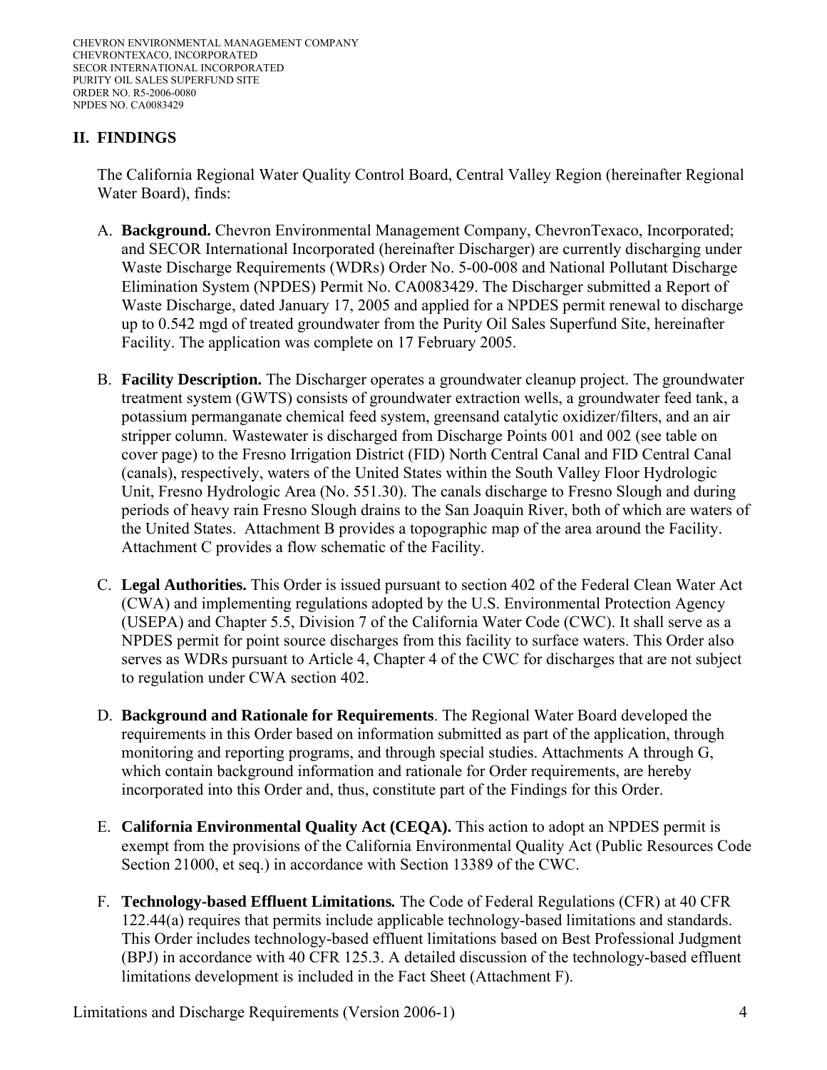## II. FINDINGS

The California Regional Water Quality Control Board, Central Valley Region (hereinafter Regional Water Board), finds:

A. **Background.** Chevron Environmental Management Company, ChevronTexaco, Incorporated; and SECOR International Incorporated (hereinafter Discharger) are currently discharging under Waste Discharge Requirements (WDRs) Order No. 5-00-008 and National Pollutant Discharge Elimination System (NPDES) Permit No. CA0083429. The Discharger submitted a Report of Waste Discharge, dated January 17, 2005 and applied for a NPDES permit renewal to discharge up to 0.542 mgd of treated groundwater from the Purity Oil Sales Superfund Site, hereinafter Facility. The application was complete on 17 February 2005.

B. **Facility Description.** The Discharger operates a groundwater cleanup project. The groundwater treatment system (GWTS) consists of groundwater extraction wells, a groundwater feed tank, a potassium permanganate chemical feed system, greensand catalytic oxidizer/filters, and an air stripper column. Wastewater is discharged from Discharge Points 001 and 002 (see table on cover page) to the Fresno Irrigation District (FID) North Central Canal and FID Central Canal (canals), respectively, waters of the United States within the South Valley Floor Hydrologic Unit, Fresno Hydrologic Area (No. 551.30). The canals discharge to Fresno Slough and during periods of heavy rain Fresno Slough drains to the San Joaquin River, both of which are waters of the United States. Attachment B provides a topographic map of the area around the Facility. Attachment C provides a flow schematic of the Facility.

C. **Legal Authorities.** This Order is issued pursuant to section 402 of the Federal Clean Water Act (CWA) and implementing regulations adopted by the U.S. Environmental Protection Agency (USEPA) and Chapter 5.5, Division 7 of the California Water Code (CWC). It shall serve as a NPDES permit for point source discharges from this facility to surface waters. This Order also serves as WDRs pursuant to Article 4, Chapter 4 of the CWC for discharges that are not subject to regulation under CWA section 402.

D. **Background and Rationale for Requirements**. The Regional Water Board developed the requirements in this Order based on information submitted as part of the application, through monitoring and reporting programs, and through special studies. Attachments A through G, which contain background information and rationale for Order requirements, are hereby incorporated into this Order and, thus, constitute part of the Findings for this Order.

E. **California Environmental Quality Act (CEQA).** This action to adopt an NPDES permit is exempt from the provisions of the California Environmental Quality Act (Public Resources Code Section 21000, et seq.) in accordance with Section 13389 of the CWC.

F. **Technology-based Effluent Limitations.** The Code of Federal Regulations (CFR) at 40 CFR 122.44(a) requires that permits include applicable technology-based limitations and standards. This Order includes technology-based effluent limitations based on Best Professional Judgment (BPJ) in accordance with 40 CFR 125.3. A detailed discussion of the technology-based effluent limitations development is included in the Fact Sheet (Attachment F).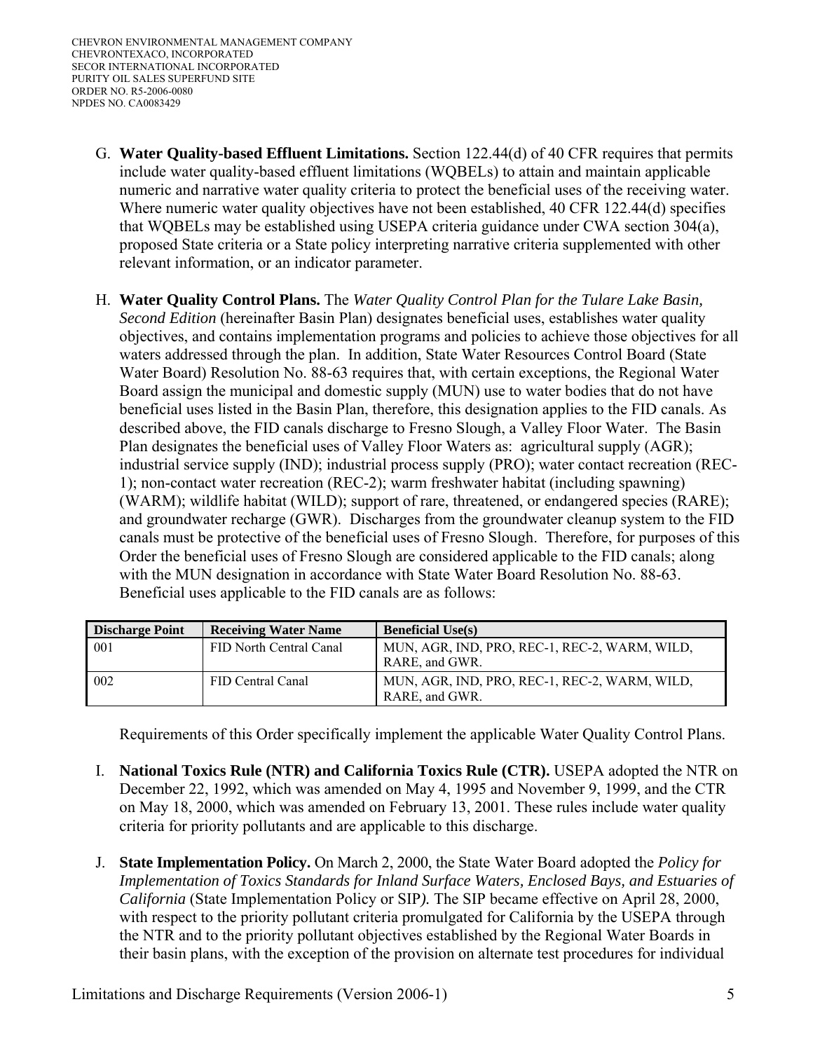G. **Water Quality-based Effluent Limitations.** Section 122.44(d) of 40 CFR requires that permits include water quality-based effluent limitations (WQBELs) to attain and maintain applicable numeric and narrative water quality criteria to protect the beneficial uses of the receiving water. Where numeric water quality objectives have not been established, 40 CFR 122.44(d) specifies that WQBELs may be established using USEPA criteria guidance under CWA section 304(a), proposed State criteria or a State policy interpreting narrative criteria supplemented with other relevant information, or an indicator parameter.

H. **Water Quality Control Plans.** The *Water Quality Control Plan for the Tulare Lake Basin, Second Edition* (hereinafter Basin Plan) designates beneficial uses, establishes water quality objectives, and contains implementation programs and policies to achieve those objectives for all waters addressed through the plan. In addition, State Water Resources Control Board (State Water Board) Resolution No. 88-63 requires that, with certain exceptions, the Regional Water Board assign the municipal and domestic supply (MUN) use to water bodies that do not have beneficial uses listed in the Basin Plan, therefore, this designation applies to the FID canals. As described above, the FID canals discharge to Fresno Slough, a Valley Floor Water. The Basin Plan designates the beneficial uses of Valley Floor Waters as: agricultural supply (AGR); industrial service supply (IND); industrial process supply (PRO); water contact recreation (REC-1); non-contact water recreation (REC-2); warm freshwater habitat (including spawning) (WARM); wildlife habitat (WILD); support of rare, threatened, or endangered species (RARE); and groundwater recharge (GWR). Discharges from the groundwater cleanup system to the FID canals must be protective of the beneficial uses of Fresno Slough. Therefore, for purposes of this Order the beneficial uses of Fresno Slough are considered applicable to the FID canals; along with the MUN designation in accordance with State Water Board Resolution No. 88-63. Beneficial uses applicable to the FID canals are as follows:

| Discharge Point | Receiving Water Name | Beneficial Use(s) |
|---|---|---|
| 001 | FID North Central Canal | MUN, AGR, IND, PRO, REC-1, REC-2, WARM, WILD, RARE, and GWR. |
| 002 | FID Central Canal | MUN, AGR, IND, PRO, REC-1, REC-2, WARM, WILD, RARE, and GWR. |

Requirements of this Order specifically implement the applicable Water Quality Control Plans.

I. **National Toxics Rule (NTR) and California Toxics Rule (CTR).** USEPA adopted the NTR on December 22, 1992, which was amended on May 4, 1995 and November 9, 1999, and the CTR on May 18, 2000, which was amended on February 13, 2001. These rules include water quality criteria for priority pollutants and are applicable to this discharge.

J. **State Implementation Policy.** On March 2, 2000, the State Water Board adopted the *Policy for Implementation of Toxics Standards for Inland Surface Waters, Enclosed Bays, and Estuaries of California* (State Implementation Policy or SIP). The SIP became effective on April 28, 2000, with respect to the priority pollutant criteria promulgated for California by the USEPA through the NTR and to the priority pollutant objectives established by the Regional Water Boards in their basin plans, with the exception of the provision on alternate test procedures for individual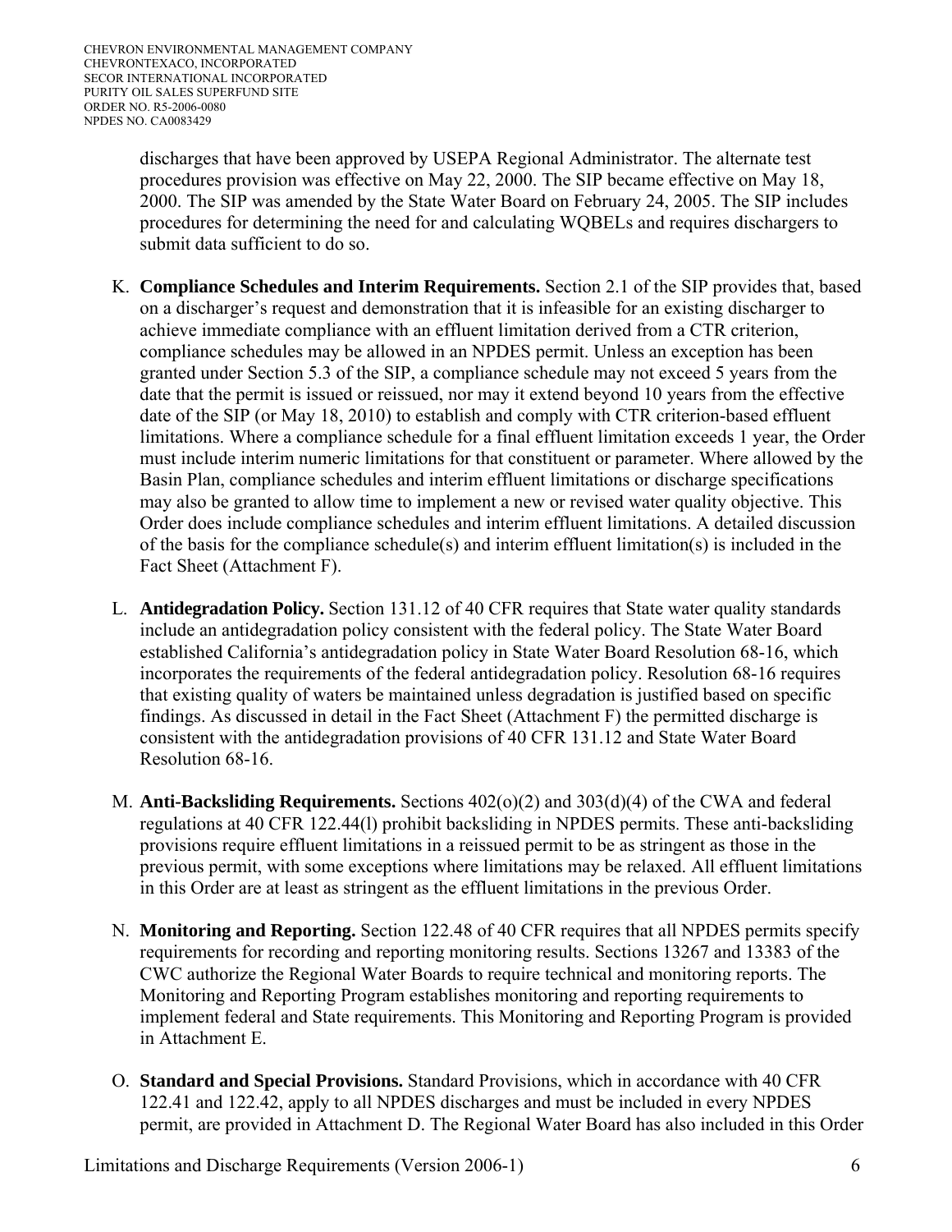discharges that have been approved by USEPA Regional Administrator. The alternate test procedures provision was effective on May 22, 2000. The SIP became effective on May 18, 2000. The SIP was amended by the State Water Board on February 24, 2005. The SIP includes procedures for determining the need for and calculating WQBELs and requires dischargers to submit data sufficient to do so.

K. **Compliance Schedules and Interim Requirements.** Section 2.1 of the SIP provides that, based on a discharger's request and demonstration that it is infeasible for an existing discharger to achieve immediate compliance with an effluent limitation derived from a CTR criterion, compliance schedules may be allowed in an NPDES permit. Unless an exception has been granted under Section 5.3 of the SIP, a compliance schedule may not exceed 5 years from the date that the permit is issued or reissued, nor may it extend beyond 10 years from the effective date of the SIP (or May 18, 2010) to establish and comply with CTR criterion-based effluent limitations. Where a compliance schedule for a final effluent limitation exceeds 1 year, the Order must include interim numeric limitations for that constituent or parameter. Where allowed by the Basin Plan, compliance schedules and interim effluent limitations or discharge specifications may also be granted to allow time to implement a new or revised water quality objective. This Order does include compliance schedules and interim effluent limitations. A detailed discussion of the basis for the compliance schedule(s) and interim effluent limitation(s) is included in the Fact Sheet (Attachment F).

L. **Antidegradation Policy.** Section 131.12 of 40 CFR requires that State water quality standards include an antidegradation policy consistent with the federal policy. The State Water Board established California's antidegradation policy in State Water Board Resolution 68-16, which incorporates the requirements of the federal antidegradation policy. Resolution 68-16 requires that existing quality of waters be maintained unless degradation is justified based on specific findings. As discussed in detail in the Fact Sheet (Attachment F) the permitted discharge is consistent with the antidegradation provisions of 40 CFR 131.12 and State Water Board Resolution 68-16.

M. **Anti-Backsliding Requirements.** Sections 402(o)(2) and 303(d)(4) of the CWA and federal regulations at 40 CFR 122.44(l) prohibit backsliding in NPDES permits. These anti-backsliding provisions require effluent limitations in a reissued permit to be as stringent as those in the previous permit, with some exceptions where limitations may be relaxed. All effluent limitations in this Order are at least as stringent as the effluent limitations in the previous Order.

N. **Monitoring and Reporting.** Section 122.48 of 40 CFR requires that all NPDES permits specify requirements for recording and reporting monitoring results. Sections 13267 and 13383 of the CWC authorize the Regional Water Boards to require technical and monitoring reports. The Monitoring and Reporting Program establishes monitoring and reporting requirements to implement federal and State requirements. This Monitoring and Reporting Program is provided in Attachment E.

O. **Standard and Special Provisions.** Standard Provisions, which in accordance with 40 CFR 122.41 and 122.42, apply to all NPDES discharges and must be included in every NPDES permit, are provided in Attachment D. The Regional Water Board has also included in this Order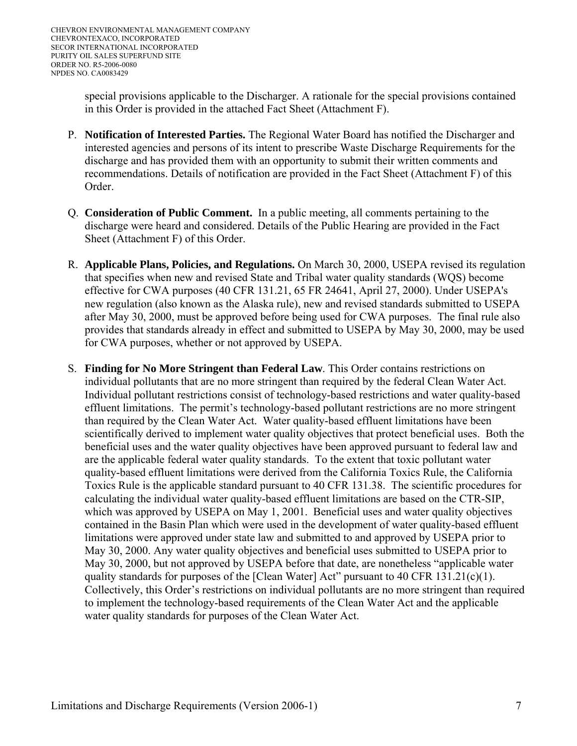special provisions applicable to the Discharger. A rationale for the special provisions contained in this Order is provided in the attached Fact Sheet (Attachment F).

P. **Notification of Interested Parties.** The Regional Water Board has notified the Discharger and interested agencies and persons of its intent to prescribe Waste Discharge Requirements for the discharge and has provided them with an opportunity to submit their written comments and recommendations. Details of notification are provided in the Fact Sheet (Attachment F) of this Order.

Q. **Consideration of Public Comment.** In a public meeting, all comments pertaining to the discharge were heard and considered. Details of the Public Hearing are provided in the Fact Sheet (Attachment F) of this Order.

R. **Applicable Plans, Policies, and Regulations.** On March 30, 2000, USEPA revised its regulation that specifies when new and revised State and Tribal water quality standards (WQS) become effective for CWA purposes (40 CFR 131.21, 65 FR 24641, April 27, 2000). Under USEPA's new regulation (also known as the Alaska rule), new and revised standards submitted to USEPA after May 30, 2000, must be approved before being used for CWA purposes. The final rule also provides that standards already in effect and submitted to USEPA by May 30, 2000, may be used for CWA purposes, whether or not approved by USEPA.

S. **Finding for No More Stringent than Federal Law**. This Order contains restrictions on individual pollutants that are no more stringent than required by the federal Clean Water Act. Individual pollutant restrictions consist of technology-based restrictions and water quality-based effluent limitations. The permit's technology-based pollutant restrictions are no more stringent than required by the Clean Water Act. Water quality-based effluent limitations have been scientifically derived to implement water quality objectives that protect beneficial uses. Both the beneficial uses and the water quality objectives have been approved pursuant to federal law and are the applicable federal water quality standards. To the extent that toxic pollutant water quality-based effluent limitations were derived from the California Toxics Rule, the California Toxics Rule is the applicable standard pursuant to 40 CFR 131.38. The scientific procedures for calculating the individual water quality-based effluent limitations are based on the CTR-SIP, which was approved by USEPA on May 1, 2001. Beneficial uses and water quality objectives contained in the Basin Plan which were used in the development of water quality-based effluent limitations were approved under state law and submitted to and approved by USEPA prior to May 30, 2000. Any water quality objectives and beneficial uses submitted to USEPA prior to May 30, 2000, but not approved by USEPA before that date, are nonetheless "applicable water quality standards for purposes of the [Clean Water] Act" pursuant to 40 CFR 131.21(c)(1). Collectively, this Order's restrictions on individual pollutants are no more stringent than required to implement the technology-based requirements of the Clean Water Act and the applicable water quality standards for purposes of the Clean Water Act.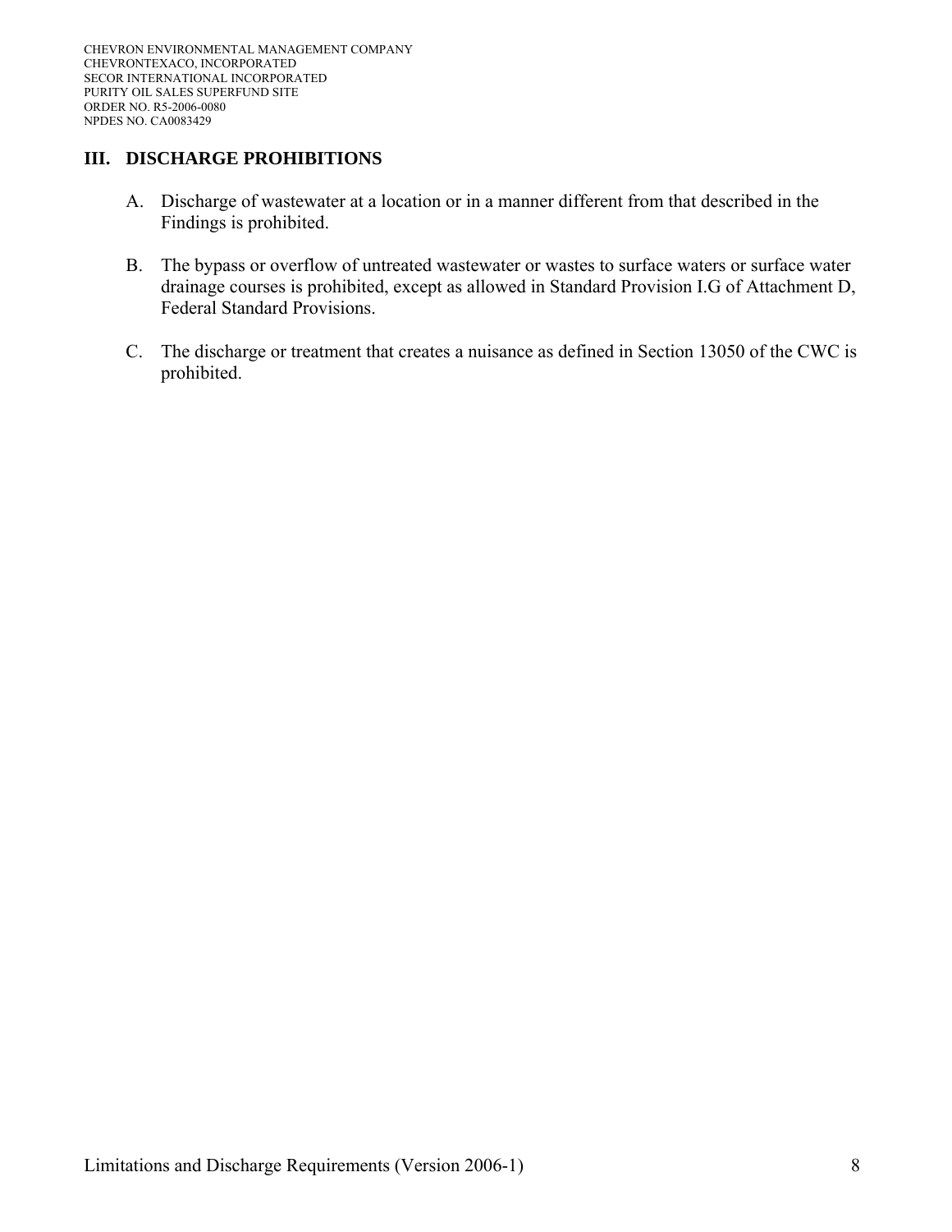## III. DISCHARGE PROHIBITIONS

A. Discharge of wastewater at a location or in a manner different from that described in the Findings is prohibited.

B. The bypass or overflow of untreated wastewater or wastes to surface waters or surface water drainage courses is prohibited, except as allowed in Standard Provision I.G of Attachment D, Federal Standard Provisions.

C. The discharge or treatment that creates a nuisance as defined in Section 13050 of the CWC is prohibited.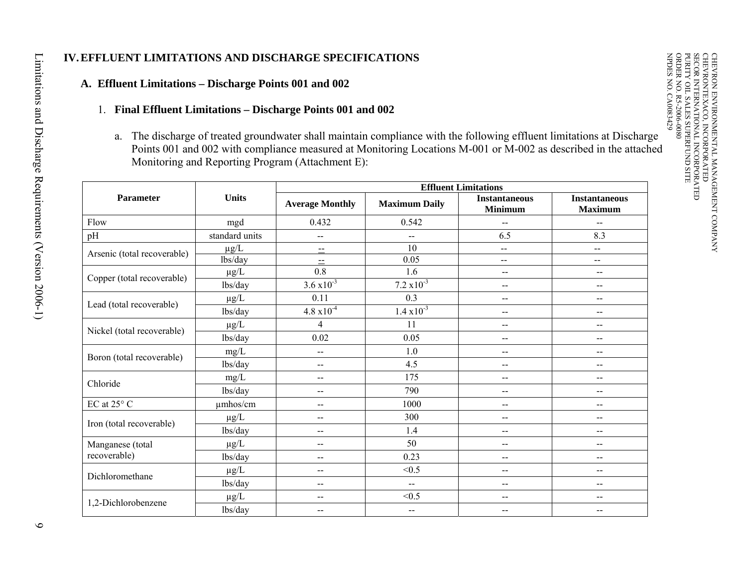## IV. EFFLUENT LIMITATIONS AND DISCHARGE SPECIFICATIONS

### A. Effluent Limitations – Discharge Points 001 and 002

#### 1. Final Effluent Limitations – Discharge Points 001 and 002

a. The discharge of treated groundwater shall maintain compliance with the following effluent limitations at Discharge Points 001 and 002 with compliance measured at Monitoring Locations M-001 or M-002 as described in the attached Monitoring and Reporting Program (Attachment E):

| Parameter | Units | Effluent Limitations | | | |
|---|---|---|---|---|---|
| | | Average Monthly | Maximum Daily | Instantaneous Minimum | Instantaneous Maximum |
| Flow | mgd | 0.432 | 0.542 | -- | -- |
| pH | standard units | -- | -- | 6.5 | 8.3 |
| Arsenic (total recoverable) | µg/L | -- | 10 | -- | -- |
| | lbs/day | -- | 0.05 | -- | -- |
| Copper (total recoverable) | µg/L | 0.8 | 1.6 | -- | -- |
| | lbs/day | $3.6 \times 10^{-3}$ | $7.2 \times 10^{-3}$ | -- | -- |
| Lead (total recoverable) | µg/L | 0.11 | 0.3 | -- | -- |
| | lbs/day | $4.8 \times 10^{-4}$ | $1.4 \times 10^{-3}$ | -- | -- |
| Nickel (total recoverable) | µg/L | 4 | 11 | -- | -- |
| | lbs/day | 0.02 | 0.05 | -- | -- |
| Boron (total recoverable) | mg/L | -- | 1.0 | -- | -- |
| | lbs/day | -- | 4.5 | -- | -- |
| Chloride | mg/L | -- | 175 | -- | -- |
| | lbs/day | -- | 790 | -- | -- |
| EC at 25° C | µmhos/cm | -- | 1000 | -- | -- |
| Iron (total recoverable) | µg/L | -- | 300 | -- | -- |
| | lbs/day | -- | 1.4 | -- | -- |
| Manganese (total recoverable) | µg/L | -- | 50 | -- | -- |
| | lbs/day | -- | 0.23 | -- | -- |
| Dichloromethane | µg/L | -- | <0.5 | -- | -- |
| | lbs/day | -- | -- | -- | -- |
| 1,2-Dichlorobenzene | µg/L | -- | <0.5 | -- | -- |
| | lbs/day | -- | -- | -- | -- |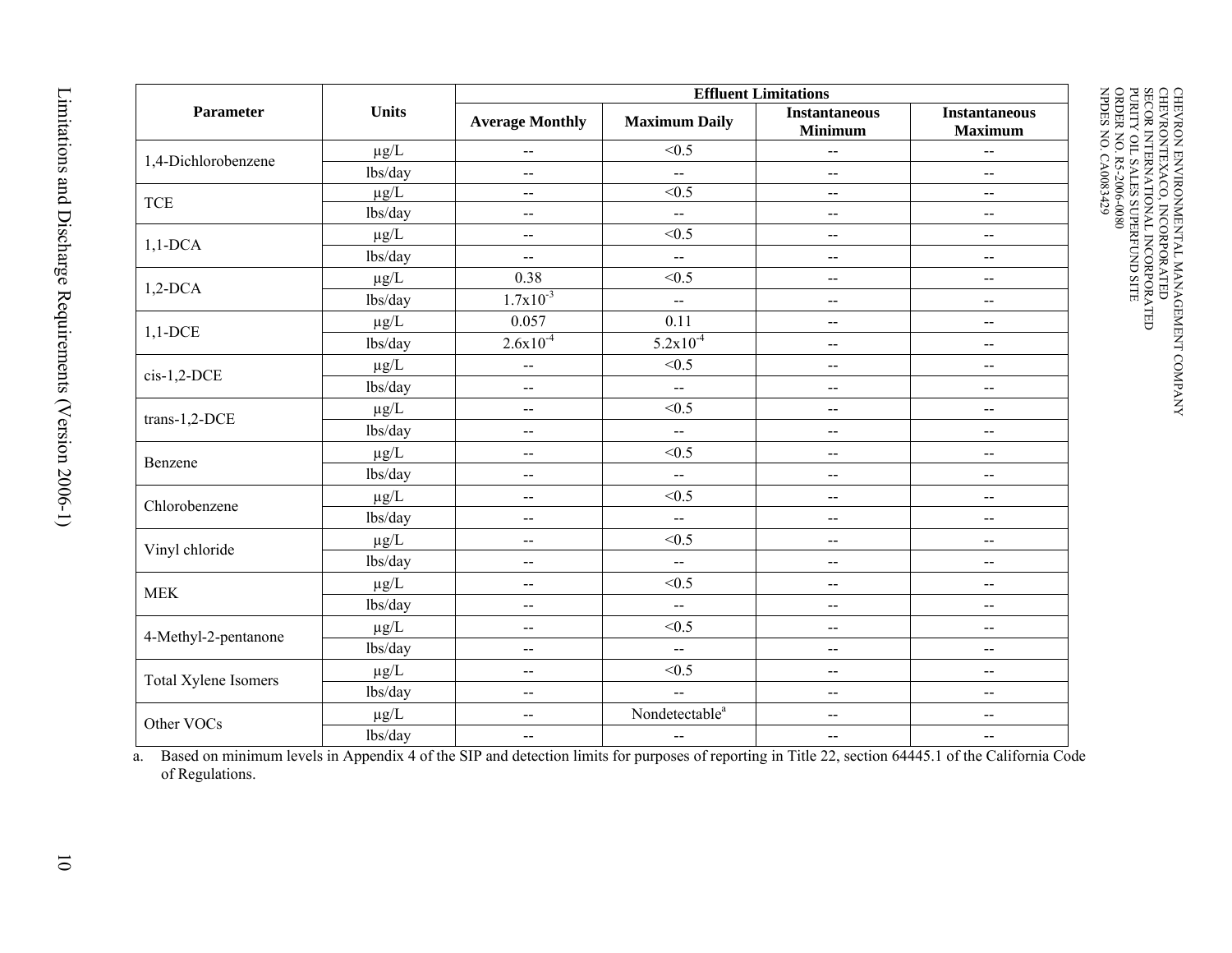| Parameter | Units | Effluent Limitations | | | |
|---|---|---|---|---|---|
| | | Average Monthly | Maximum Daily | Instantaneous Minimum | Instantaneous Maximum |
| 1,4-Dichlorobenzene | µg/L | -- | <0.5 | -- | -- |
| | lbs/day | -- | -- | -- | -- |
| TCE | µg/L | -- | <0.5 | -- | -- |
| | lbs/day | -- | -- | -- | -- |
| 1,1-DCA | µg/L | -- | <0.5 | -- | -- |
| | lbs/day | -- | -- | -- | -- |
| 1,2-DCA | µg/L | 0.38 | <0.5 | -- | -- |
| | lbs/day | $1.7x10^{-3}$ | -- | -- | -- |
| 1,1-DCE | µg/L | 0.057 | 0.11 | -- | -- |
| | lbs/day | $2.6x10^{-4}$ | $5.2x10^{-4}$ | -- | -- |
| cis-1,2-DCE | µg/L | -- | <0.5 | -- | -- |
| | lbs/day | -- | -- | -- | -- |
| trans-1,2-DCE | µg/L | -- | <0.5 | -- | -- |
| | lbs/day | -- | -- | -- | -- |
| Benzene | µg/L | -- | <0.5 | -- | -- |
| | lbs/day | -- | -- | -- | -- |
| Chlorobenzene | µg/L | -- | <0.5 | -- | -- |
| | lbs/day | -- | -- | -- | -- |
| Vinyl chloride | µg/L | -- | <0.5 | -- | -- |
| | lbs/day | -- | -- | -- | -- |
| MEK | µg/L | -- | <0.5 | -- | -- |
| | lbs/day | -- | -- | -- | -- |
| 4-Methyl-2-pentanone | µg/L | -- | <0.5 | -- | -- |
| | lbs/day | -- | -- | -- | -- |
| Total Xylene Isomers | µg/L | -- | <0.5 | -- | -- |
| | lbs/day | -- | -- | -- | -- |
| Other VOCs | µg/L | -- | Nondetectable[a] | -- | -- |
| | lbs/day | -- | -- | -- | -- |

a. Based on minimum levels in Appendix 4 of the SIP and detection limits for purposes of reporting in Title 22, section 64445.1 of the California Code of Regulations.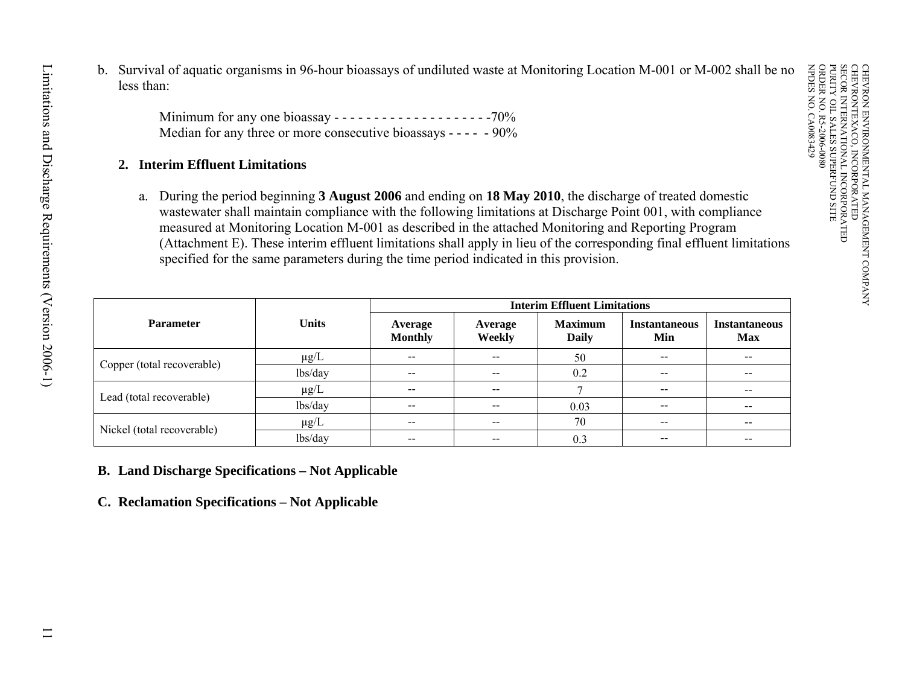b. Survival of aquatic organisms in 96-hour bioassays of undiluted waste at Monitoring Location M-001 or M-002 shall be no less than:

Minimum for any one bioassay - - - - - - - - - - - - - - - - - - - -70%
Median for any three or more consecutive bioassays - - - - - 90%

### 2. Interim Effluent Limitations

a. During the period beginning **3 August 2006** and ending on **18 May 2010**, the discharge of treated domestic wastewater shall maintain compliance with the following limitations at Discharge Point 001, with compliance measured at Monitoring Location M-001 as described in the attached Monitoring and Reporting Program (Attachment E). These interim effluent limitations shall apply in lieu of the corresponding final effluent limitations specified for the same parameters during the time period indicated in this provision.

| Parameter | Units | Interim Effluent Limitations | | | | |
|---|---|---|---|---|---|---|
| | | Average Monthly | Average Weekly | Maximum Daily | Instantaneous Min | Instantaneous Max |
| Copper (total recoverable) | μg/L | -- | -- | 50 | -- | -- |
| | lbs/day | -- | -- | 0.2 | -- | -- |
| Lead (total recoverable) | μg/L | -- | -- | 7 | -- | -- |
| | lbs/day | -- | -- | 0.03 | -- | -- |
| Nickel (total recoverable) | μg/L | -- | -- | 70 | -- | -- |
| | lbs/day | -- | -- | 0.3 | -- | -- |

## B. Land Discharge Specifications – Not Applicable

## C. Reclamation Specifications – Not Applicable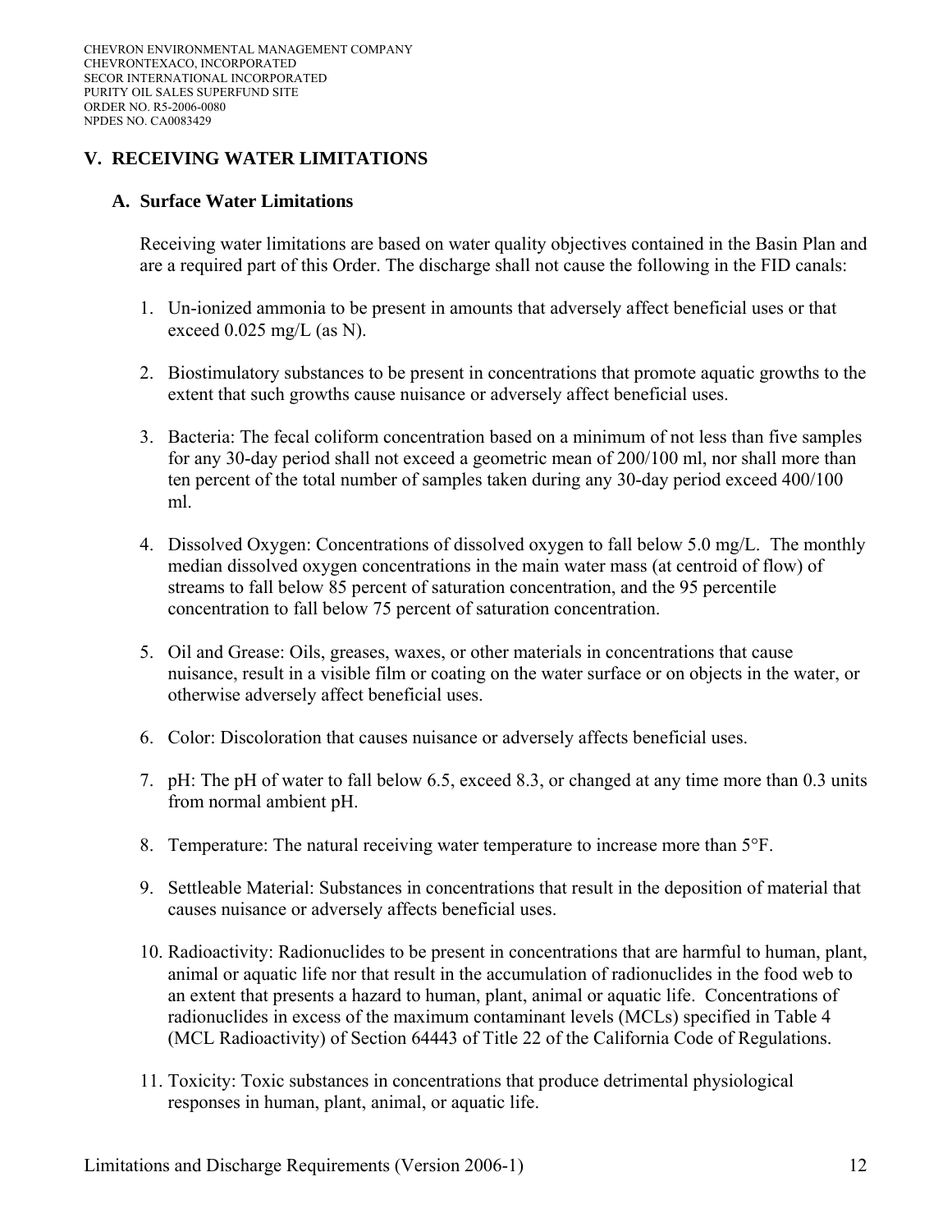## V. RECEIVING WATER LIMITATIONS

### A. Surface Water Limitations

Receiving water limitations are based on water quality objectives contained in the Basin Plan and are a required part of this Order. The discharge shall not cause the following in the FID canals:

1. Un-ionized ammonia to be present in amounts that adversely affect beneficial uses or that exceed 0.025 mg/L (as N).

2. Biostimulatory substances to be present in concentrations that promote aquatic growths to the extent that such growths cause nuisance or adversely affect beneficial uses.

3. Bacteria: The fecal coliform concentration based on a minimum of not less than five samples for any 30-day period shall not exceed a geometric mean of 200/100 ml, nor shall more than ten percent of the total number of samples taken during any 30-day period exceed 400/100 ml.

4. Dissolved Oxygen: Concentrations of dissolved oxygen to fall below 5.0 mg/L. The monthly median dissolved oxygen concentrations in the main water mass (at centroid of flow) of streams to fall below 85 percent of saturation concentration, and the 95 percentile concentration to fall below 75 percent of saturation concentration.

5. Oil and Grease: Oils, greases, waxes, or other materials in concentrations that cause nuisance, result in a visible film or coating on the water surface or on objects in the water, or otherwise adversely affect beneficial uses.

6. Color: Discoloration that causes nuisance or adversely affects beneficial uses.

7. pH: The pH of water to fall below 6.5, exceed 8.3, or changed at any time more than 0.3 units from normal ambient pH.

8. Temperature: The natural receiving water temperature to increase more than 5°F.

9. Settleable Material: Substances in concentrations that result in the deposition of material that causes nuisance or adversely affects beneficial uses.

10. Radioactivity: Radionuclides to be present in concentrations that are harmful to human, plant, animal or aquatic life nor that result in the accumulation of radionuclides in the food web to an extent that presents a hazard to human, plant, animal or aquatic life. Concentrations of radionuclides in excess of the maximum contaminant levels (MCLs) specified in Table 4 (MCL Radioactivity) of Section 64443 of Title 22 of the California Code of Regulations.

11. Toxicity: Toxic substances in concentrations that produce detrimental physiological responses in human, plant, animal, or aquatic life.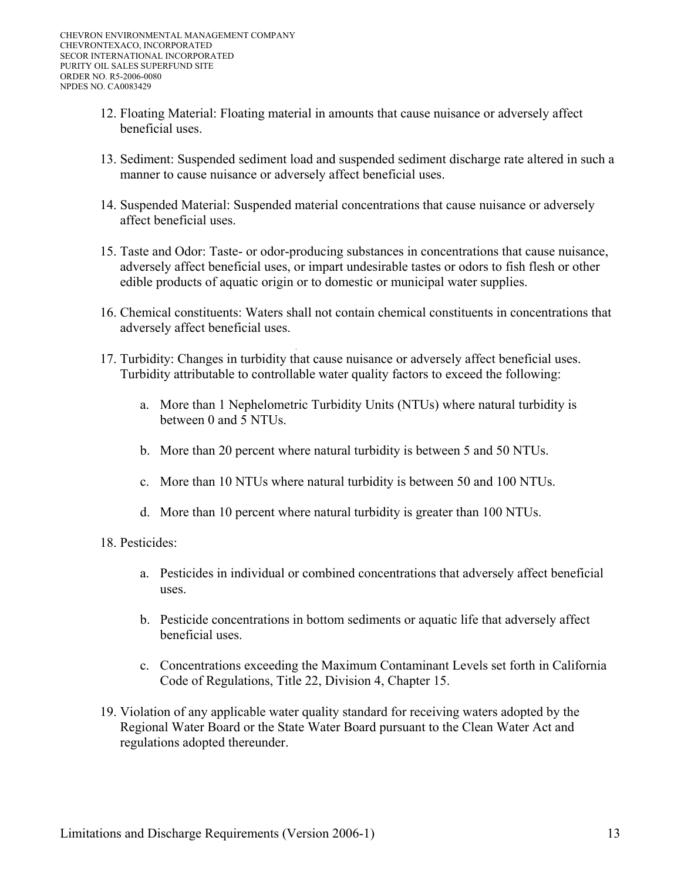12. Floating Material: Floating material in amounts that cause nuisance or adversely affect beneficial uses.

13. Sediment: Suspended sediment load and suspended sediment discharge rate altered in such a manner to cause nuisance or adversely affect beneficial uses.

14. Suspended Material: Suspended material concentrations that cause nuisance or adversely affect beneficial uses.

15. Taste and Odor: Taste- or odor-producing substances in concentrations that cause nuisance, adversely affect beneficial uses, or impart undesirable tastes or odors to fish flesh or other edible products of aquatic origin or to domestic or municipal water supplies.

16. Chemical constituents: Waters shall not contain chemical constituents in concentrations that adversely affect beneficial uses.

17. Turbidity: Changes in turbidity that cause nuisance or adversely affect beneficial uses. Turbidity attributable to controllable water quality factors to exceed the following:

    a. More than 1 Nephelometric Turbidity Units (NTUs) where natural turbidity is between 0 and 5 NTUs.

    b. More than 20 percent where natural turbidity is between 5 and 50 NTUs.

    c. More than 10 NTUs where natural turbidity is between 50 and 100 NTUs.

    d. More than 10 percent where natural turbidity is greater than 100 NTUs.

18. Pesticides:

    a. Pesticides in individual or combined concentrations that adversely affect beneficial uses.

    b. Pesticide concentrations in bottom sediments or aquatic life that adversely affect beneficial uses.

    c. Concentrations exceeding the Maximum Contaminant Levels set forth in California Code of Regulations, Title 22, Division 4, Chapter 15.

19. Violation of any applicable water quality standard for receiving waters adopted by the Regional Water Board or the State Water Board pursuant to the Clean Water Act and regulations adopted thereunder.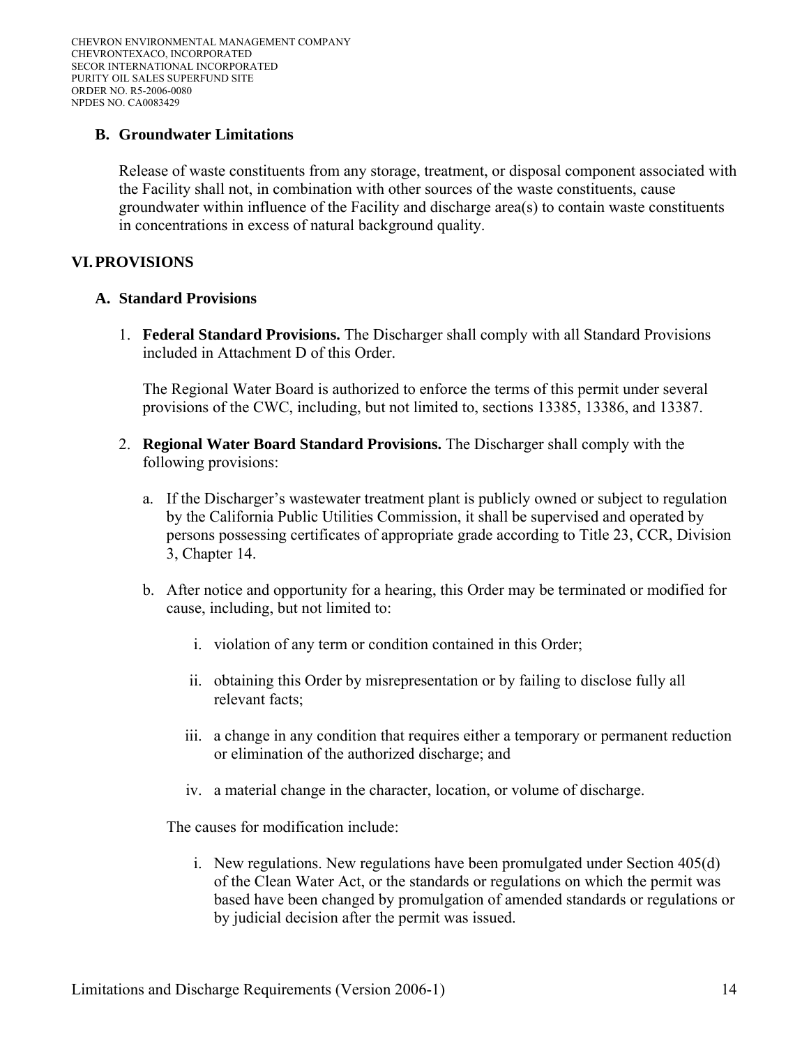### B. Groundwater Limitations

Release of waste constituents from any storage, treatment, or disposal component associated with the Facility shall not, in combination with other sources of the waste constituents, cause groundwater within influence of the Facility and discharge area(s) to contain waste constituents in concentrations in excess of natural background quality.

## VI. PROVISIONS

### A. Standard Provisions

1. **Federal Standard Provisions.** The Discharger shall comply with all Standard Provisions included in Attachment D of this Order.

   The Regional Water Board is authorized to enforce the terms of this permit under several provisions of the CWC, including, but not limited to, sections 13385, 13386, and 13387.

2. **Regional Water Board Standard Provisions.** The Discharger shall comply with the following provisions:

   a. If the Discharger's wastewater treatment plant is publicly owned or subject to regulation by the California Public Utilities Commission, it shall be supervised and operated by persons possessing certificates of appropriate grade according to Title 23, CCR, Division 3, Chapter 14.

   b. After notice and opportunity for a hearing, this Order may be terminated or modified for cause, including, but not limited to:

      i. violation of any term or condition contained in this Order;

      ii. obtaining this Order by misrepresentation or by failing to disclose fully all relevant facts;

      iii. a change in any condition that requires either a temporary or permanent reduction or elimination of the authorized discharge; and

      iv. a material change in the character, location, or volume of discharge.

   The causes for modification include:

      i. New regulations. New regulations have been promulgated under Section 405(d) of the Clean Water Act, or the standards or regulations on which the permit was based have been changed by promulgation of amended standards or regulations or by judicial decision after the permit was issued.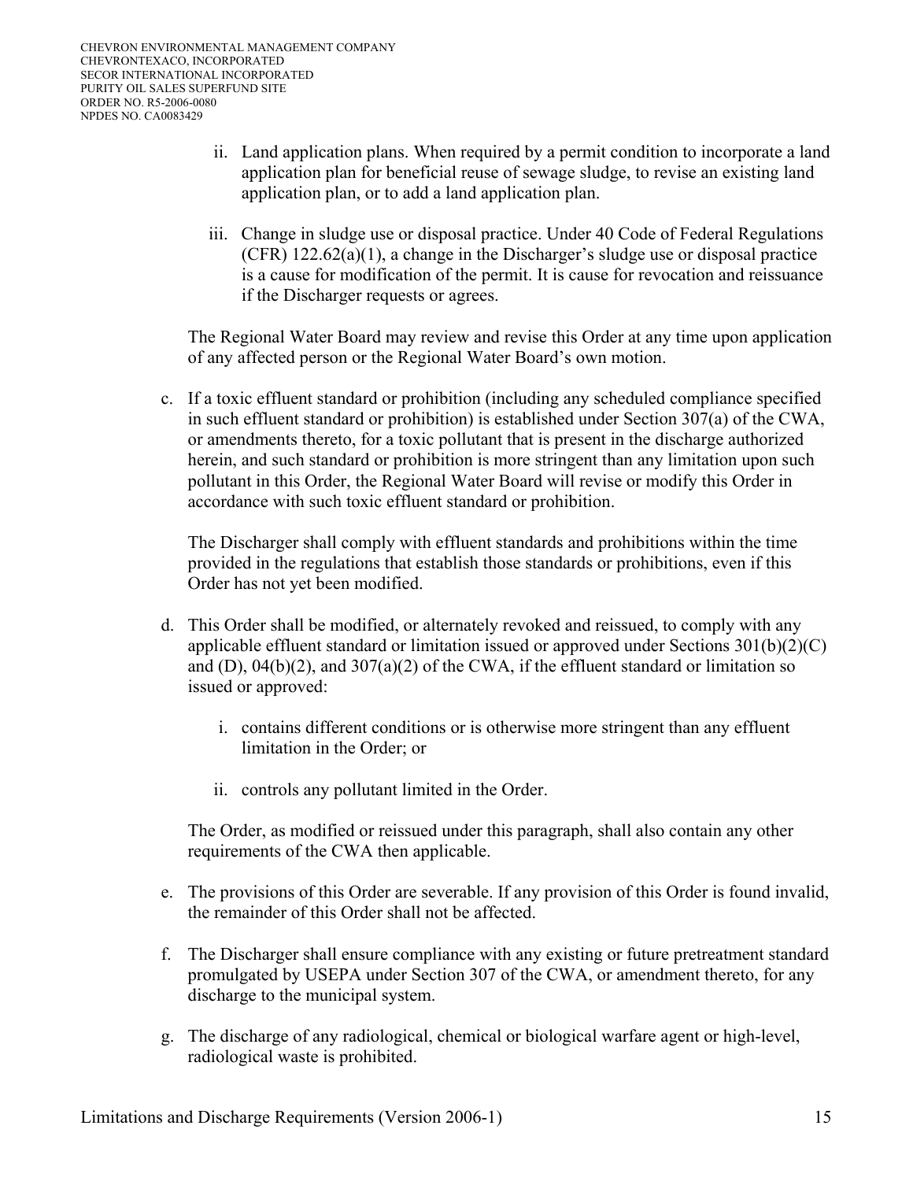ii. Land application plans. When required by a permit condition to incorporate a land application plan for beneficial reuse of sewage sludge, to revise an existing land application plan, or to add a land application plan.

iii. Change in sludge use or disposal practice. Under 40 Code of Federal Regulations (CFR) 122.62(a)(1), a change in the Discharger's sludge use or disposal practice is a cause for modification of the permit. It is cause for revocation and reissuance if the Discharger requests or agrees.

The Regional Water Board may review and revise this Order at any time upon application of any affected person or the Regional Water Board's own motion.

c. If a toxic effluent standard or prohibition (including any scheduled compliance specified in such effluent standard or prohibition) is established under Section 307(a) of the CWA, or amendments thereto, for a toxic pollutant that is present in the discharge authorized herein, and such standard or prohibition is more stringent than any limitation upon such pollutant in this Order, the Regional Water Board will revise or modify this Order in accordance with such toxic effluent standard or prohibition.

The Discharger shall comply with effluent standards and prohibitions within the time provided in the regulations that establish those standards or prohibitions, even if this Order has not yet been modified.

d. This Order shall be modified, or alternately revoked and reissued, to comply with any applicable effluent standard or limitation issued or approved under Sections 301(b)(2)(C) and (D), 04(b)(2), and 307(a)(2) of the CWA, if the effluent standard or limitation so issued or approved:

i. contains different conditions or is otherwise more stringent than any effluent limitation in the Order; or

ii. controls any pollutant limited in the Order.

The Order, as modified or reissued under this paragraph, shall also contain any other requirements of the CWA then applicable.

e. The provisions of this Order are severable. If any provision of this Order is found invalid, the remainder of this Order shall not be affected.

f. The Discharger shall ensure compliance with any existing or future pretreatment standard promulgated by USEPA under Section 307 of the CWA, or amendment thereto, for any discharge to the municipal system.

g. The discharge of any radiological, chemical or biological warfare agent or high-level, radiological waste is prohibited.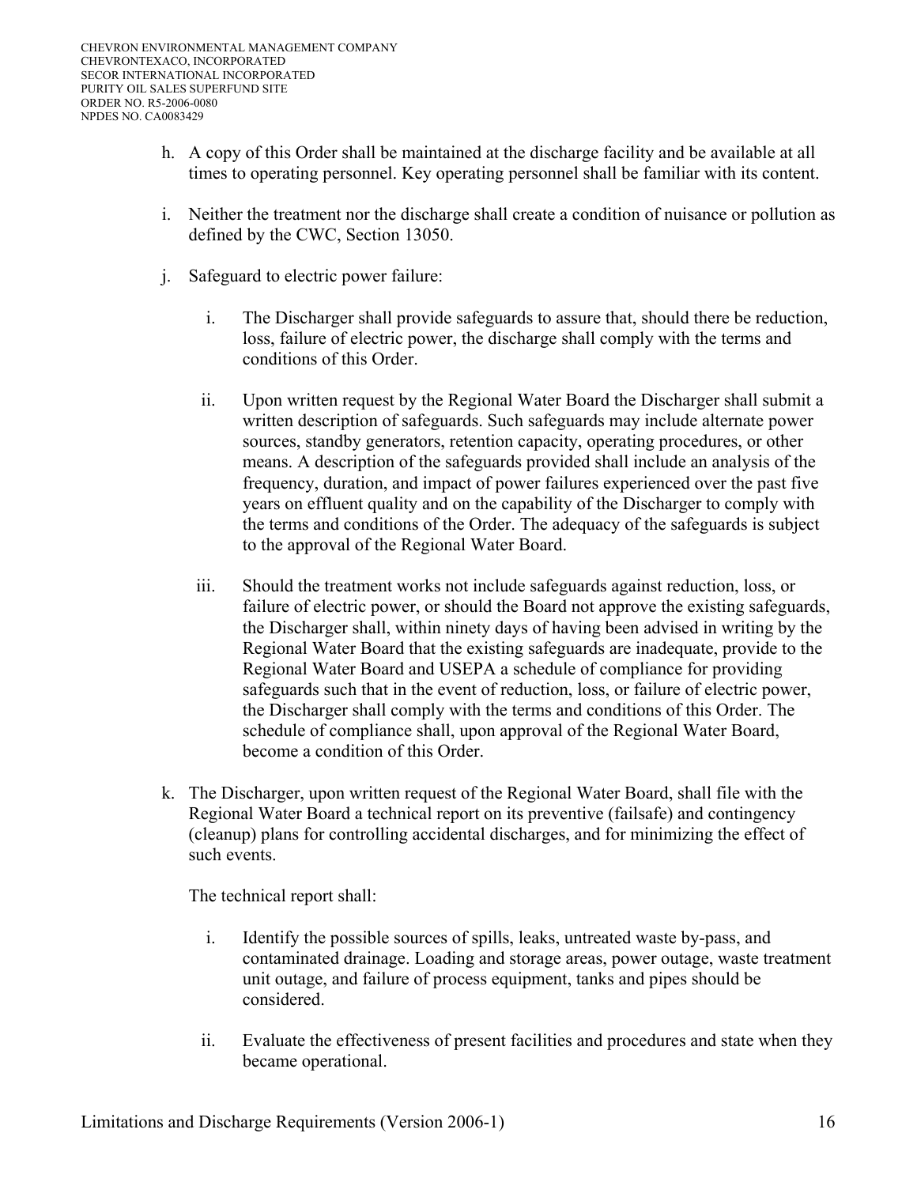h. A copy of this Order shall be maintained at the discharge facility and be available at all times to operating personnel. Key operating personnel shall be familiar with its content.

i. Neither the treatment nor the discharge shall create a condition of nuisance or pollution as defined by the CWC, Section 13050.

j. Safeguard to electric power failure:

   i. The Discharger shall provide safeguards to assure that, should there be reduction, loss, failure of electric power, the discharge shall comply with the terms and conditions of this Order.

   ii. Upon written request by the Regional Water Board the Discharger shall submit a written description of safeguards. Such safeguards may include alternate power sources, standby generators, retention capacity, operating procedures, or other means. A description of the safeguards provided shall include an analysis of the frequency, duration, and impact of power failures experienced over the past five years on effluent quality and on the capability of the Discharger to comply with the terms and conditions of the Order. The adequacy of the safeguards is subject to the approval of the Regional Water Board.

   iii. Should the treatment works not include safeguards against reduction, loss, or failure of electric power, or should the Board not approve the existing safeguards, the Discharger shall, within ninety days of having been advised in writing by the Regional Water Board that the existing safeguards are inadequate, provide to the Regional Water Board and USEPA a schedule of compliance for providing safeguards such that in the event of reduction, loss, or failure of electric power, the Discharger shall comply with the terms and conditions of this Order. The schedule of compliance shall, upon approval of the Regional Water Board, become a condition of this Order.

k. The Discharger, upon written request of the Regional Water Board, shall file with the Regional Water Board a technical report on its preventive (failsafe) and contingency (cleanup) plans for controlling accidental discharges, and for minimizing the effect of such events.

   The technical report shall:

   i. Identify the possible sources of spills, leaks, untreated waste by-pass, and contaminated drainage. Loading and storage areas, power outage, waste treatment unit outage, and failure of process equipment, tanks and pipes should be considered.

   ii. Evaluate the effectiveness of present facilities and procedures and state when they became operational.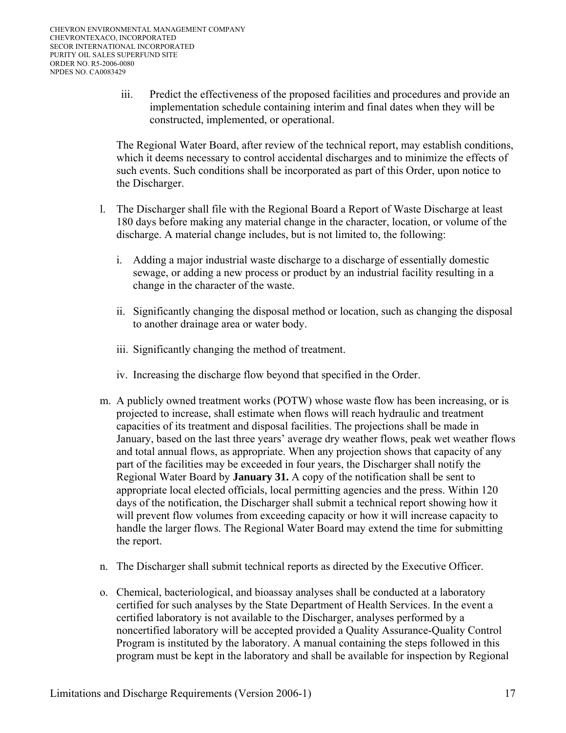iii. Predict the effectiveness of the proposed facilities and procedures and provide an implementation schedule containing interim and final dates when they will be constructed, implemented, or operational.

The Regional Water Board, after review of the technical report, may establish conditions, which it deems necessary to control accidental discharges and to minimize the effects of such events. Such conditions shall be incorporated as part of this Order, upon notice to the Discharger.

l. The Discharger shall file with the Regional Board a Report of Waste Discharge at least 180 days before making any material change in the character, location, or volume of the discharge. A material change includes, but is not limited to, the following:

   i. Adding a major industrial waste discharge to a discharge of essentially domestic sewage, or adding a new process or product by an industrial facility resulting in a change in the character of the waste.

   ii. Significantly changing the disposal method or location, such as changing the disposal to another drainage area or water body.

   iii. Significantly changing the method of treatment.

   iv. Increasing the discharge flow beyond that specified in the Order.

m. A publicly owned treatment works (POTW) whose waste flow has been increasing, or is projected to increase, shall estimate when flows will reach hydraulic and treatment capacities of its treatment and disposal facilities. The projections shall be made in January, based on the last three years' average dry weather flows, peak wet weather flows and total annual flows, as appropriate. When any projection shows that capacity of any part of the facilities may be exceeded in four years, the Discharger shall notify the Regional Water Board by **January 31.** A copy of the notification shall be sent to appropriate local elected officials, local permitting agencies and the press. Within 120 days of the notification, the Discharger shall submit a technical report showing how it will prevent flow volumes from exceeding capacity or how it will increase capacity to handle the larger flows. The Regional Water Board may extend the time for submitting the report.

n. The Discharger shall submit technical reports as directed by the Executive Officer.

o. Chemical, bacteriological, and bioassay analyses shall be conducted at a laboratory certified for such analyses by the State Department of Health Services. In the event a certified laboratory is not available to the Discharger, analyses performed by a noncertified laboratory will be accepted provided a Quality Assurance-Quality Control Program is instituted by the laboratory. A manual containing the steps followed in this program must be kept in the laboratory and shall be available for inspection by Regional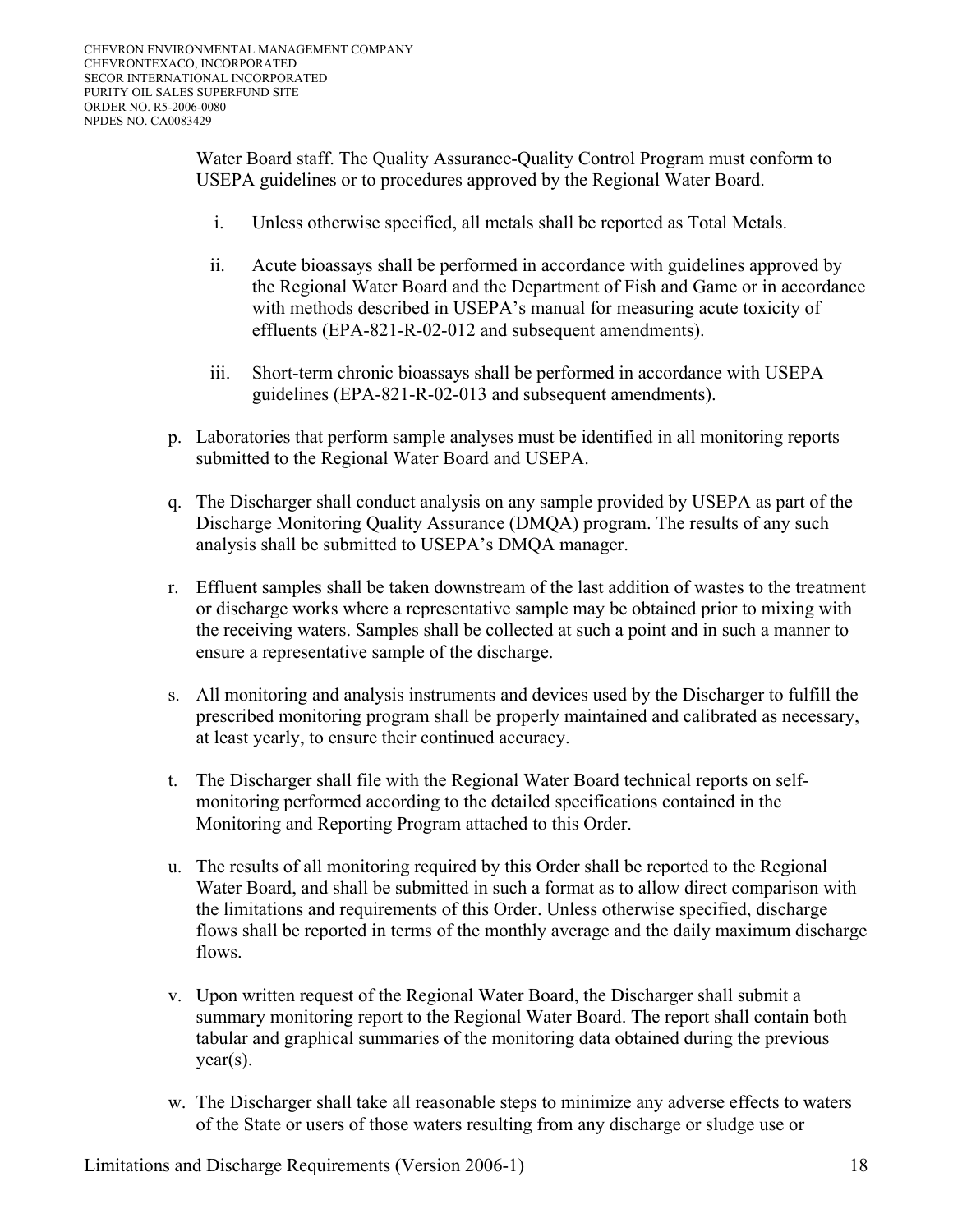Water Board staff. The Quality Assurance-Quality Control Program must conform to USEPA guidelines or to procedures approved by the Regional Water Board.

i. Unless otherwise specified, all metals shall be reported as Total Metals.

ii. Acute bioassays shall be performed in accordance with guidelines approved by the Regional Water Board and the Department of Fish and Game or in accordance with methods described in USEPA's manual for measuring acute toxicity of effluents (EPA-821-R-02-012 and subsequent amendments).

iii. Short-term chronic bioassays shall be performed in accordance with USEPA guidelines (EPA-821-R-02-013 and subsequent amendments).

p. Laboratories that perform sample analyses must be identified in all monitoring reports submitted to the Regional Water Board and USEPA.

q. The Discharger shall conduct analysis on any sample provided by USEPA as part of the Discharge Monitoring Quality Assurance (DMQA) program. The results of any such analysis shall be submitted to USEPA's DMQA manager.

r. Effluent samples shall be taken downstream of the last addition of wastes to the treatment or discharge works where a representative sample may be obtained prior to mixing with the receiving waters. Samples shall be collected at such a point and in such a manner to ensure a representative sample of the discharge.

s. All monitoring and analysis instruments and devices used by the Discharger to fulfill the prescribed monitoring program shall be properly maintained and calibrated as necessary, at least yearly, to ensure their continued accuracy.

t. The Discharger shall file with the Regional Water Board technical reports on self-monitoring performed according to the detailed specifications contained in the Monitoring and Reporting Program attached to this Order.

u. The results of all monitoring required by this Order shall be reported to the Regional Water Board, and shall be submitted in such a format as to allow direct comparison with the limitations and requirements of this Order. Unless otherwise specified, discharge flows shall be reported in terms of the monthly average and the daily maximum discharge flows.

v. Upon written request of the Regional Water Board, the Discharger shall submit a summary monitoring report to the Regional Water Board. The report shall contain both tabular and graphical summaries of the monitoring data obtained during the previous year(s).

w. The Discharger shall take all reasonable steps to minimize any adverse effects to waters of the State or users of those waters resulting from any discharge or sludge use or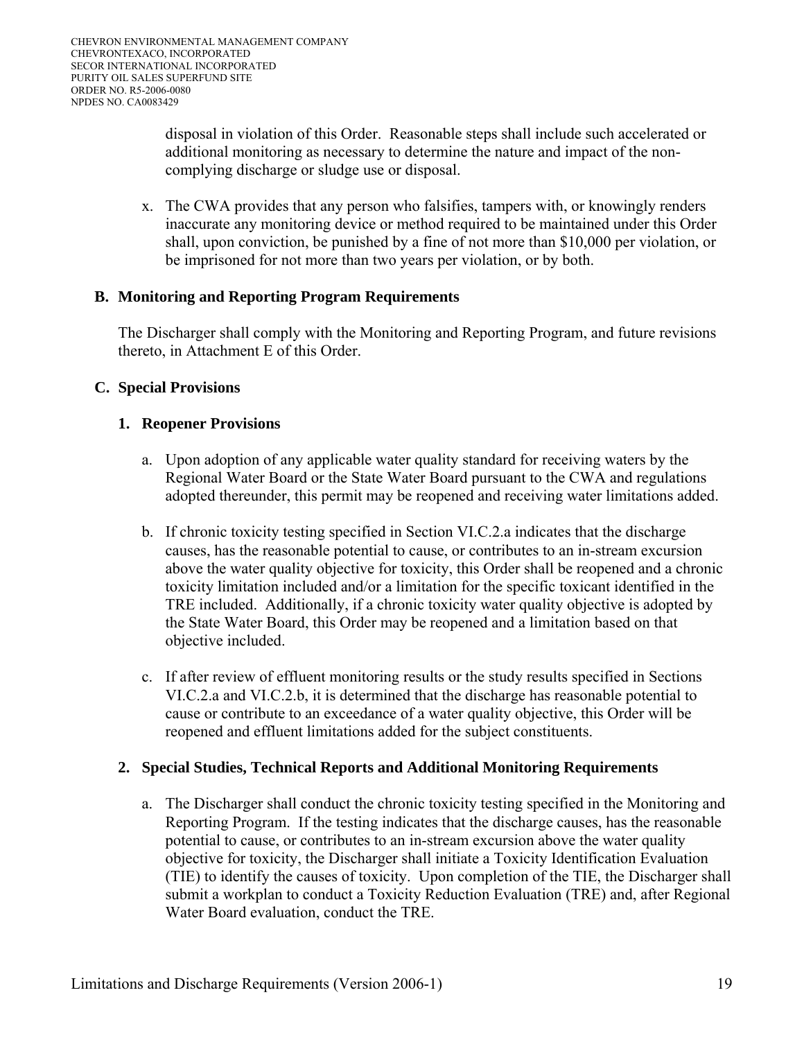disposal in violation of this Order. Reasonable steps shall include such accelerated or additional monitoring as necessary to determine the nature and impact of the non-complying discharge or sludge use or disposal.

x. The CWA provides that any person who falsifies, tampers with, or knowingly renders inaccurate any monitoring device or method required to be maintained under this Order shall, upon conviction, be punished by a fine of not more than $10,000 per violation, or be imprisoned for not more than two years per violation, or by both.

## B. Monitoring and Reporting Program Requirements

The Discharger shall comply with the Monitoring and Reporting Program, and future revisions thereto, in Attachment E of this Order.

## C. Special Provisions

### 1. Reopener Provisions

a. Upon adoption of any applicable water quality standard for receiving waters by the Regional Water Board or the State Water Board pursuant to the CWA and regulations adopted thereunder, this permit may be reopened and receiving water limitations added.

b. If chronic toxicity testing specified in Section VI.C.2.a indicates that the discharge causes, has the reasonable potential to cause, or contributes to an in-stream excursion above the water quality objective for toxicity, this Order shall be reopened and a chronic toxicity limitation included and/or a limitation for the specific toxicant identified in the TRE included. Additionally, if a chronic toxicity water quality objective is adopted by the State Water Board, this Order may be reopened and a limitation based on that objective included.

c. If after review of effluent monitoring results or the study results specified in Sections VI.C.2.a and VI.C.2.b, it is determined that the discharge has reasonable potential to cause or contribute to an exceedance of a water quality objective, this Order will be reopened and effluent limitations added for the subject constituents.

### 2. Special Studies, Technical Reports and Additional Monitoring Requirements

a. The Discharger shall conduct the chronic toxicity testing specified in the Monitoring and Reporting Program. If the testing indicates that the discharge causes, has the reasonable potential to cause, or contributes to an in-stream excursion above the water quality objective for toxicity, the Discharger shall initiate a Toxicity Identification Evaluation (TIE) to identify the causes of toxicity. Upon completion of the TIE, the Discharger shall submit a workplan to conduct a Toxicity Reduction Evaluation (TRE) and, after Regional Water Board evaluation, conduct the TRE.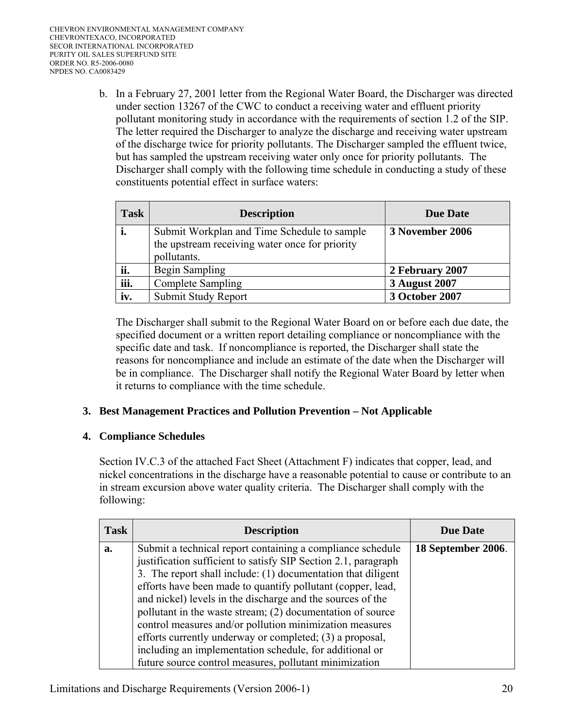b. In a February 27, 2001 letter from the Regional Water Board, the Discharger was directed under section 13267 of the CWC to conduct a receiving water and effluent priority pollutant monitoring study in accordance with the requirements of section 1.2 of the SIP. The letter required the Discharger to analyze the discharge and receiving water upstream of the discharge twice for priority pollutants. The Discharger sampled the effluent twice, but has sampled the upstream receiving water only once for priority pollutants. The Discharger shall comply with the following time schedule in conducting a study of these constituents potential effect in surface waters:

| Task | Description | Due Date |
|---|---|---|
| **i.** | Submit Workplan and Time Schedule to sample the upstream receiving water once for priority pollutants. | **3 November 2006** |
| **ii.** | Begin Sampling | **2 February 2007** |
| **iii.** | Complete Sampling | **3 August 2007** |
| **iv.** | Submit Study Report | **3 October 2007** |

The Discharger shall submit to the Regional Water Board on or before each due date, the specified document or a written report detailing compliance or noncompliance with the specific date and task. If noncompliance is reported, the Discharger shall state the reasons for noncompliance and include an estimate of the date when the Discharger will be in compliance. The Discharger shall notify the Regional Water Board by letter when it returns to compliance with the time schedule.

### 3. Best Management Practices and Pollution Prevention – Not Applicable

### 4. Compliance Schedules

Section IV.C.3 of the attached Fact Sheet (Attachment F) indicates that copper, lead, and nickel concentrations in the discharge have a reasonable potential to cause or contribute to an in stream excursion above water quality criteria. The Discharger shall comply with the following:

| Task | Description | Due Date |
|---|---|---|
| **a.** | Submit a technical report containing a compliance schedule justification sufficient to satisfy SIP Section 2.1, paragraph 3. The report shall include: (1) documentation that diligent efforts have been made to quantify pollutant (copper, lead, and nickel) levels in the discharge and the sources of the pollutant in the waste stream; (2) documentation of source control measures and/or pollution minimization measures efforts currently underway or completed; (3) a proposal, including an implementation schedule, for additional or future source control measures, pollutant minimization | **18 September 2006**. |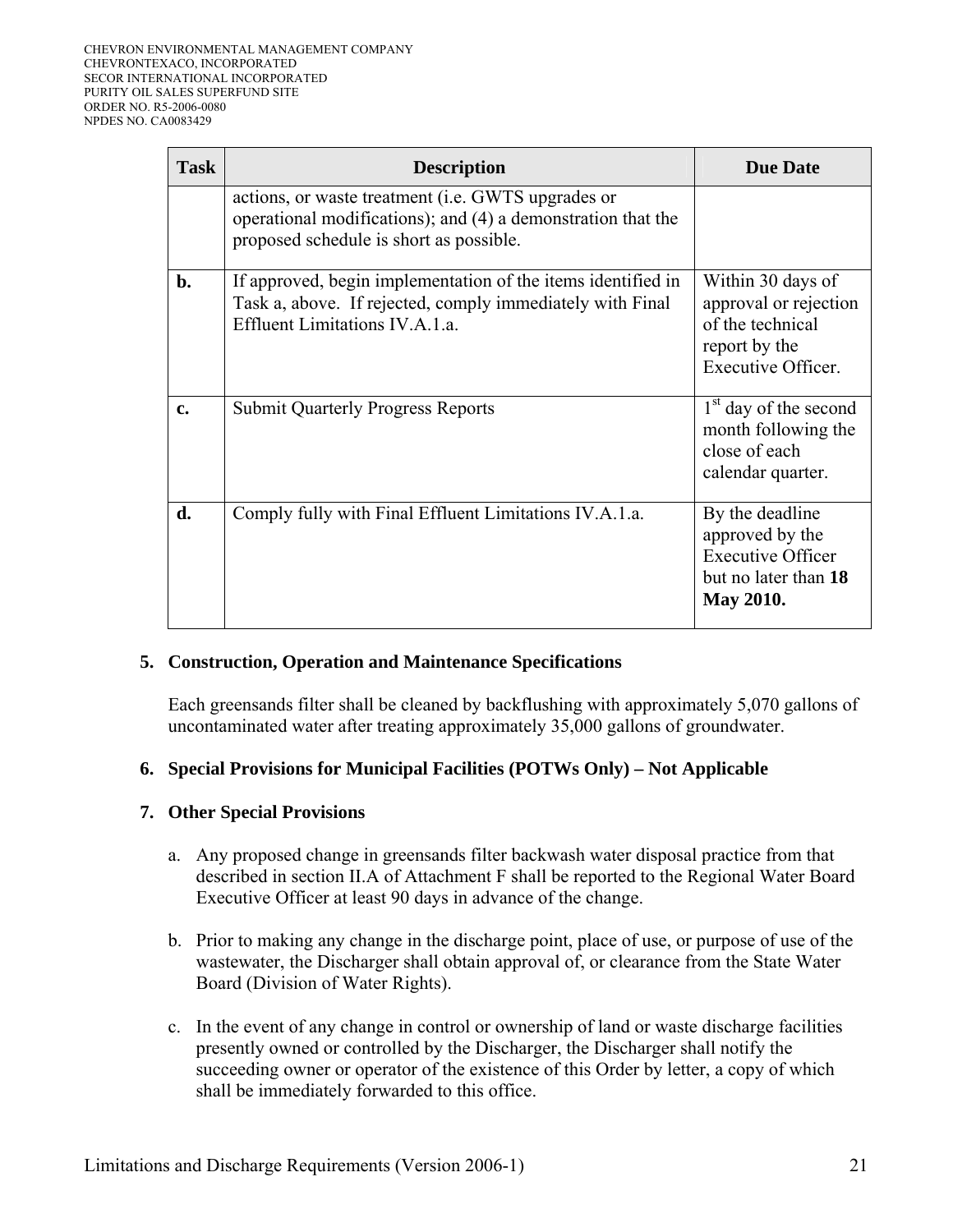| Task | Description | Due Date |
|---|---|---|
| | actions, or waste treatment (i.e. GWTS upgrades or operational modifications); and (4) a demonstration that the proposed schedule is short as possible. | |
| **b.** | If approved, begin implementation of the items identified in Task a, above. If rejected, comply immediately with Final Effluent Limitations IV.A.1.a. | Within 30 days of approval or rejection of the technical report by the Executive Officer. |
| **c.** | Submit Quarterly Progress Reports | 1st day of the second month following the close of each calendar quarter. |
| **d.** | Comply fully with Final Effluent Limitations IV.A.1.a. | By the deadline approved by the Executive Officer but no later than **18 May 2010.** |

**5. Construction, Operation and Maintenance Specifications**

Each greensands filter shall be cleaned by backflushing with approximately 5,070 gallons of uncontaminated water after treating approximately 35,000 gallons of groundwater.

**6. Special Provisions for Municipal Facilities (POTWs Only) – Not Applicable**

**7. Other Special Provisions**

a. Any proposed change in greensands filter backwash water disposal practice from that described in section II.A of Attachment F shall be reported to the Regional Water Board Executive Officer at least 90 days in advance of the change.

b. Prior to making any change in the discharge point, place of use, or purpose of use of the wastewater, the Discharger shall obtain approval of, or clearance from the State Water Board (Division of Water Rights).

c. In the event of any change in control or ownership of land or waste discharge facilities presently owned or controlled by the Discharger, the Discharger shall notify the succeeding owner or operator of the existence of this Order by letter, a copy of which shall be immediately forwarded to this office.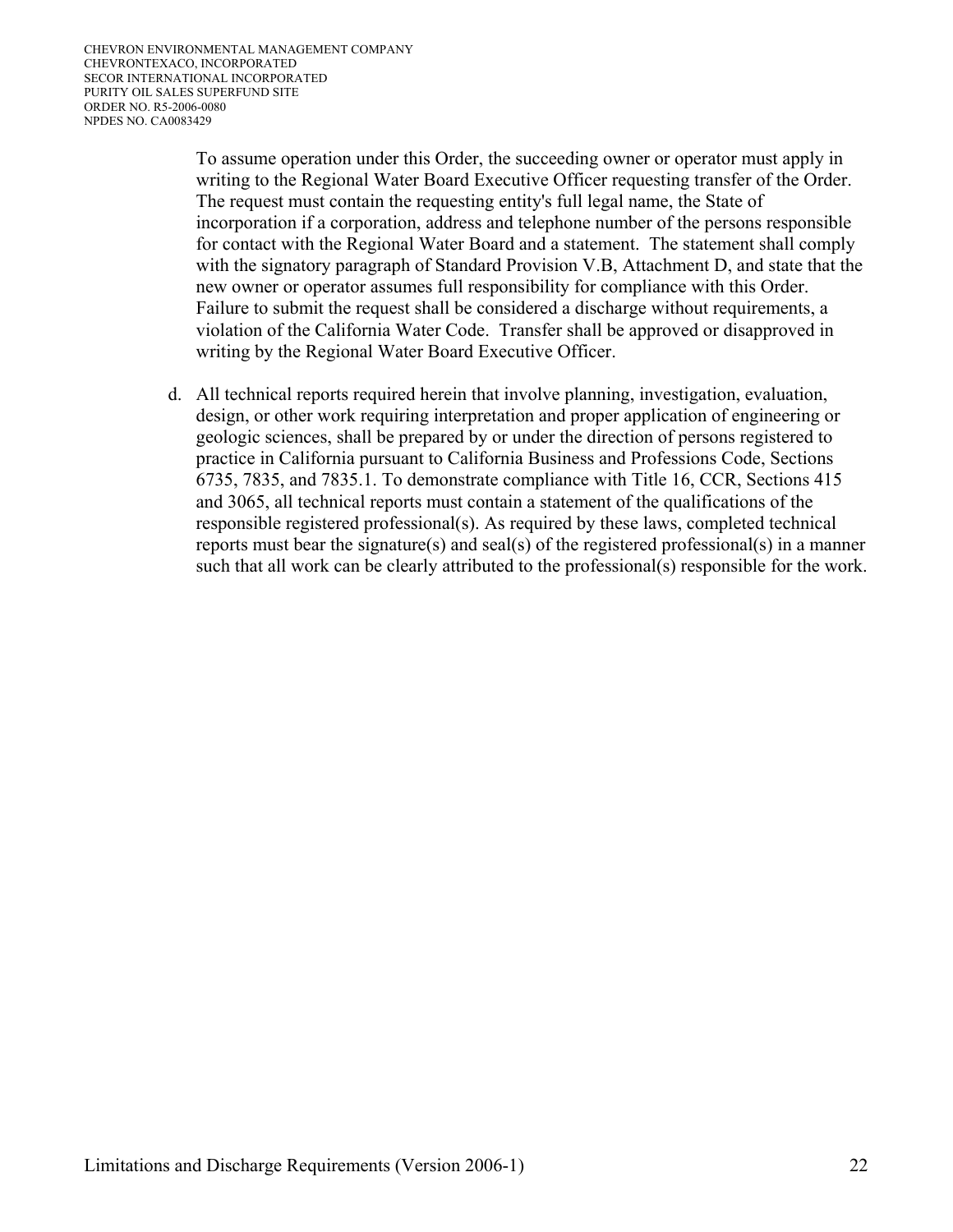To assume operation under this Order, the succeeding owner or operator must apply in writing to the Regional Water Board Executive Officer requesting transfer of the Order. The request must contain the requesting entity's full legal name, the State of incorporation if a corporation, address and telephone number of the persons responsible for contact with the Regional Water Board and a statement. The statement shall comply with the signatory paragraph of Standard Provision V.B, Attachment D, and state that the new owner or operator assumes full responsibility for compliance with this Order. Failure to submit the request shall be considered a discharge without requirements, a violation of the California Water Code. Transfer shall be approved or disapproved in writing by the Regional Water Board Executive Officer.

d. All technical reports required herein that involve planning, investigation, evaluation, design, or other work requiring interpretation and proper application of engineering or geologic sciences, shall be prepared by or under the direction of persons registered to practice in California pursuant to California Business and Professions Code, Sections 6735, 7835, and 7835.1. To demonstrate compliance with Title 16, CCR, Sections 415 and 3065, all technical reports must contain a statement of the qualifications of the responsible registered professional(s). As required by these laws, completed technical reports must bear the signature(s) and seal(s) of the registered professional(s) in a manner such that all work can be clearly attributed to the professional(s) responsible for the work.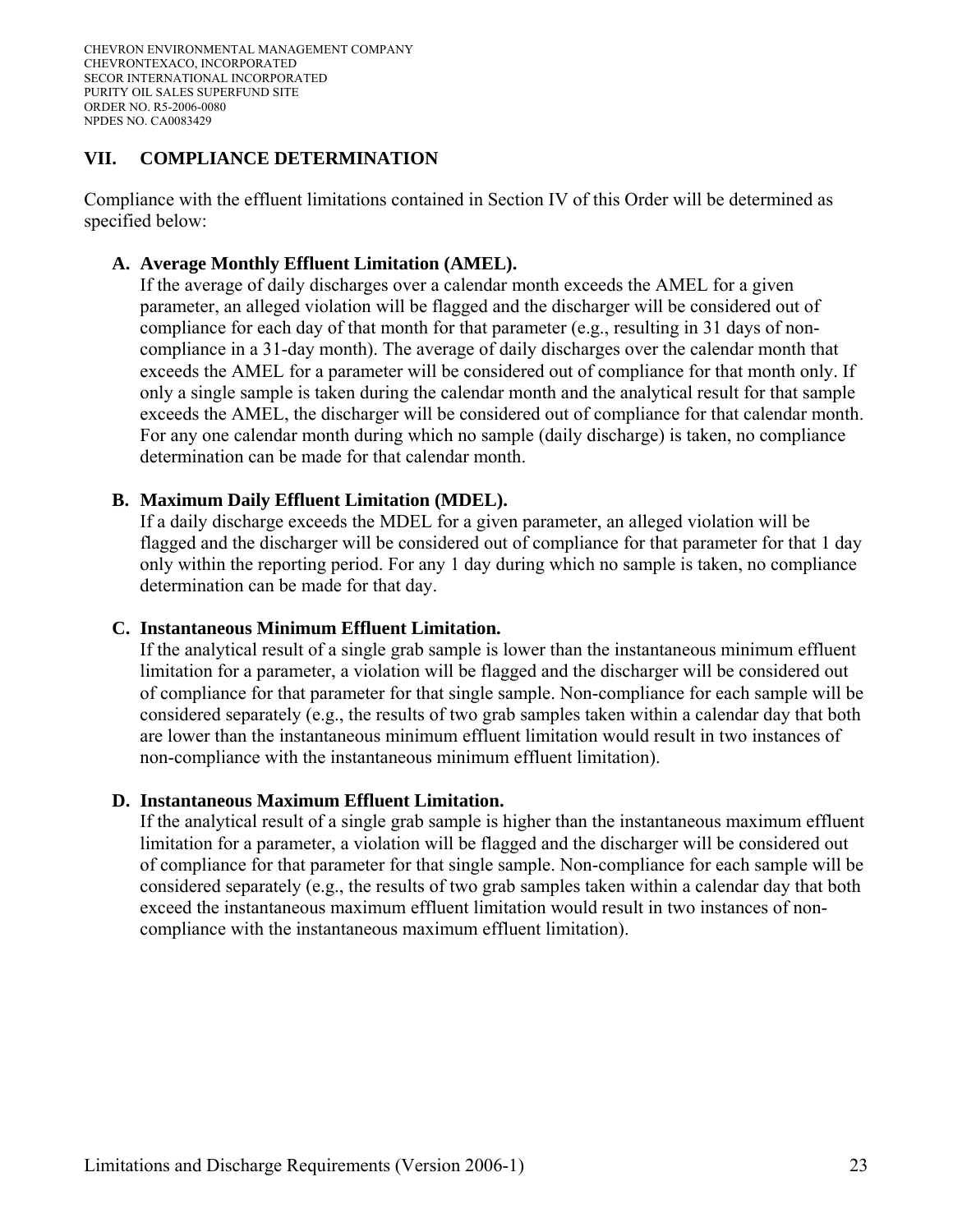## VII. COMPLIANCE DETERMINATION

Compliance with the effluent limitations contained in Section IV of this Order will be determined as specified below:

**A. Average Monthly Effluent Limitation (AMEL).**
If the average of daily discharges over a calendar month exceeds the AMEL for a given parameter, an alleged violation will be flagged and the discharger will be considered out of compliance for each day of that month for that parameter (e.g., resulting in 31 days of non-compliance in a 31-day month). The average of daily discharges over the calendar month that exceeds the AMEL for a parameter will be considered out of compliance for that month only. If only a single sample is taken during the calendar month and the analytical result for that sample exceeds the AMEL, the discharger will be considered out of compliance for that calendar month. For any one calendar month during which no sample (daily discharge) is taken, no compliance determination can be made for that calendar month.

**B. Maximum Daily Effluent Limitation (MDEL).**
If a daily discharge exceeds the MDEL for a given parameter, an alleged violation will be flagged and the discharger will be considered out of compliance for that parameter for that 1 day only within the reporting period. For any 1 day during which no sample is taken, no compliance determination can be made for that day.

**C. Instantaneous Minimum Effluent Limitation.**
If the analytical result of a single grab sample is lower than the instantaneous minimum effluent limitation for a parameter, a violation will be flagged and the discharger will be considered out of compliance for that parameter for that single sample. Non-compliance for each sample will be considered separately (e.g., the results of two grab samples taken within a calendar day that both are lower than the instantaneous minimum effluent limitation would result in two instances of non-compliance with the instantaneous minimum effluent limitation).

**D. Instantaneous Maximum Effluent Limitation.**
If the analytical result of a single grab sample is higher than the instantaneous maximum effluent limitation for a parameter, a violation will be flagged and the discharger will be considered out of compliance for that parameter for that single sample. Non-compliance for each sample will be considered separately (e.g., the results of two grab samples taken within a calendar day that both exceed the instantaneous maximum effluent limitation would result in two instances of non-compliance with the instantaneous maximum effluent limitation).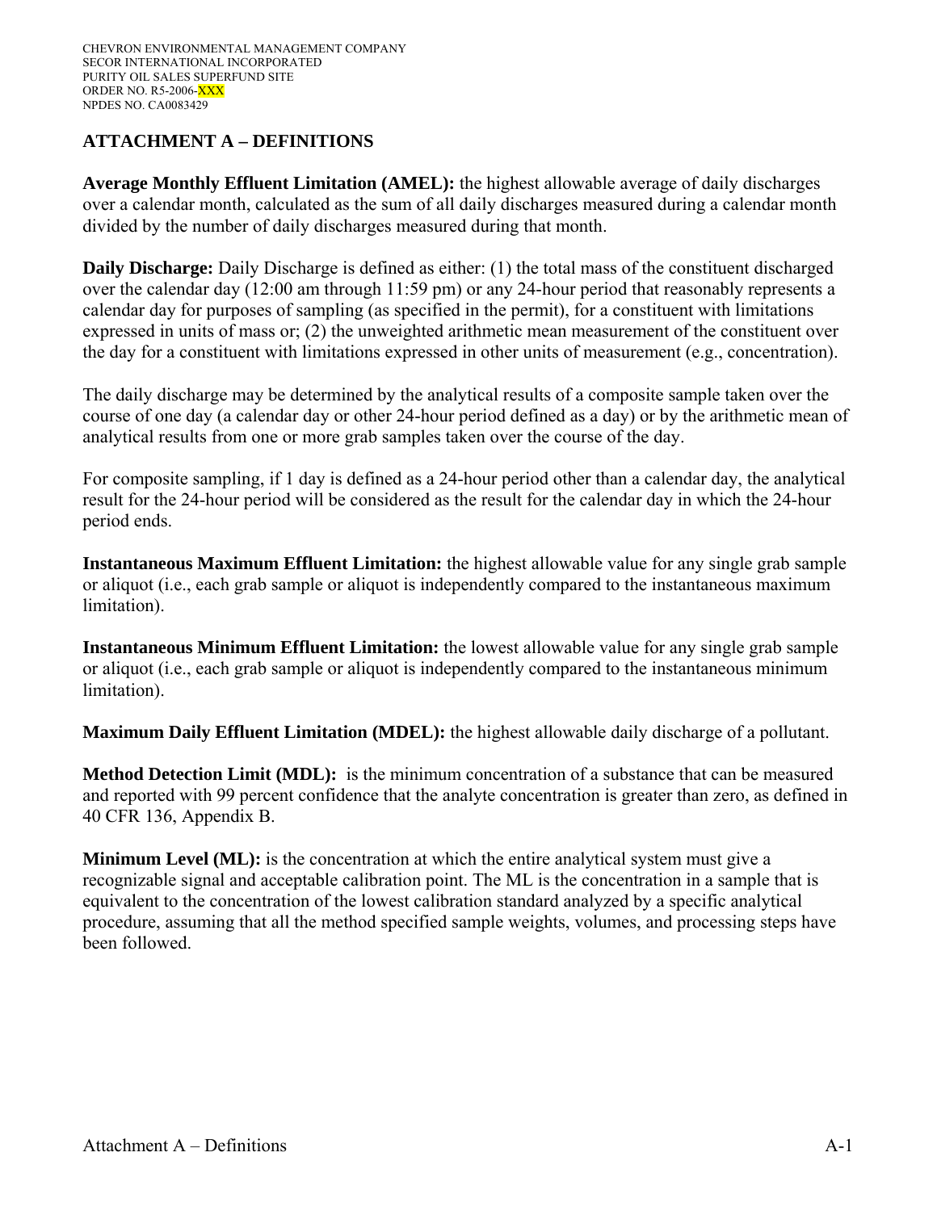## ATTACHMENT A – DEFINITIONS

**Average Monthly Effluent Limitation (AMEL):** the highest allowable average of daily discharges over a calendar month, calculated as the sum of all daily discharges measured during a calendar month divided by the number of daily discharges measured during that month.

**Daily Discharge:** Daily Discharge is defined as either: (1) the total mass of the constituent discharged over the calendar day (12:00 am through 11:59 pm) or any 24-hour period that reasonably represents a calendar day for purposes of sampling (as specified in the permit), for a constituent with limitations expressed in units of mass or; (2) the unweighted arithmetic mean measurement of the constituent over the day for a constituent with limitations expressed in other units of measurement (e.g., concentration).

The daily discharge may be determined by the analytical results of a composite sample taken over the course of one day (a calendar day or other 24-hour period defined as a day) or by the arithmetic mean of analytical results from one or more grab samples taken over the course of the day.

For composite sampling, if 1 day is defined as a 24-hour period other than a calendar day, the analytical result for the 24-hour period will be considered as the result for the calendar day in which the 24-hour period ends.

**Instantaneous Maximum Effluent Limitation:** the highest allowable value for any single grab sample or aliquot (i.e., each grab sample or aliquot is independently compared to the instantaneous maximum limitation).

**Instantaneous Minimum Effluent Limitation:** the lowest allowable value for any single grab sample or aliquot (i.e., each grab sample or aliquot is independently compared to the instantaneous minimum limitation).

**Maximum Daily Effluent Limitation (MDEL):** the highest allowable daily discharge of a pollutant.

**Method Detection Limit (MDL):** is the minimum concentration of a substance that can be measured and reported with 99 percent confidence that the analyte concentration is greater than zero, as defined in 40 CFR 136, Appendix B.

**Minimum Level (ML):** is the concentration at which the entire analytical system must give a recognizable signal and acceptable calibration point. The ML is the concentration in a sample that is equivalent to the concentration of the lowest calibration standard analyzed by a specific analytical procedure, assuming that all the method specified sample weights, volumes, and processing steps have been followed.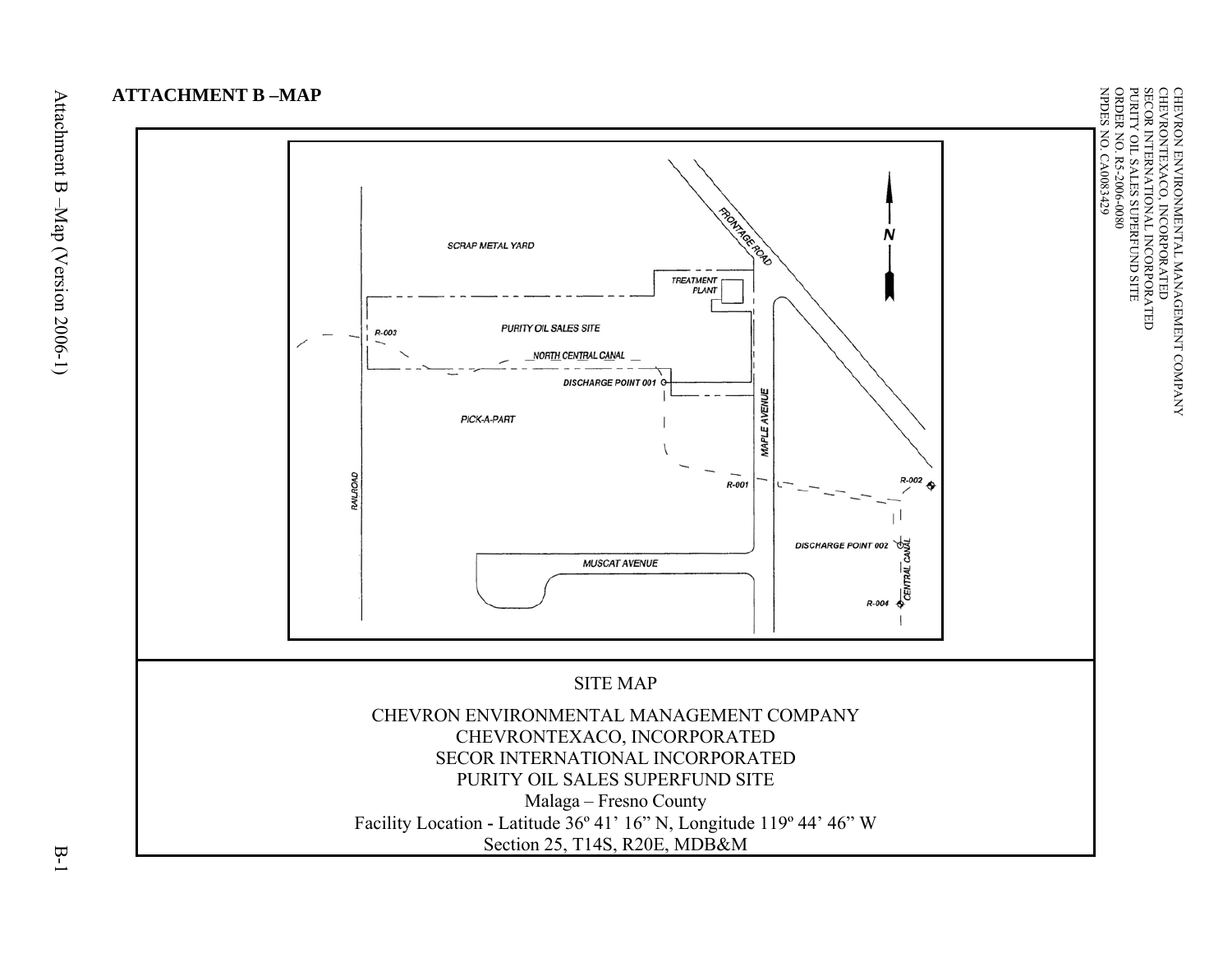## ATTACHMENT B –MAP

SCRAP METAL YARD

FRONTAGE ROAD

N

TREATMENT PLANT

R-003

PURITY OIL SALES SITE

NORTH CENTRAL CANAL

DISCHARGE POINT 001

PICK-A-PART

MAPLE AVENUE

R-001

R-002

RAILROAD

DISCHARGE POINT 002

CENTRAL CANAL

MUSCAT AVENUE

R-004

SITE MAP

CHEVRON ENVIRONMENTAL MANAGEMENT COMPANY
CHEVRONTEXACO, INCORPORATED
SECOR INTERNATIONAL INCORPORATED
PURITY OIL SALES SUPERFUND SITE
Malaga – Fresno County
Facility Location - Latitude 36º 41' 16" N, Longitude 119º 44' 46" W
Section 25, T14S, R20E, MDB&M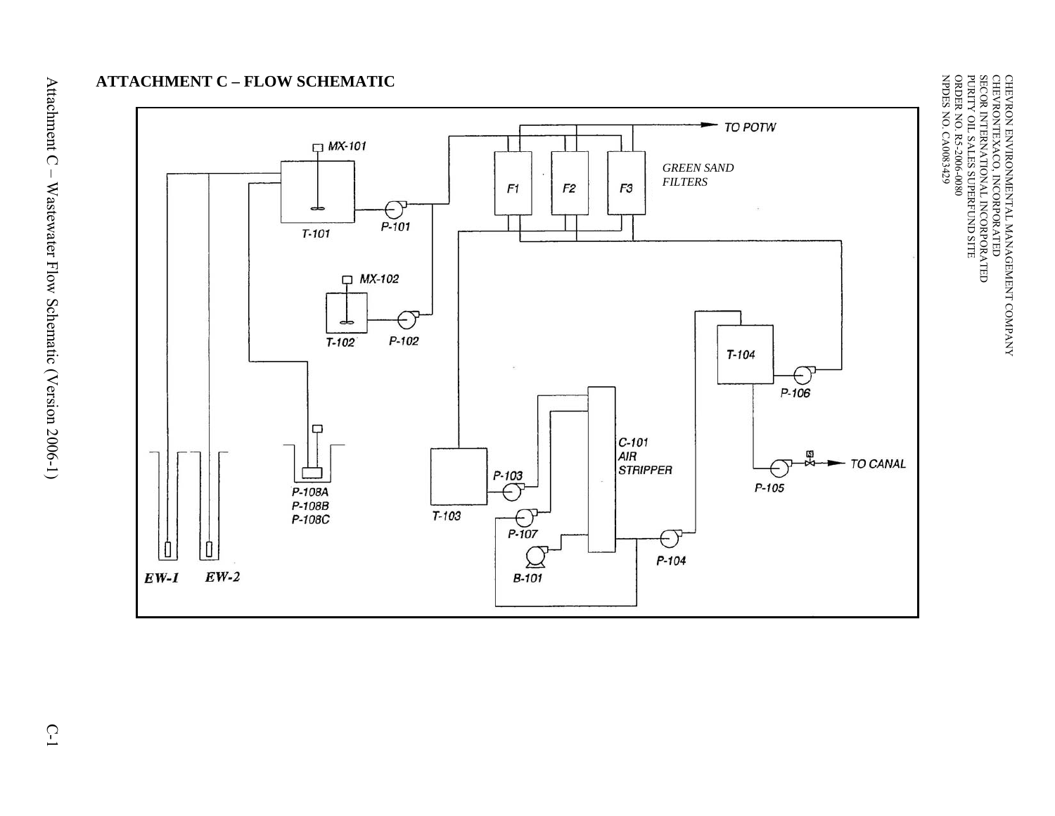## ATTACHMENT C – FLOW SCHEMATIC

MX-101

T-101

P-101

MX-102

T-102

P-102

P-108A
P-108B
P-108C

EW-1

EW-2

TO POTW

F1

F2

F3

GREEN SAND FILTERS

T-103

P-103

P-107

B-101

C-101
AIR
STRIPPER

P-104

T-104

P-106

P-105

TO CANAL

Attachment C – Wastewater Flow Schematic (Version 2006-1)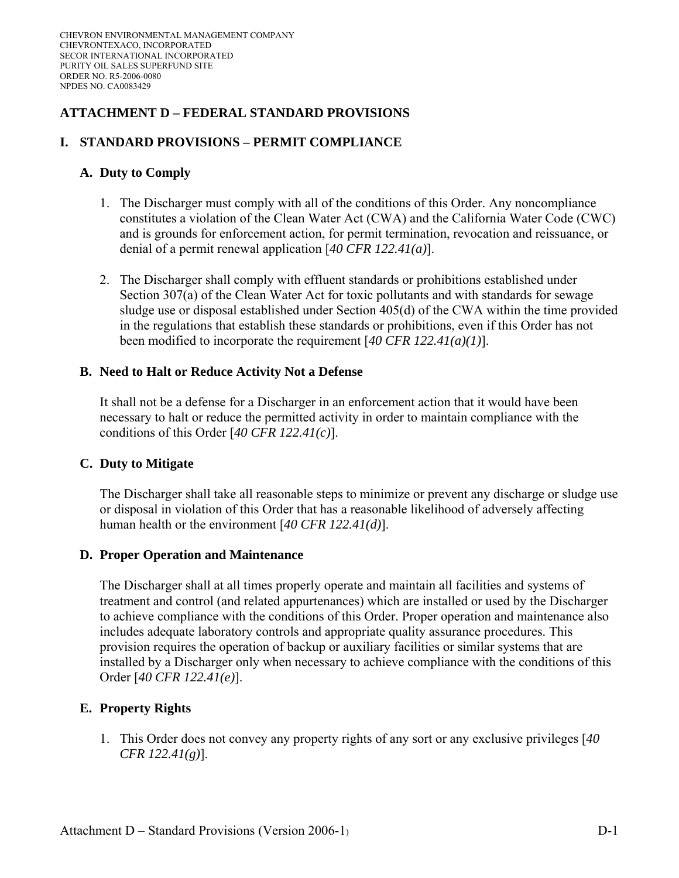# ATTACHMENT D – FEDERAL STANDARD PROVISIONS

## I. STANDARD PROVISIONS – PERMIT COMPLIANCE

### A. Duty to Comply

1. The Discharger must comply with all of the conditions of this Order. Any noncompliance constitutes a violation of the Clean Water Act (CWA) and the California Water Code (CWC) and is grounds for enforcement action, for permit termination, revocation and reissuance, or denial of a permit renewal application [*40 CFR 122.41(a)*].

2. The Discharger shall comply with effluent standards or prohibitions established under Section 307(a) of the Clean Water Act for toxic pollutants and with standards for sewage sludge use or disposal established under Section 405(d) of the CWA within the time provided in the regulations that establish these standards or prohibitions, even if this Order has not been modified to incorporate the requirement [*40 CFR 122.41(a)(1)*].

### B. Need to Halt or Reduce Activity Not a Defense

It shall not be a defense for a Discharger in an enforcement action that it would have been necessary to halt or reduce the permitted activity in order to maintain compliance with the conditions of this Order [*40 CFR 122.41(c)*].

### C. Duty to Mitigate

The Discharger shall take all reasonable steps to minimize or prevent any discharge or sludge use or disposal in violation of this Order that has a reasonable likelihood of adversely affecting human health or the environment [*40 CFR 122.41(d)*].

### D. Proper Operation and Maintenance

The Discharger shall at all times properly operate and maintain all facilities and systems of treatment and control (and related appurtenances) which are installed or used by the Discharger to achieve compliance with the conditions of this Order. Proper operation and maintenance also includes adequate laboratory controls and appropriate quality assurance procedures. This provision requires the operation of backup or auxiliary facilities or similar systems that are installed by a Discharger only when necessary to achieve compliance with the conditions of this Order [*40 CFR 122.41(e)*].

### E. Property Rights

1. This Order does not convey any property rights of any sort or any exclusive privileges [*40 CFR 122.41(g)*].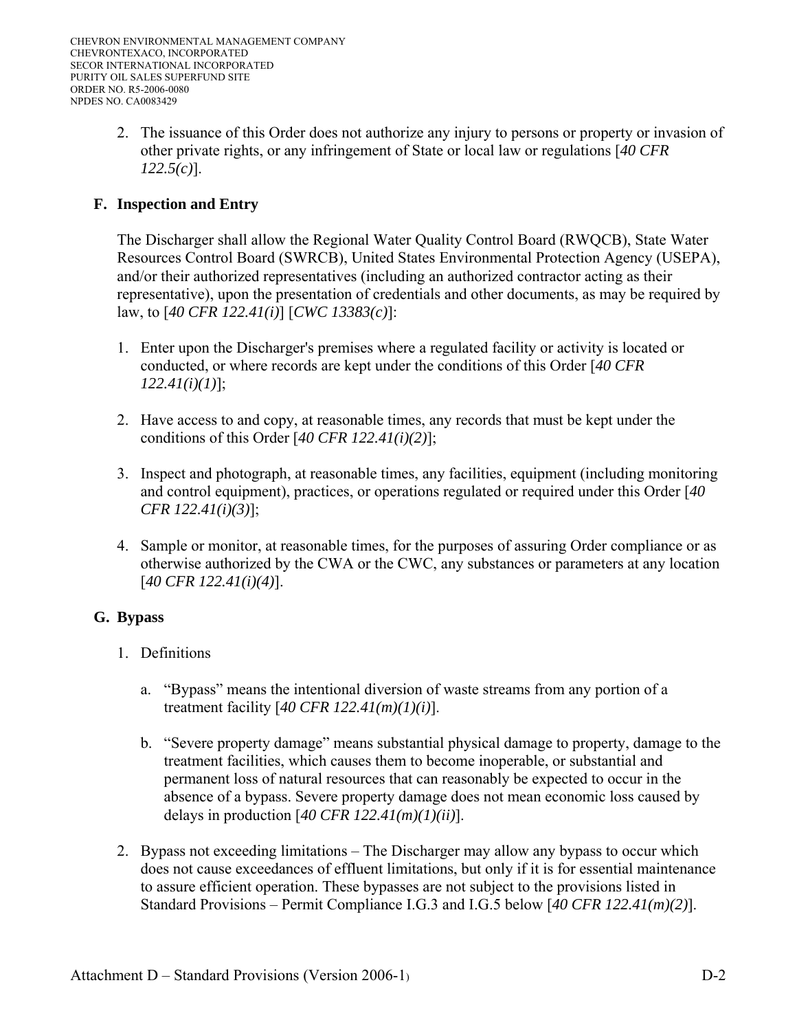2. The issuance of this Order does not authorize any injury to persons or property or invasion of other private rights, or any infringement of State or local law or regulations [*40 CFR 122.5(c)*].

### F. Inspection and Entry

The Discharger shall allow the Regional Water Quality Control Board (RWQCB), State Water Resources Control Board (SWRCB), United States Environmental Protection Agency (USEPA), and/or their authorized representatives (including an authorized contractor acting as their representative), upon the presentation of credentials and other documents, as may be required by law, to [*40 CFR 122.41(i)*] [*CWC 13383(c)*]:

1. Enter upon the Discharger's premises where a regulated facility or activity is located or conducted, or where records are kept under the conditions of this Order [*40 CFR 122.41(i)(1)*];

2. Have access to and copy, at reasonable times, any records that must be kept under the conditions of this Order [*40 CFR 122.41(i)(2)*];

3. Inspect and photograph, at reasonable times, any facilities, equipment (including monitoring and control equipment), practices, or operations regulated or required under this Order [*40 CFR 122.41(i)(3)*];

4. Sample or monitor, at reasonable times, for the purposes of assuring Order compliance or as otherwise authorized by the CWA or the CWC, any substances or parameters at any location [*40 CFR 122.41(i)(4)*].

### G. Bypass

1. Definitions

   a. "Bypass" means the intentional diversion of waste streams from any portion of a treatment facility [*40 CFR 122.41(m)(1)(i)*].

   b. "Severe property damage" means substantial physical damage to property, damage to the treatment facilities, which causes them to become inoperable, or substantial and permanent loss of natural resources that can reasonably be expected to occur in the absence of a bypass. Severe property damage does not mean economic loss caused by delays in production [*40 CFR 122.41(m)(1)(ii)*].

2. Bypass not exceeding limitations – The Discharger may allow any bypass to occur which does not cause exceedances of effluent limitations, but only if it is for essential maintenance to assure efficient operation. These bypasses are not subject to the provisions listed in Standard Provisions – Permit Compliance I.G.3 and I.G.5 below [*40 CFR 122.41(m)(2)*].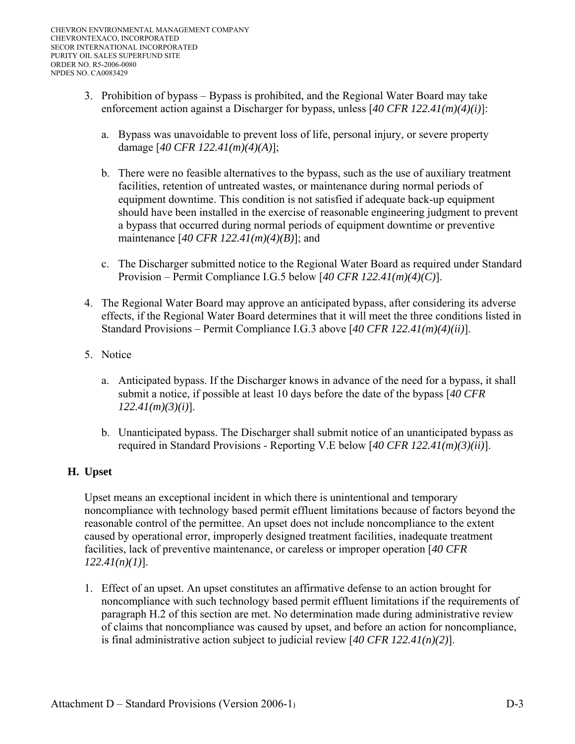3. Prohibition of bypass – Bypass is prohibited, and the Regional Water Board may take enforcement action against a Discharger for bypass, unless [*40 CFR 122.41(m)(4)(i)*]:

   a. Bypass was unavoidable to prevent loss of life, personal injury, or severe property damage [*40 CFR 122.41(m)(4)(A)*];

   b. There were no feasible alternatives to the bypass, such as the use of auxiliary treatment facilities, retention of untreated wastes, or maintenance during normal periods of equipment downtime. This condition is not satisfied if adequate back-up equipment should have been installed in the exercise of reasonable engineering judgment to prevent a bypass that occurred during normal periods of equipment downtime or preventive maintenance [*40 CFR 122.41(m)(4)(B)*]; and

   c. The Discharger submitted notice to the Regional Water Board as required under Standard Provision – Permit Compliance I.G.5 below [*40 CFR 122.41(m)(4)(C)*].

4. The Regional Water Board may approve an anticipated bypass, after considering its adverse effects, if the Regional Water Board determines that it will meet the three conditions listed in Standard Provisions – Permit Compliance I.G.3 above [*40 CFR 122.41(m)(4)(ii)*].

5. Notice

   a. Anticipated bypass. If the Discharger knows in advance of the need for a bypass, it shall submit a notice, if possible at least 10 days before the date of the bypass [*40 CFR 122.41(m)(3)(i)*].

   b. Unanticipated bypass. The Discharger shall submit notice of an unanticipated bypass as required in Standard Provisions - Reporting V.E below [*40 CFR 122.41(m)(3)(ii)*].

## H. Upset

Upset means an exceptional incident in which there is unintentional and temporary noncompliance with technology based permit effluent limitations because of factors beyond the reasonable control of the permittee. An upset does not include noncompliance to the extent caused by operational error, improperly designed treatment facilities, inadequate treatment facilities, lack of preventive maintenance, or careless or improper operation [*40 CFR 122.41(n)(1)*].

1. Effect of an upset. An upset constitutes an affirmative defense to an action brought for noncompliance with such technology based permit effluent limitations if the requirements of paragraph H.2 of this section are met. No determination made during administrative review of claims that noncompliance was caused by upset, and before an action for noncompliance, is final administrative action subject to judicial review [*40 CFR 122.41(n)(2)*].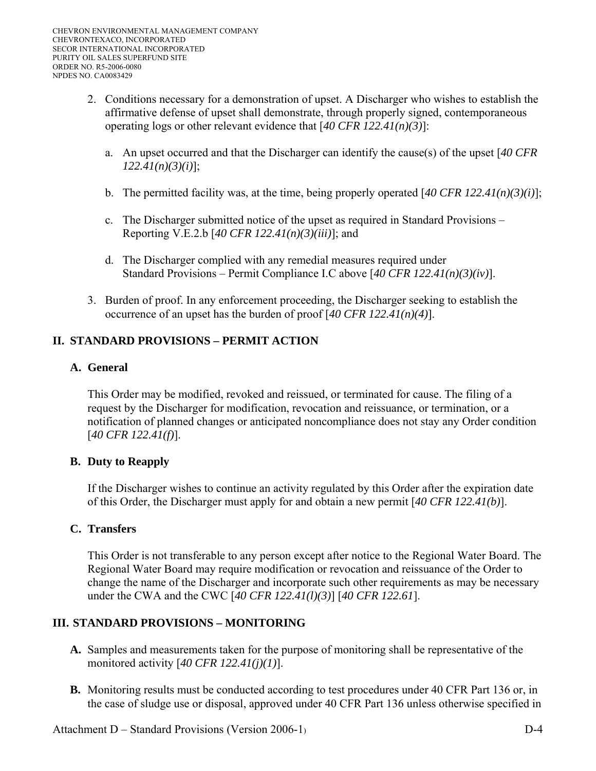2. Conditions necessary for a demonstration of upset. A Discharger who wishes to establish the affirmative defense of upset shall demonstrate, through properly signed, contemporaneous operating logs or other relevant evidence that [*40 CFR 122.41(n)(3)*]:

   a. An upset occurred and that the Discharger can identify the cause(s) of the upset [*40 CFR 122.41(n)(3)(i)*];

   b. The permitted facility was, at the time, being properly operated [*40 CFR 122.41(n)(3)(i)*];

   c. The Discharger submitted notice of the upset as required in Standard Provisions – Reporting V.E.2.b [*40 CFR 122.41(n)(3)(iii)*]; and

   d. The Discharger complied with any remedial measures required under Standard Provisions – Permit Compliance I.C above [*40 CFR 122.41(n)(3)(iv)*].

3. Burden of proof. In any enforcement proceeding, the Discharger seeking to establish the occurrence of an upset has the burden of proof [*40 CFR 122.41(n)(4)*].

## II. STANDARD PROVISIONS – PERMIT ACTION

### A. General

This Order may be modified, revoked and reissued, or terminated for cause. The filing of a request by the Discharger for modification, revocation and reissuance, or termination, or a notification of planned changes or anticipated noncompliance does not stay any Order condition [*40 CFR 122.41(f)*].

### B. Duty to Reapply

If the Discharger wishes to continue an activity regulated by this Order after the expiration date of this Order, the Discharger must apply for and obtain a new permit [*40 CFR 122.41(b)*].

### C. Transfers

This Order is not transferable to any person except after notice to the Regional Water Board. The Regional Water Board may require modification or revocation and reissuance of the Order to change the name of the Discharger and incorporate such other requirements as may be necessary under the CWA and the CWC [*40 CFR 122.41(l)(3)*] [*40 CFR 122.61*].

## III. STANDARD PROVISIONS – MONITORING

**A.** Samples and measurements taken for the purpose of monitoring shall be representative of the monitored activity [*40 CFR 122.41(j)(1)*].

**B.** Monitoring results must be conducted according to test procedures under 40 CFR Part 136 or, in the case of sludge use or disposal, approved under 40 CFR Part 136 unless otherwise specified in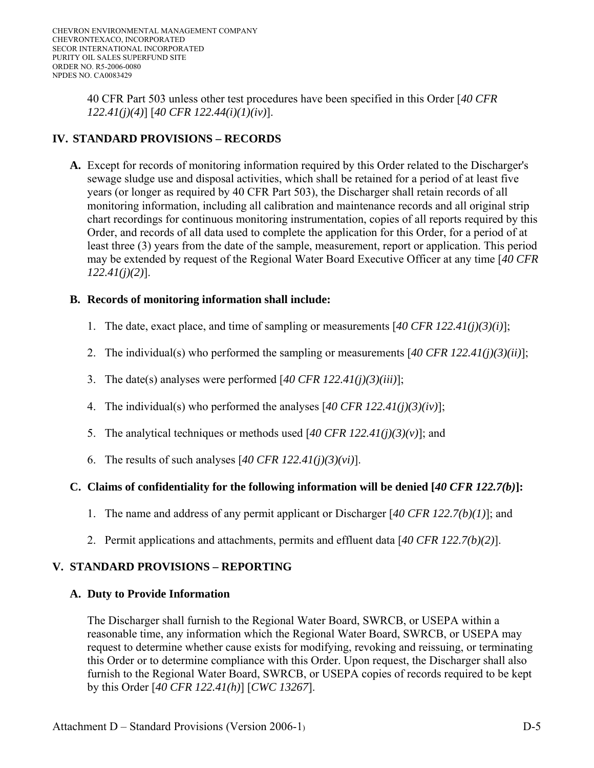40 CFR Part 503 unless other test procedures have been specified in this Order [*40 CFR 122.41(j)(4)*] [*40 CFR 122.44(i)(1)(iv)*].

## IV. STANDARD PROVISIONS – RECORDS

**A.** Except for records of monitoring information required by this Order related to the Discharger's sewage sludge use and disposal activities, which shall be retained for a period of at least five years (or longer as required by 40 CFR Part 503), the Discharger shall retain records of all monitoring information, including all calibration and maintenance records and all original strip chart recordings for continuous monitoring instrumentation, copies of all reports required by this Order, and records of all data used to complete the application for this Order, for a period of at least three (3) years from the date of the sample, measurement, report or application. This period may be extended by request of the Regional Water Board Executive Officer at any time [*40 CFR 122.41(j)(2)*].

**B. Records of monitoring information shall include:**

1. The date, exact place, and time of sampling or measurements [*40 CFR 122.41(j)(3)(i)*];
2. The individual(s) who performed the sampling or measurements [*40 CFR 122.41(j)(3)(ii)*];
3. The date(s) analyses were performed [*40 CFR 122.41(j)(3)(iii)*];
4. The individual(s) who performed the analyses [*40 CFR 122.41(j)(3)(iv)*];
5. The analytical techniques or methods used [*40 CFR 122.41(j)(3)(v)*]; and
6. The results of such analyses [*40 CFR 122.41(j)(3)(vi)*].

**C. Claims of confidentiality for the following information will be denied [*40 CFR 122.7(b)*]:**

1. The name and address of any permit applicant or Discharger [*40 CFR 122.7(b)(1)*]; and
2. Permit applications and attachments, permits and effluent data [*40 CFR 122.7(b)(2)*].

## V. STANDARD PROVISIONS – REPORTING

### A. Duty to Provide Information

The Discharger shall furnish to the Regional Water Board, SWRCB, or USEPA within a reasonable time, any information which the Regional Water Board, SWRCB, or USEPA may request to determine whether cause exists for modifying, revoking and reissuing, or terminating this Order or to determine compliance with this Order. Upon request, the Discharger shall also furnish to the Regional Water Board, SWRCB, or USEPA copies of records required to be kept by this Order [*40 CFR 122.41(h)*] [*CWC 13267*].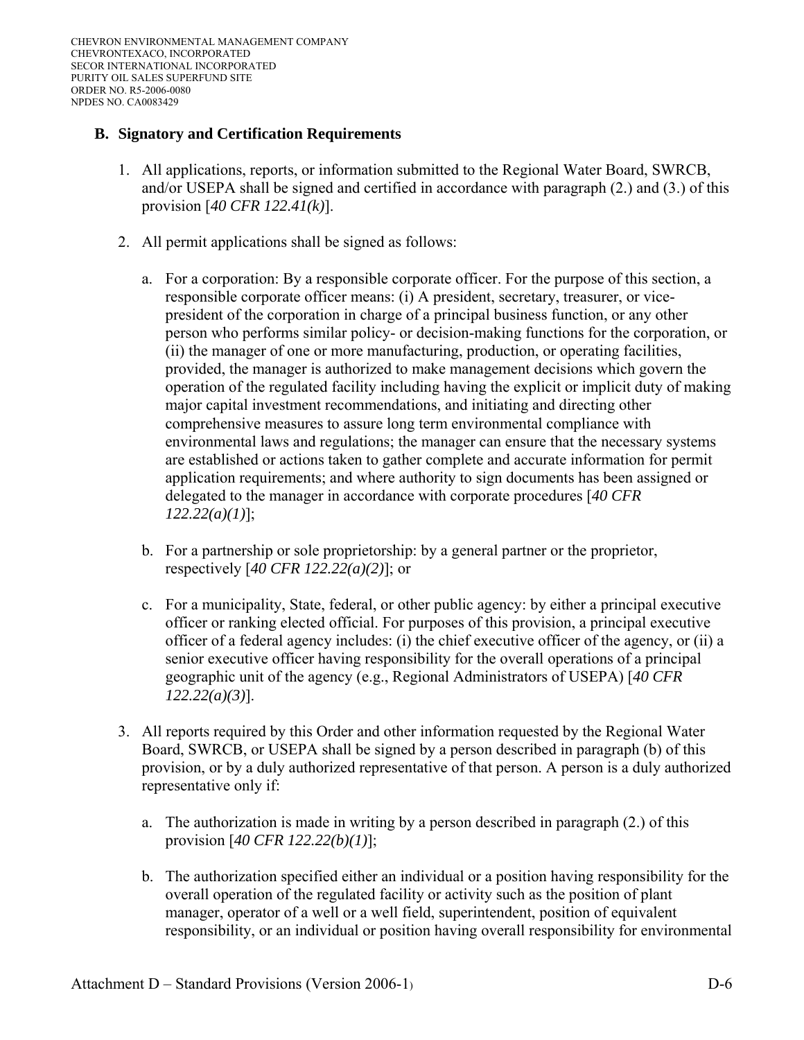## B. Signatory and Certification Requirements

1. All applications, reports, or information submitted to the Regional Water Board, SWRCB, and/or USEPA shall be signed and certified in accordance with paragraph (2.) and (3.) of this provision [*40 CFR 122.41(k)*].

2. All permit applications shall be signed as follows:

   a. For a corporation: By a responsible corporate officer. For the purpose of this section, a responsible corporate officer means: (i) A president, secretary, treasurer, or vice-president of the corporation in charge of a principal business function, or any other person who performs similar policy- or decision-making functions for the corporation, or (ii) the manager of one or more manufacturing, production, or operating facilities, provided, the manager is authorized to make management decisions which govern the operation of the regulated facility including having the explicit or implicit duty of making major capital investment recommendations, and initiating and directing other comprehensive measures to assure long term environmental compliance with environmental laws and regulations; the manager can ensure that the necessary systems are established or actions taken to gather complete and accurate information for permit application requirements; and where authority to sign documents has been assigned or delegated to the manager in accordance with corporate procedures [*40 CFR 122.22(a)(1)*];

   b. For a partnership or sole proprietorship: by a general partner or the proprietor, respectively [*40 CFR 122.22(a)(2)*]; or

   c. For a municipality, State, federal, or other public agency: by either a principal executive officer or ranking elected official. For purposes of this provision, a principal executive officer of a federal agency includes: (i) the chief executive officer of the agency, or (ii) a senior executive officer having responsibility for the overall operations of a principal geographic unit of the agency (e.g., Regional Administrators of USEPA) [*40 CFR 122.22(a)(3)*].

3. All reports required by this Order and other information requested by the Regional Water Board, SWRCB, or USEPA shall be signed by a person described in paragraph (b) of this provision, or by a duly authorized representative of that person. A person is a duly authorized representative only if:

   a. The authorization is made in writing by a person described in paragraph (2.) of this provision [*40 CFR 122.22(b)(1)*];

   b. The authorization specified either an individual or a position having responsibility for the overall operation of the regulated facility or activity such as the position of plant manager, operator of a well or a well field, superintendent, position of equivalent responsibility, or an individual or position having overall responsibility for environmental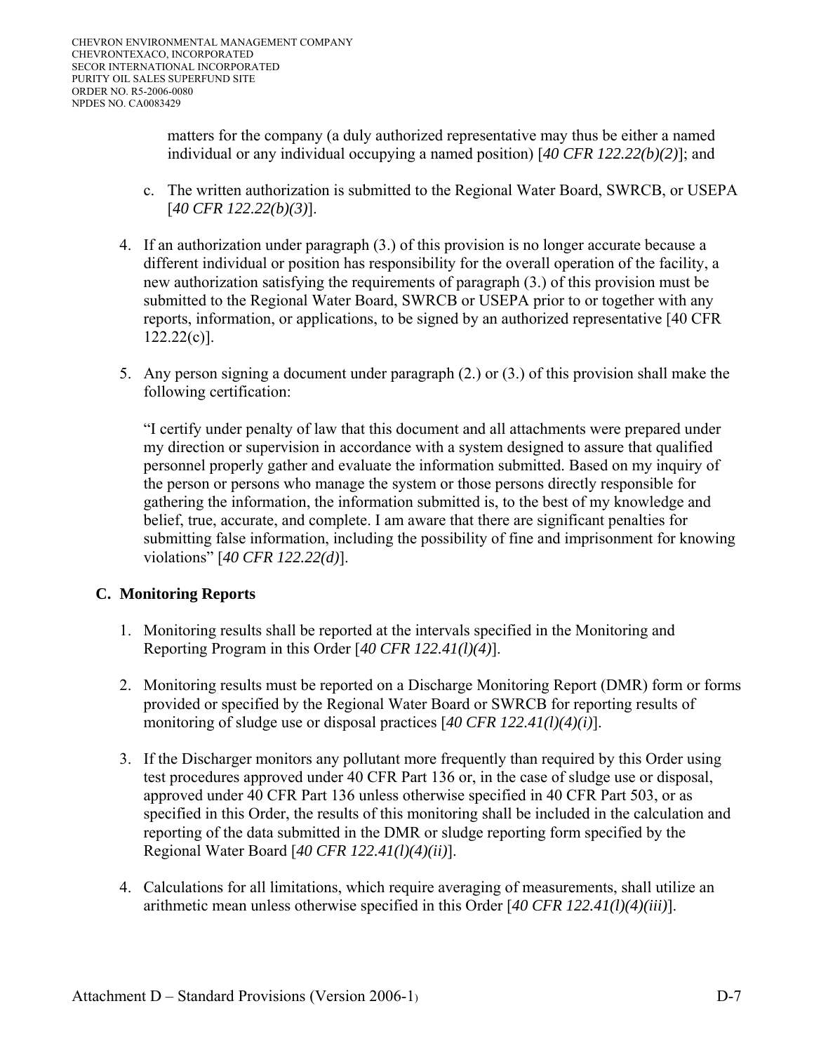matters for the company (a duly authorized representative may thus be either a named individual or any individual occupying a named position) [*40 CFR 122.22(b)(2)*]; and

c. The written authorization is submitted to the Regional Water Board, SWRCB, or USEPA [*40 CFR 122.22(b)(3)*].

4. If an authorization under paragraph (3.) of this provision is no longer accurate because a different individual or position has responsibility for the overall operation of the facility, a new authorization satisfying the requirements of paragraph (3.) of this provision must be submitted to the Regional Water Board, SWRCB or USEPA prior to or together with any reports, information, or applications, to be signed by an authorized representative [40 CFR 122.22(c)].

5. Any person signing a document under paragraph (2.) or (3.) of this provision shall make the following certification:

   "I certify under penalty of law that this document and all attachments were prepared under my direction or supervision in accordance with a system designed to assure that qualified personnel properly gather and evaluate the information submitted. Based on my inquiry of the person or persons who manage the system or those persons directly responsible for gathering the information, the information submitted is, to the best of my knowledge and belief, true, accurate, and complete. I am aware that there are significant penalties for submitting false information, including the possibility of fine and imprisonment for knowing violations" [*40 CFR 122.22(d)*].

## C. Monitoring Reports

1. Monitoring results shall be reported at the intervals specified in the Monitoring and Reporting Program in this Order [*40 CFR 122.41(l)(4)*].

2. Monitoring results must be reported on a Discharge Monitoring Report (DMR) form or forms provided or specified by the Regional Water Board or SWRCB for reporting results of monitoring of sludge use or disposal practices [*40 CFR 122.41(l)(4)(i)*].

3. If the Discharger monitors any pollutant more frequently than required by this Order using test procedures approved under 40 CFR Part 136 or, in the case of sludge use or disposal, approved under 40 CFR Part 136 unless otherwise specified in 40 CFR Part 503, or as specified in this Order, the results of this monitoring shall be included in the calculation and reporting of the data submitted in the DMR or sludge reporting form specified by the Regional Water Board [*40 CFR 122.41(l)(4)(ii)*].

4. Calculations for all limitations, which require averaging of measurements, shall utilize an arithmetic mean unless otherwise specified in this Order [*40 CFR 122.41(l)(4)(iii)*].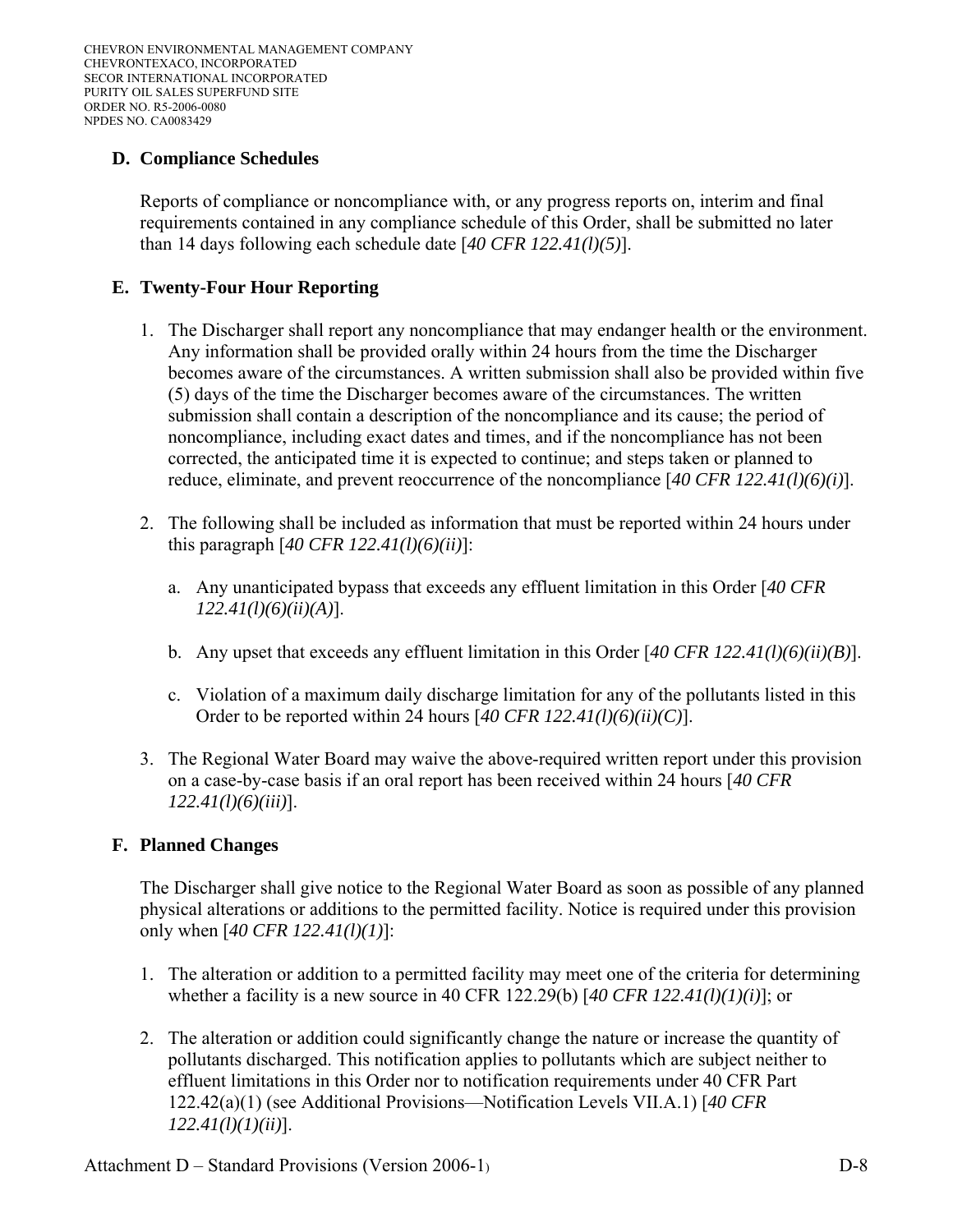### D. Compliance Schedules

Reports of compliance or noncompliance with, or any progress reports on, interim and final requirements contained in any compliance schedule of this Order, shall be submitted no later than 14 days following each schedule date [*40 CFR 122.41(l)(5)*].

### E. Twenty-Four Hour Reporting

1. The Discharger shall report any noncompliance that may endanger health or the environment. Any information shall be provided orally within 24 hours from the time the Discharger becomes aware of the circumstances. A written submission shall also be provided within five (5) days of the time the Discharger becomes aware of the circumstances. The written submission shall contain a description of the noncompliance and its cause; the period of noncompliance, including exact dates and times, and if the noncompliance has not been corrected, the anticipated time it is expected to continue; and steps taken or planned to reduce, eliminate, and prevent reoccurrence of the noncompliance [*40 CFR 122.41(l)(6)(i)*].

2. The following shall be included as information that must be reported within 24 hours under this paragraph [*40 CFR 122.41(l)(6)(ii)*]:

   a. Any unanticipated bypass that exceeds any effluent limitation in this Order [*40 CFR 122.41(l)(6)(ii)(A)*].

   b. Any upset that exceeds any effluent limitation in this Order [*40 CFR 122.41(l)(6)(ii)(B)*].

   c. Violation of a maximum daily discharge limitation for any of the pollutants listed in this Order to be reported within 24 hours [*40 CFR 122.41(l)(6)(ii)(C)*].

3. The Regional Water Board may waive the above-required written report under this provision on a case-by-case basis if an oral report has been received within 24 hours [*40 CFR 122.41(l)(6)(iii)*].

### F. Planned Changes

The Discharger shall give notice to the Regional Water Board as soon as possible of any planned physical alterations or additions to the permitted facility. Notice is required under this provision only when [*40 CFR 122.41(l)(1)*]:

1. The alteration or addition to a permitted facility may meet one of the criteria for determining whether a facility is a new source in 40 CFR 122.29(b) [*40 CFR 122.41(l)(1)(i)*]; or

2. The alteration or addition could significantly change the nature or increase the quantity of pollutants discharged. This notification applies to pollutants which are subject neither to effluent limitations in this Order nor to notification requirements under 40 CFR Part 122.42(a)(1) (see Additional Provisions—Notification Levels VII.A.1) [*40 CFR 122.41(l)(1)(ii)*].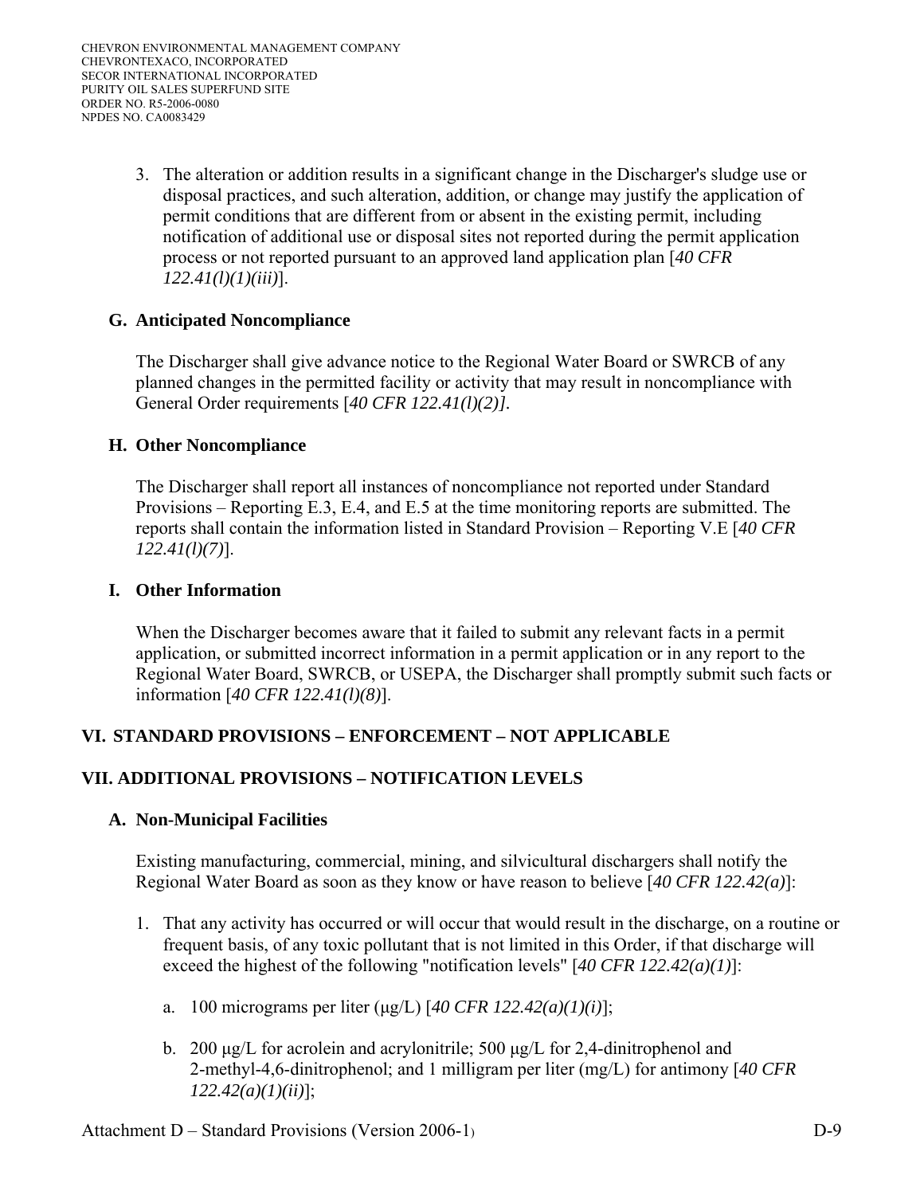3. The alteration or addition results in a significant change in the Discharger's sludge use or disposal practices, and such alteration, addition, or change may justify the application of permit conditions that are different from or absent in the existing permit, including notification of additional use or disposal sites not reported during the permit application process or not reported pursuant to an approved land application plan [*40 CFR 122.41(l)(1)(iii)*].

### G. Anticipated Noncompliance

The Discharger shall give advance notice to the Regional Water Board or SWRCB of any planned changes in the permitted facility or activity that may result in noncompliance with General Order requirements [*40 CFR 122.41(l)(2)]*.

### H. Other Noncompliance

The Discharger shall report all instances of noncompliance not reported under Standard Provisions – Reporting E.3, E.4, and E.5 at the time monitoring reports are submitted. The reports shall contain the information listed in Standard Provision – Reporting V.E [*40 CFR 122.41(l)(7)*].

### I. Other Information

When the Discharger becomes aware that it failed to submit any relevant facts in a permit application, or submitted incorrect information in a permit application or in any report to the Regional Water Board, SWRCB, or USEPA, the Discharger shall promptly submit such facts or information [*40 CFR 122.41(l)(8)*].

## VI. STANDARD PROVISIONS – ENFORCEMENT – NOT APPLICABLE

## VII. ADDITIONAL PROVISIONS – NOTIFICATION LEVELS

### A. Non-Municipal Facilities

Existing manufacturing, commercial, mining, and silvicultural dischargers shall notify the Regional Water Board as soon as they know or have reason to believe [*40 CFR 122.42(a)*]:

1. That any activity has occurred or will occur that would result in the discharge, on a routine or frequent basis, of any toxic pollutant that is not limited in this Order, if that discharge will exceed the highest of the following "notification levels" [*40 CFR 122.42(a)(1)*]:

   a. 100 micrograms per liter (μg/L) [*40 CFR 122.42(a)(1)(i)*];

   b. 200 μg/L for acrolein and acrylonitrile; 500 μg/L for 2,4-dinitrophenol and 2-methyl-4,6-dinitrophenol; and 1 milligram per liter (mg/L) for antimony [*40 CFR 122.42(a)(1)(ii)*];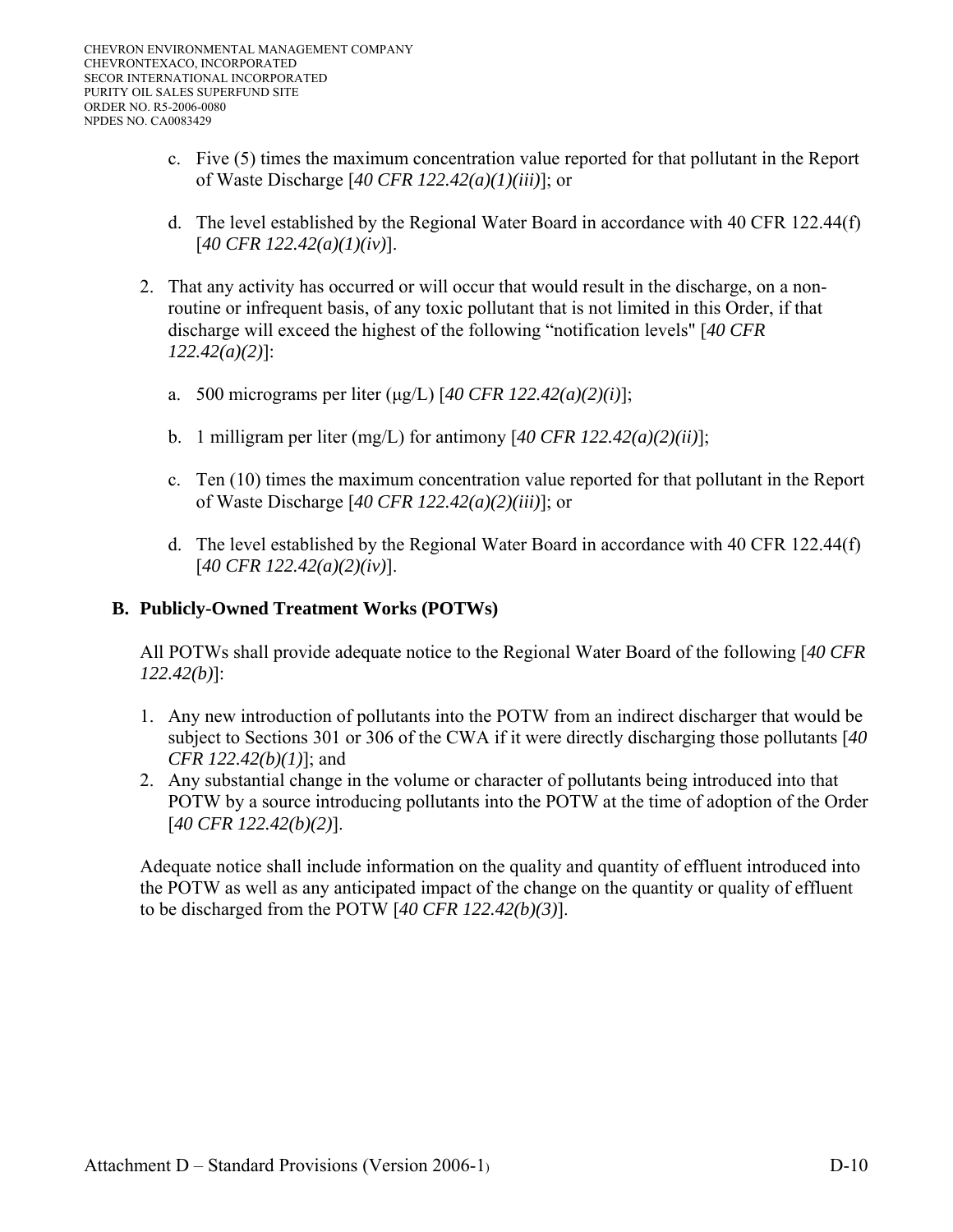c. Five (5) times the maximum concentration value reported for that pollutant in the Report of Waste Discharge [*40 CFR 122.42(a)(1)(iii)*]; or

d. The level established by the Regional Water Board in accordance with 40 CFR 122.44(f) [*40 CFR 122.42(a)(1)(iv)*].

2. That any activity has occurred or will occur that would result in the discharge, on a non-routine or infrequent basis, of any toxic pollutant that is not limited in this Order, if that discharge will exceed the highest of the following "notification levels" [*40 CFR 122.42(a)(2)*]:

   a. 500 micrograms per liter (μg/L) [*40 CFR 122.42(a)(2)(i)*];

   b. 1 milligram per liter (mg/L) for antimony [*40 CFR 122.42(a)(2)(ii)*];

   c. Ten (10) times the maximum concentration value reported for that pollutant in the Report of Waste Discharge [*40 CFR 122.42(a)(2)(iii)*]; or

   d. The level established by the Regional Water Board in accordance with 40 CFR 122.44(f) [*40 CFR 122.42(a)(2)(iv)*].

## B. Publicly-Owned Treatment Works (POTWs)

All POTWs shall provide adequate notice to the Regional Water Board of the following [*40 CFR 122.42(b)*]:

1. Any new introduction of pollutants into the POTW from an indirect discharger that would be subject to Sections 301 or 306 of the CWA if it were directly discharging those pollutants [*40 CFR 122.42(b)(1)*]; and
2. Any substantial change in the volume or character of pollutants being introduced into that POTW by a source introducing pollutants into the POTW at the time of adoption of the Order [*40 CFR 122.42(b)(2)*].

Adequate notice shall include information on the quality and quantity of effluent introduced into the POTW as well as any anticipated impact of the change on the quantity or quality of effluent to be discharged from the POTW [*40 CFR 122.42(b)(3)*].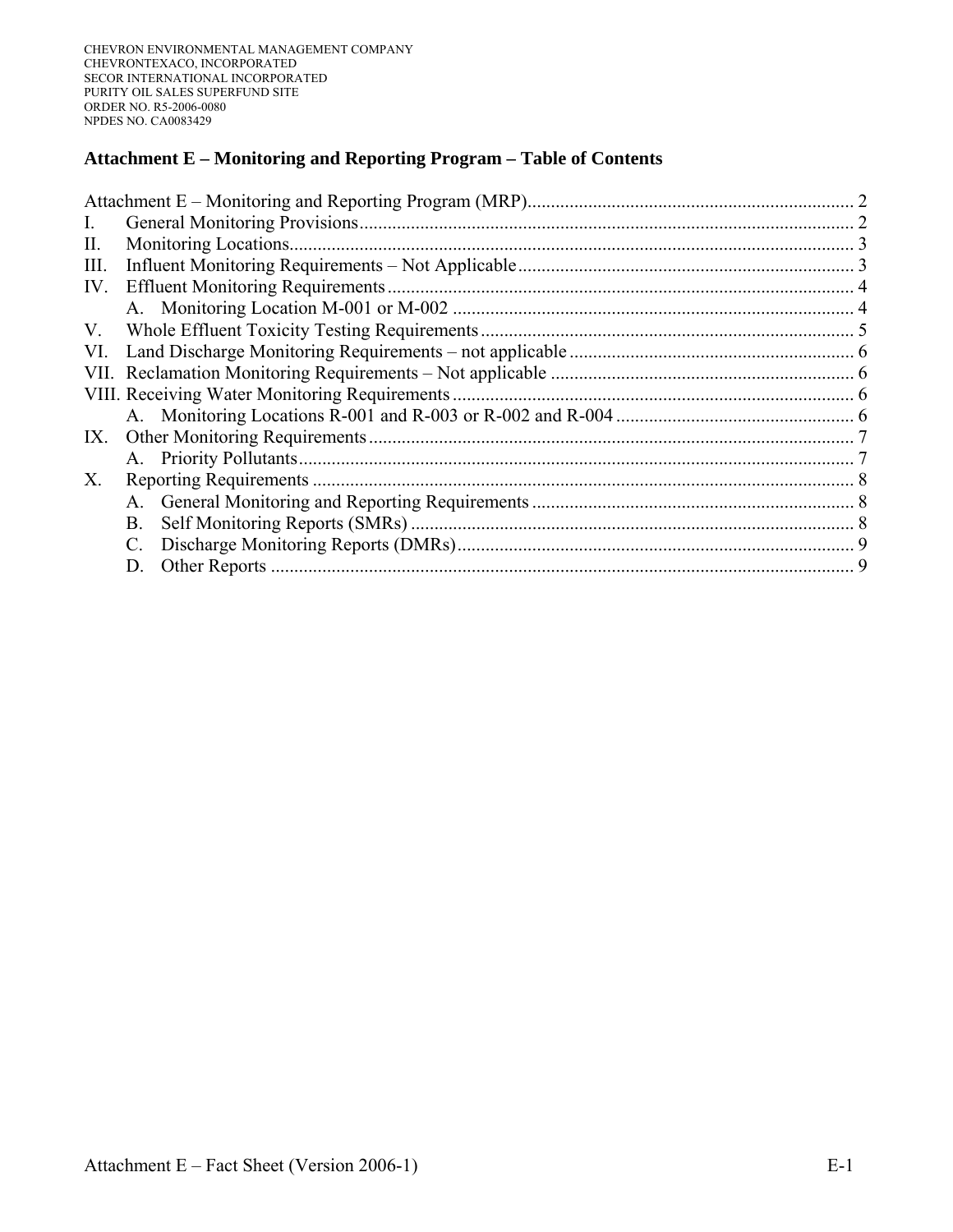## Attachment E – Monitoring and Reporting Program – Table of Contents

Attachment E – Monitoring and Reporting Program (MRP) ..... 2
I. General Monitoring Provisions ..... 2
II. Monitoring Locations ..... 3
III. Influent Monitoring Requirements – Not Applicable ..... 3
IV. Effluent Monitoring Requirements ..... 4
  A. Monitoring Location M-001 or M-002 ..... 4
V. Whole Effluent Toxicity Testing Requirements ..... 5
VI. Land Discharge Monitoring Requirements – not applicable ..... 6
VII. Reclamation Monitoring Requirements – Not applicable ..... 6
VIII. Receiving Water Monitoring Requirements ..... 6
  A. Monitoring Locations R-001 and R-003 or R-002 and R-004 ..... 6
IX. Other Monitoring Requirements ..... 7
  A. Priority Pollutants ..... 7
X. Reporting Requirements ..... 8
  A. General Monitoring and Reporting Requirements ..... 8
  B. Self Monitoring Reports (SMRs) ..... 8
  C. Discharge Monitoring Reports (DMRs) ..... 9
  D. Other Reports ..... 9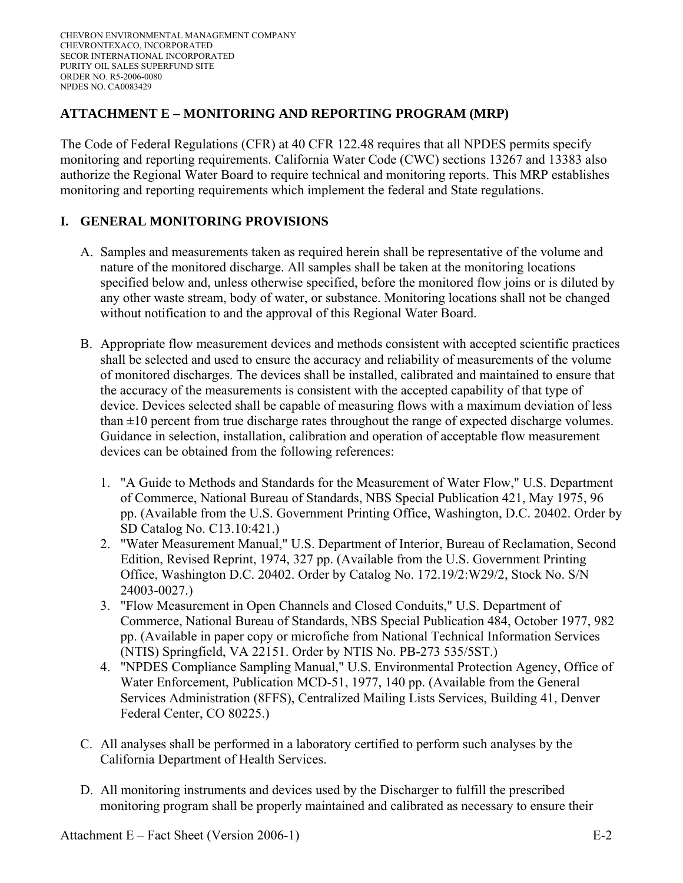## ATTACHMENT E – MONITORING AND REPORTING PROGRAM (MRP)

The Code of Federal Regulations (CFR) at 40 CFR 122.48 requires that all NPDES permits specify monitoring and reporting requirements. California Water Code (CWC) sections 13267 and 13383 also authorize the Regional Water Board to require technical and monitoring reports. This MRP establishes monitoring and reporting requirements which implement the federal and State regulations.

## I. GENERAL MONITORING PROVISIONS

A. Samples and measurements taken as required herein shall be representative of the volume and nature of the monitored discharge. All samples shall be taken at the monitoring locations specified below and, unless otherwise specified, before the monitored flow joins or is diluted by any other waste stream, body of water, or substance. Monitoring locations shall not be changed without notification to and the approval of this Regional Water Board.

B. Appropriate flow measurement devices and methods consistent with accepted scientific practices shall be selected and used to ensure the accuracy and reliability of measurements of the volume of monitored discharges. The devices shall be installed, calibrated and maintained to ensure that the accuracy of the measurements is consistent with the accepted capability of that type of device. Devices selected shall be capable of measuring flows with a maximum deviation of less than ±10 percent from true discharge rates throughout the range of expected discharge volumes. Guidance in selection, installation, calibration and operation of acceptable flow measurement devices can be obtained from the following references:

   1. "A Guide to Methods and Standards for the Measurement of Water Flow," U.S. Department of Commerce, National Bureau of Standards, NBS Special Publication 421, May 1975, 96 pp. (Available from the U.S. Government Printing Office, Washington, D.C. 20402. Order by SD Catalog No. C13.10:421.)
   2. "Water Measurement Manual," U.S. Department of Interior, Bureau of Reclamation, Second Edition, Revised Reprint, 1974, 327 pp. (Available from the U.S. Government Printing Office, Washington D.C. 20402. Order by Catalog No. 172.19/2:W29/2, Stock No. S/N 24003-0027.)
   3. "Flow Measurement in Open Channels and Closed Conduits," U.S. Department of Commerce, National Bureau of Standards, NBS Special Publication 484, October 1977, 982 pp. (Available in paper copy or microfiche from National Technical Information Services (NTIS) Springfield, VA 22151. Order by NTIS No. PB-273 535/5ST.)
   4. "NPDES Compliance Sampling Manual," U.S. Environmental Protection Agency, Office of Water Enforcement, Publication MCD-51, 1977, 140 pp. (Available from the General Services Administration (8FFS), Centralized Mailing Lists Services, Building 41, Denver Federal Center, CO 80225.)

C. All analyses shall be performed in a laboratory certified to perform such analyses by the California Department of Health Services.

D. All monitoring instruments and devices used by the Discharger to fulfill the prescribed monitoring program shall be properly maintained and calibrated as necessary to ensure their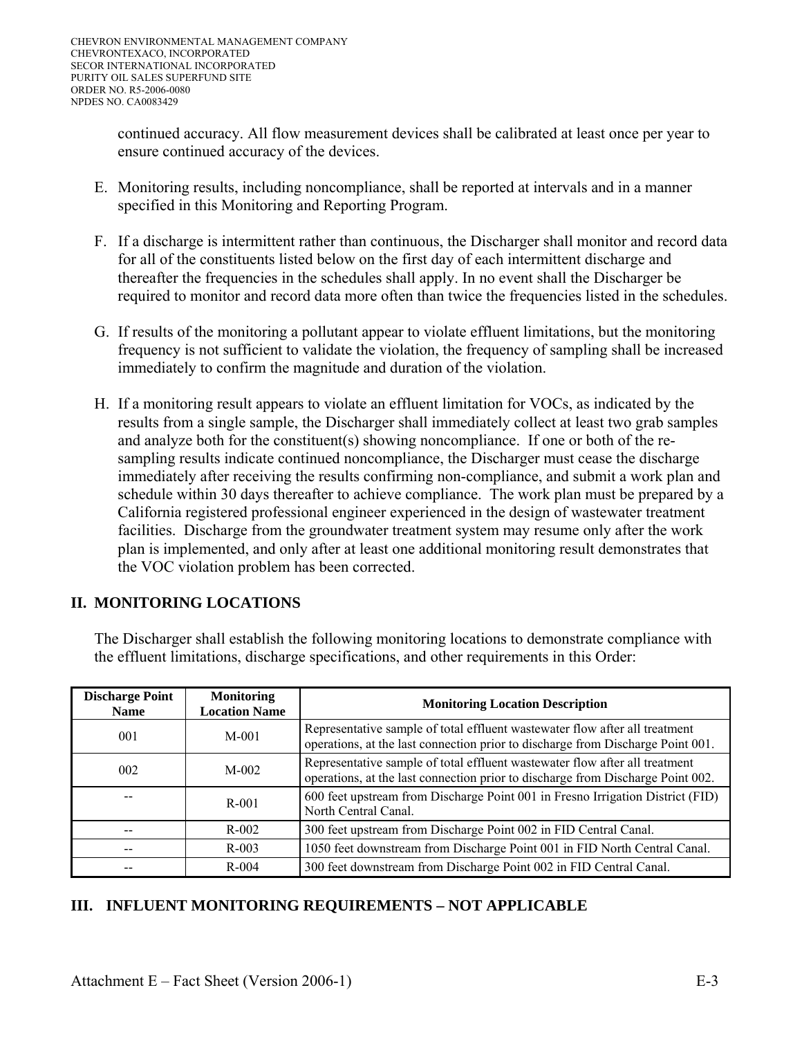continued accuracy. All flow measurement devices shall be calibrated at least once per year to ensure continued accuracy of the devices.

E. Monitoring results, including noncompliance, shall be reported at intervals and in a manner specified in this Monitoring and Reporting Program.

F. If a discharge is intermittent rather than continuous, the Discharger shall monitor and record data for all of the constituents listed below on the first day of each intermittent discharge and thereafter the frequencies in the schedules shall apply. In no event shall the Discharger be required to monitor and record data more often than twice the frequencies listed in the schedules.

G. If results of the monitoring a pollutant appear to violate effluent limitations, but the monitoring frequency is not sufficient to validate the violation, the frequency of sampling shall be increased immediately to confirm the magnitude and duration of the violation.

H. If a monitoring result appears to violate an effluent limitation for VOCs, as indicated by the results from a single sample, the Discharger shall immediately collect at least two grab samples and analyze both for the constituent(s) showing noncompliance. If one or both of the re-sampling results indicate continued noncompliance, the Discharger must cease the discharge immediately after receiving the results confirming non-compliance, and submit a work plan and schedule within 30 days thereafter to achieve compliance. The work plan must be prepared by a California registered professional engineer experienced in the design of wastewater treatment facilities. Discharge from the groundwater treatment system may resume only after the work plan is implemented, and only after at least one additional monitoring result demonstrates that the VOC violation problem has been corrected.

## II. MONITORING LOCATIONS

The Discharger shall establish the following monitoring locations to demonstrate compliance with the effluent limitations, discharge specifications, and other requirements in this Order:

| Discharge Point Name | Monitoring Location Name | Monitoring Location Description |
|---|---|---|
| 001 | M-001 | Representative sample of total effluent wastewater flow after all treatment operations, at the last connection prior to discharge from Discharge Point 001. |
| 002 | M-002 | Representative sample of total effluent wastewater flow after all treatment operations, at the last connection prior to discharge from Discharge Point 002. |
| -- | R-001 | 600 feet upstream from Discharge Point 001 in Fresno Irrigation District (FID) North Central Canal. |
| -- | R-002 | 300 feet upstream from Discharge Point 002 in FID Central Canal. |
| -- | R-003 | 1050 feet downstream from Discharge Point 001 in FID North Central Canal. |
| -- | R-004 | 300 feet downstream from Discharge Point 002 in FID Central Canal. |

## III. INFLUENT MONITORING REQUIREMENTS – NOT APPLICABLE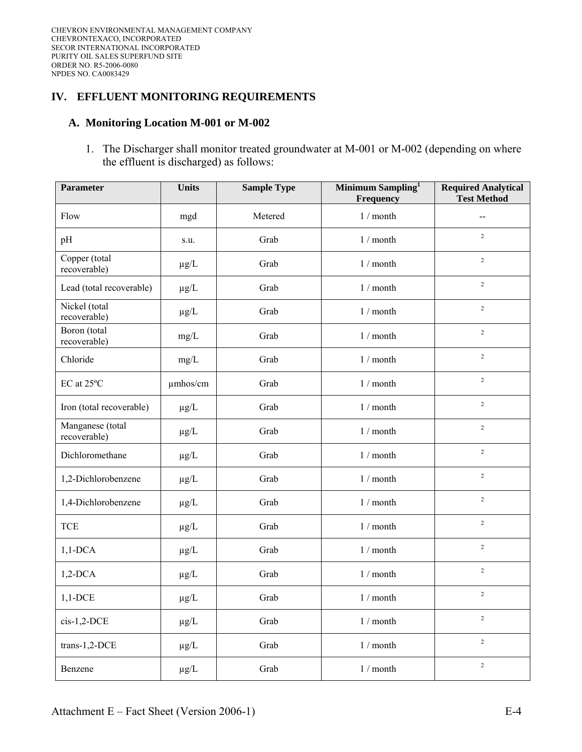## IV. EFFLUENT MONITORING REQUIREMENTS

### A. Monitoring Location M-001 or M-002

1. The Discharger shall monitor treated groundwater at M-001 or M-002 (depending on where the effluent is discharged) as follows:

| Parameter | Units | Sample Type | Minimum Sampling[1] Frequency | Required Analytical Test Method |
|---|---|---|---|---|
| Flow | mgd | Metered | 1 / month | -- |
| pH | s.u. | Grab | 1 / month | [2] |
| Copper (total recoverable) | µg/L | Grab | 1 / month | [2] |
| Lead (total recoverable) | µg/L | Grab | 1 / month | [2] |
| Nickel (total recoverable) | µg/L | Grab | 1 / month | [2] |
| Boron (total recoverable) | mg/L | Grab | 1 / month | [2] |
| Chloride | mg/L | Grab | 1 / month | [2] |
| EC at 25ºC | µmhos/cm | Grab | 1 / month | [2] |
| Iron (total recoverable) | µg/L | Grab | 1 / month | [2] |
| Manganese (total recoverable) | µg/L | Grab | 1 / month | [2] |
| Dichloromethane | µg/L | Grab | 1 / month | [2] |
| 1,2-Dichlorobenzene | µg/L | Grab | 1 / month | [2] |
| 1,4-Dichlorobenzene | µg/L | Grab | 1 / month | [2] |
| TCE | µg/L | Grab | 1 / month | [2] |
| 1,1-DCA | µg/L | Grab | 1 / month | [2] |
| 1,2-DCA | µg/L | Grab | 1 / month | [2] |
| 1,1-DCE | µg/L | Grab | 1 / month | [2] |
| cis-1,2-DCE | µg/L | Grab | 1 / month | [2] |
| trans-1,2-DCE | µg/L | Grab | 1 / month | [2] |
| Benzene | µg/L | Grab | 1 / month | [2] |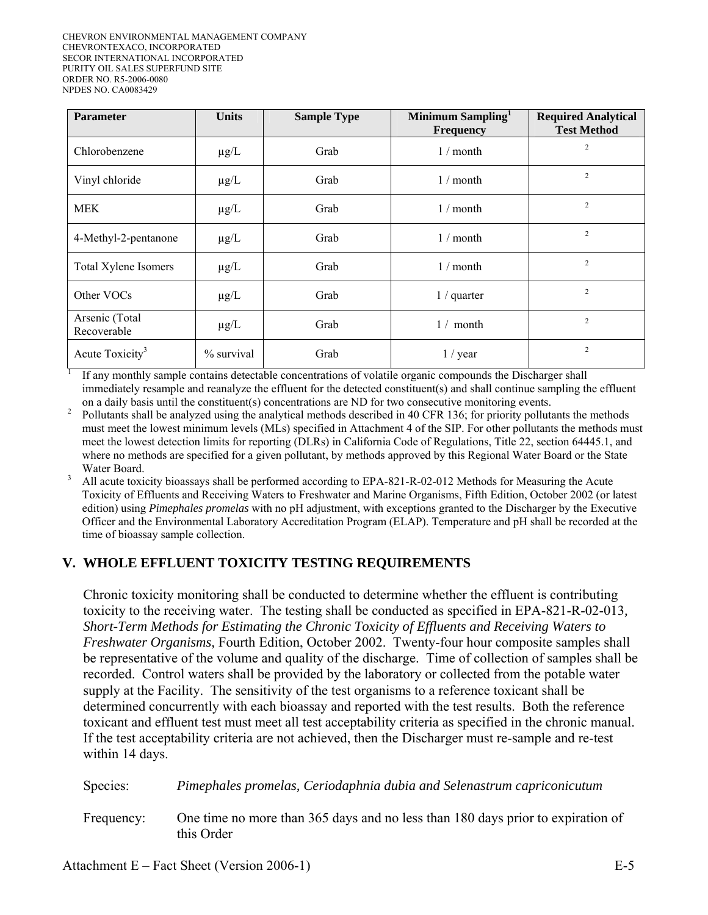| Parameter | Units | Sample Type | Minimum Sampling[1] Frequency | Required Analytical Test Method |
|---|---|---|---|---|
| Chlorobenzene | μg/L | Grab | 1 / month | [2] |
| Vinyl chloride | μg/L | Grab | 1 / month | [2] |
| MEK | μg/L | Grab | 1 / month | [2] |
| 4-Methyl-2-pentanone | μg/L | Grab | 1 / month | [2] |
| Total Xylene Isomers | μg/L | Grab | 1 / month | [2] |
| Other VOCs | μg/L | Grab | 1 / quarter | [2] |
| Arsenic (Total Recoverable | μg/L | Grab | 1 / month | [2] |
| Acute Toxicity[3] | % survival | Grab | 1 / year | [2] |

[1] If any monthly sample contains detectable concentrations of volatile organic compounds the Discharger shall immediately resample and reanalyze the effluent for the detected constituent(s) and shall continue sampling the effluent on a daily basis until the constituent(s) concentrations are ND for two consecutive monitoring events.

[2] Pollutants shall be analyzed using the analytical methods described in 40 CFR 136; for priority pollutants the methods must meet the lowest minimum levels (MLs) specified in Attachment 4 of the SIP. For other pollutants the methods must meet the lowest detection limits for reporting (DLRs) in California Code of Regulations, Title 22, section 64445.1, and where no methods are specified for a given pollutant, by methods approved by this Regional Water Board or the State Water Board.

[3] All acute toxicity bioassays shall be performed according to EPA-821-R-02-012 Methods for Measuring the Acute Toxicity of Effluents and Receiving Waters to Freshwater and Marine Organisms, Fifth Edition, October 2002 (or latest edition) using *Pimephales promelas* with no pH adjustment, with exceptions granted to the Discharger by the Executive Officer and the Environmental Laboratory Accreditation Program (ELAP). Temperature and pH shall be recorded at the time of bioassay sample collection.

## V. WHOLE EFFLUENT TOXICITY TESTING REQUIREMENTS

Chronic toxicity monitoring shall be conducted to determine whether the effluent is contributing toxicity to the receiving water. The testing shall be conducted as specified in EPA-821-R-02-013, *Short-Term Methods for Estimating the Chronic Toxicity of Effluents and Receiving Waters to Freshwater Organisms,* Fourth Edition, October 2002. Twenty-four hour composite samples shall be representative of the volume and quality of the discharge. Time of collection of samples shall be recorded. Control waters shall be provided by the laboratory or collected from the potable water supply at the Facility. The sensitivity of the test organisms to a reference toxicant shall be determined concurrently with each bioassay and reported with the test results. Both the reference toxicant and effluent test must meet all test acceptability criteria as specified in the chronic manual. If the test acceptability criteria are not achieved, then the Discharger must re-sample and re-test within 14 days.

Species: *Pimephales promelas, Ceriodaphnia dubia and Selenastrum capriconicutum*

Frequency: One time no more than 365 days and no less than 180 days prior to expiration of this Order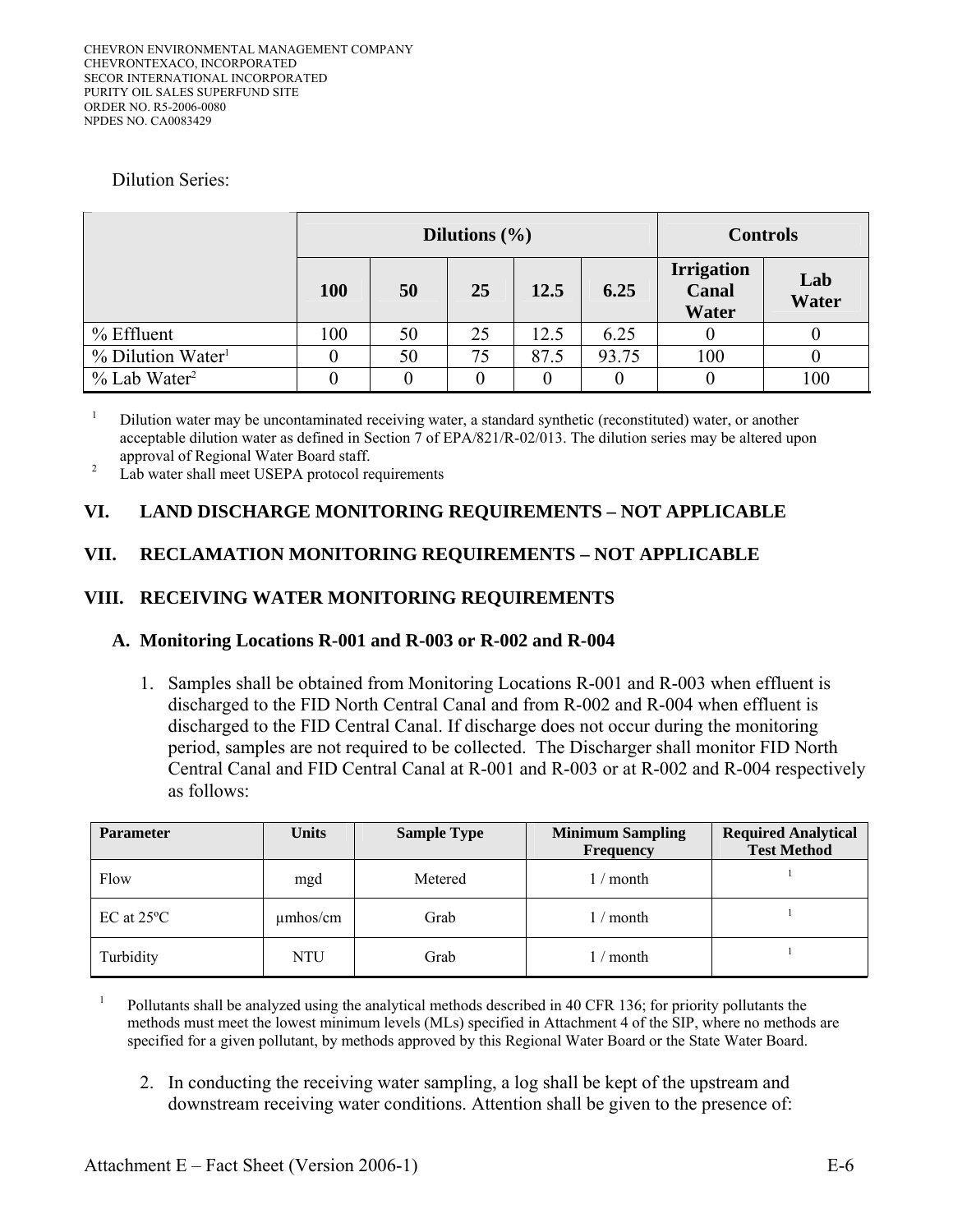Dilution Series:

| | Dilutions (%) | | | | | Controls | |
|---|---|---|---|---|---|---|---|
| | 100 | 50 | 25 | 12.5 | 6.25 | Irrigation Canal Water | Lab Water |
| % Effluent | 100 | 50 | 25 | 12.5 | 6.25 | 0 | 0 |
| % Dilution Water[1] | 0 | 50 | 75 | 87.5 | 93.75 | 100 | 0 |
| % Lab Water[2] | 0 | 0 | 0 | 0 | 0 | 0 | 100 |

[1] Dilution water may be uncontaminated receiving water, a standard synthetic (reconstituted) water, or another acceptable dilution water as defined in Section 7 of EPA/821/R-02/013. The dilution series may be altered upon approval of Regional Water Board staff.

[2] Lab water shall meet USEPA protocol requirements

## VI. LAND DISCHARGE MONITORING REQUIREMENTS – NOT APPLICABLE

## VII. RECLAMATION MONITORING REQUIREMENTS – NOT APPLICABLE

## VIII. RECEIVING WATER MONITORING REQUIREMENTS

### A. Monitoring Locations R-001 and R-003 or R-002 and R-004

1. Samples shall be obtained from Monitoring Locations R-001 and R-003 when effluent is discharged to the FID North Central Canal and from R-002 and R-004 when effluent is discharged to the FID Central Canal. If discharge does not occur during the monitoring period, samples are not required to be collected. The Discharger shall monitor FID North Central Canal and FID Central Canal at R-001 and R-003 or at R-002 and R-004 respectively as follows:

| Parameter | Units | Sample Type | Minimum Sampling Frequency | Required Analytical Test Method |
|---|---|---|---|---|
| Flow | mgd | Metered | 1 / month | 1 |
| EC at 25ºC | µmhos/cm | Grab | 1 / month | 1 |
| Turbidity | NTU | Grab | 1 / month | 1 |

[1] Pollutants shall be analyzed using the analytical methods described in 40 CFR 136; for priority pollutants the methods must meet the lowest minimum levels (MLs) specified in Attachment 4 of the SIP, where no methods are specified for a given pollutant, by methods approved by this Regional Water Board or the State Water Board.

2. In conducting the receiving water sampling, a log shall be kept of the upstream and downstream receiving water conditions. Attention shall be given to the presence of: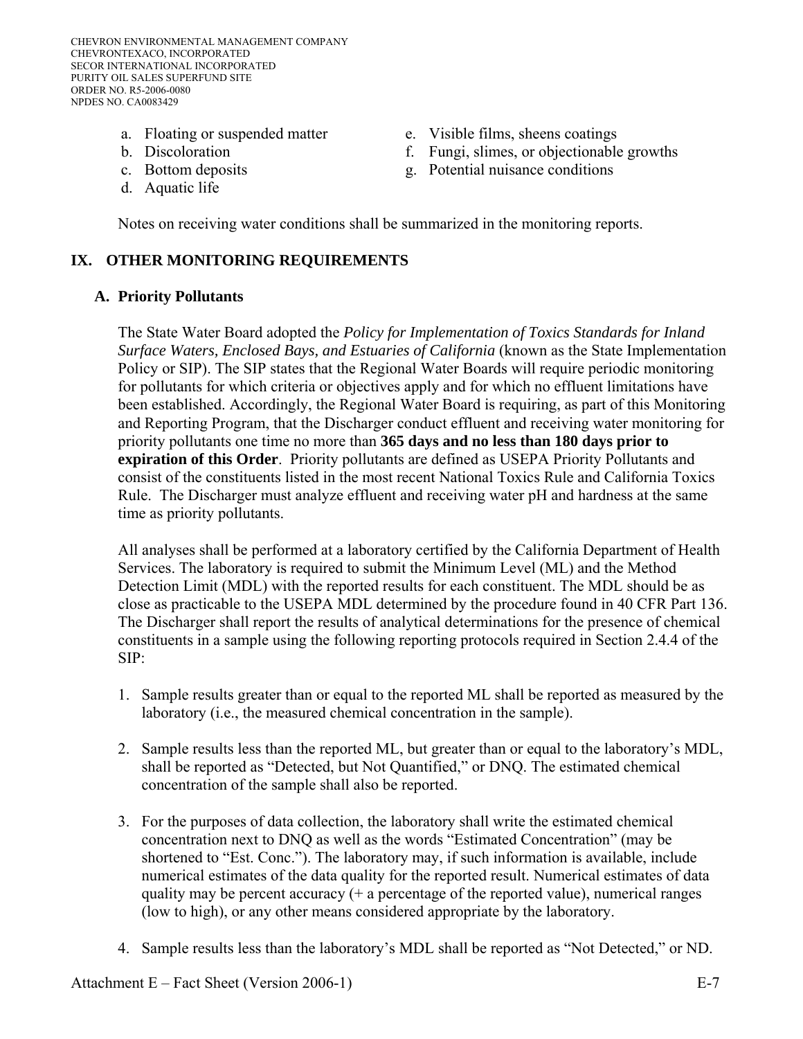a. Floating or suspended matter
b. Discoloration
c. Bottom deposits
d. Aquatic life
e. Visible films, sheens coatings
f. Fungi, slimes, or objectionable growths
g. Potential nuisance conditions

Notes on receiving water conditions shall be summarized in the monitoring reports.

## IX. OTHER MONITORING REQUIREMENTS

### A. Priority Pollutants

The State Water Board adopted the *Policy for Implementation of Toxics Standards for Inland Surface Waters, Enclosed Bays, and Estuaries of California* (known as the State Implementation Policy or SIP). The SIP states that the Regional Water Boards will require periodic monitoring for pollutants for which criteria or objectives apply and for which no effluent limitations have been established. Accordingly, the Regional Water Board is requiring, as part of this Monitoring and Reporting Program, that the Discharger conduct effluent and receiving water monitoring for priority pollutants one time no more than **365 days and no less than 180 days prior to expiration of this Order**. Priority pollutants are defined as USEPA Priority Pollutants and consist of the constituents listed in the most recent National Toxics Rule and California Toxics Rule. The Discharger must analyze effluent and receiving water pH and hardness at the same time as priority pollutants.

All analyses shall be performed at a laboratory certified by the California Department of Health Services. The laboratory is required to submit the Minimum Level (ML) and the Method Detection Limit (MDL) with the reported results for each constituent. The MDL should be as close as practicable to the USEPA MDL determined by the procedure found in 40 CFR Part 136. The Discharger shall report the results of analytical determinations for the presence of chemical constituents in a sample using the following reporting protocols required in Section 2.4.4 of the SIP:

1. Sample results greater than or equal to the reported ML shall be reported as measured by the laboratory (i.e., the measured chemical concentration in the sample).

2. Sample results less than the reported ML, but greater than or equal to the laboratory's MDL, shall be reported as "Detected, but Not Quantified," or DNQ. The estimated chemical concentration of the sample shall also be reported.

3. For the purposes of data collection, the laboratory shall write the estimated chemical concentration next to DNQ as well as the words "Estimated Concentration" (may be shortened to "Est. Conc."). The laboratory may, if such information is available, include numerical estimates of the data quality for the reported result. Numerical estimates of data quality may be percent accuracy (+ a percentage of the reported value), numerical ranges (low to high), or any other means considered appropriate by the laboratory.

4. Sample results less than the laboratory's MDL shall be reported as "Not Detected," or ND.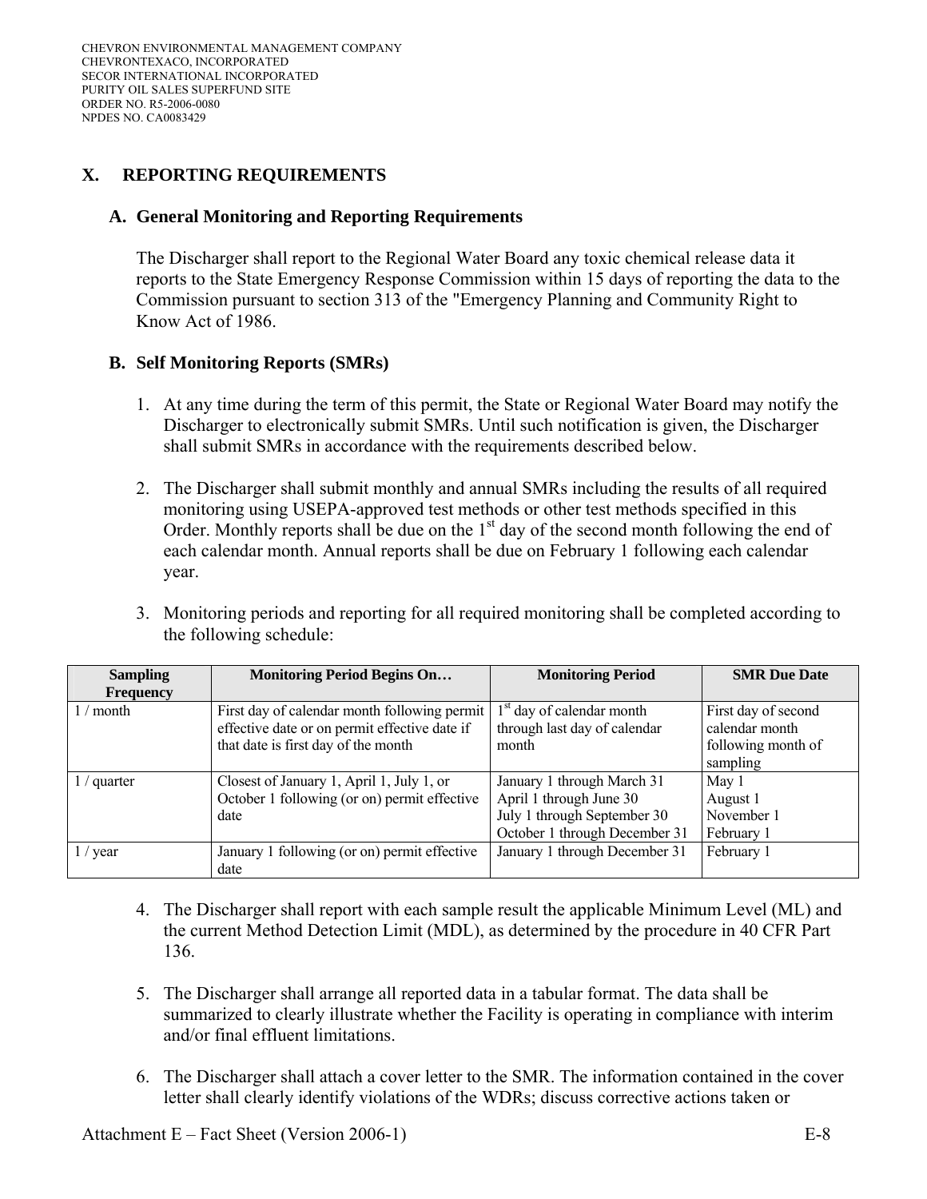## X. REPORTING REQUIREMENTS

### A. General Monitoring and Reporting Requirements

The Discharger shall report to the Regional Water Board any toxic chemical release data it reports to the State Emergency Response Commission within 15 days of reporting the data to the Commission pursuant to section 313 of the "Emergency Planning and Community Right to Know Act of 1986.

### B. Self Monitoring Reports (SMRs)

1. At any time during the term of this permit, the State or Regional Water Board may notify the Discharger to electronically submit SMRs. Until such notification is given, the Discharger shall submit SMRs in accordance with the requirements described below.

2. The Discharger shall submit monthly and annual SMRs including the results of all required monitoring using USEPA-approved test methods or other test methods specified in this Order. Monthly reports shall be due on the 1st day of the second month following the end of each calendar month. Annual reports shall be due on February 1 following each calendar year.

3. Monitoring periods and reporting for all required monitoring shall be completed according to the following schedule:

| Sampling Frequency | Monitoring Period Begins On… | Monitoring Period | SMR Due Date |
|---|---|---|---|
| 1 / month | First day of calendar month following permit effective date or on permit effective date if that date is first day of the month | 1st day of calendar month through last day of calendar month | First day of second calendar month following month of sampling |
| 1 / quarter | Closest of January 1, April 1, July 1, or October 1 following (or on) permit effective date | January 1 through March 31<br>April 1 through June 30<br>July 1 through September 30<br>October 1 through December 31 | May 1<br>August 1<br>November 1<br>February 1 |
| 1 / year | January 1 following (or on) permit effective date | January 1 through December 31 | February 1 |

4. The Discharger shall report with each sample result the applicable Minimum Level (ML) and the current Method Detection Limit (MDL), as determined by the procedure in 40 CFR Part 136.

5. The Discharger shall arrange all reported data in a tabular format. The data shall be summarized to clearly illustrate whether the Facility is operating in compliance with interim and/or final effluent limitations.

6. The Discharger shall attach a cover letter to the SMR. The information contained in the cover letter shall clearly identify violations of the WDRs; discuss corrective actions taken or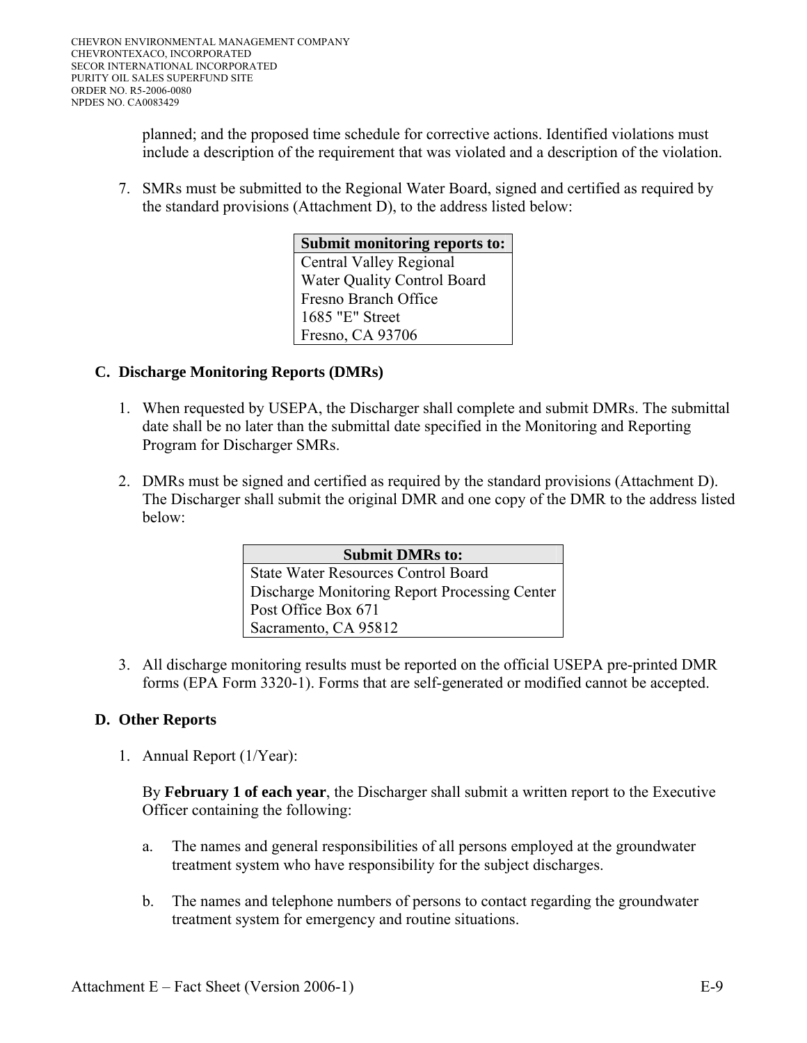planned; and the proposed time schedule for corrective actions. Identified violations must include a description of the requirement that was violated and a description of the violation.

7. SMRs must be submitted to the Regional Water Board, signed and certified as required by the standard provisions (Attachment D), to the address listed below:

| Submit monitoring reports to: |
|---|
| Central Valley Regional<br>Water Quality Control Board<br>Fresno Branch Office<br>1685 "E" Street<br>Fresno, CA 93706 |

### C. Discharge Monitoring Reports (DMRs)

1. When requested by USEPA, the Discharger shall complete and submit DMRs. The submittal date shall be no later than the submittal date specified in the Monitoring and Reporting Program for Discharger SMRs.

2. DMRs must be signed and certified as required by the standard provisions (Attachment D). The Discharger shall submit the original DMR and one copy of the DMR to the address listed below:

| Submit DMRs to: |
|---|
| State Water Resources Control Board<br>Discharge Monitoring Report Processing Center<br>Post Office Box 671<br>Sacramento, CA 95812 |

3. All discharge monitoring results must be reported on the official USEPA pre-printed DMR forms (EPA Form 3320-1). Forms that are self-generated or modified cannot be accepted.

### D. Other Reports

1. Annual Report (1/Year):

   By **February 1 of each year**, the Discharger shall submit a written report to the Executive Officer containing the following:

   a. The names and general responsibilities of all persons employed at the groundwater treatment system who have responsibility for the subject discharges.

   b. The names and telephone numbers of persons to contact regarding the groundwater treatment system for emergency and routine situations.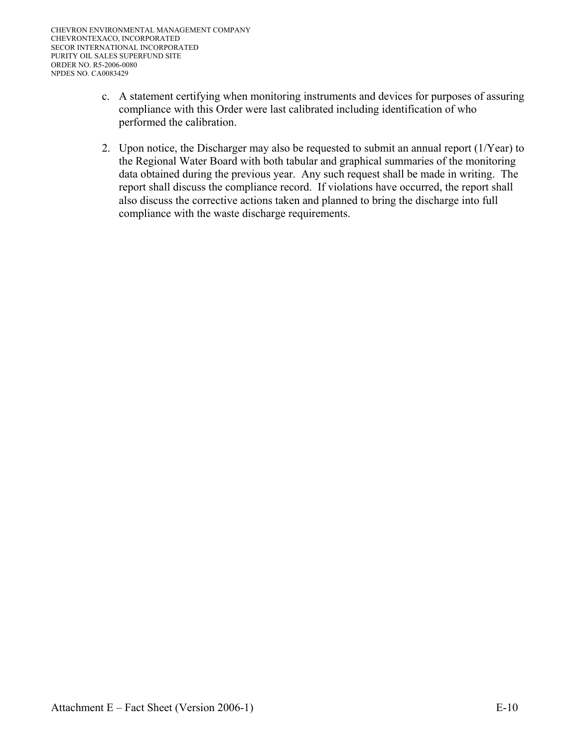c. A statement certifying when monitoring instruments and devices for purposes of assuring compliance with this Order were last calibrated including identification of who performed the calibration.

2. Upon notice, the Discharger may also be requested to submit an annual report (1/Year) to the Regional Water Board with both tabular and graphical summaries of the monitoring data obtained during the previous year. Any such request shall be made in writing. The report shall discuss the compliance record. If violations have occurred, the report shall also discuss the corrective actions taken and planned to bring the discharge into full compliance with the waste discharge requirements.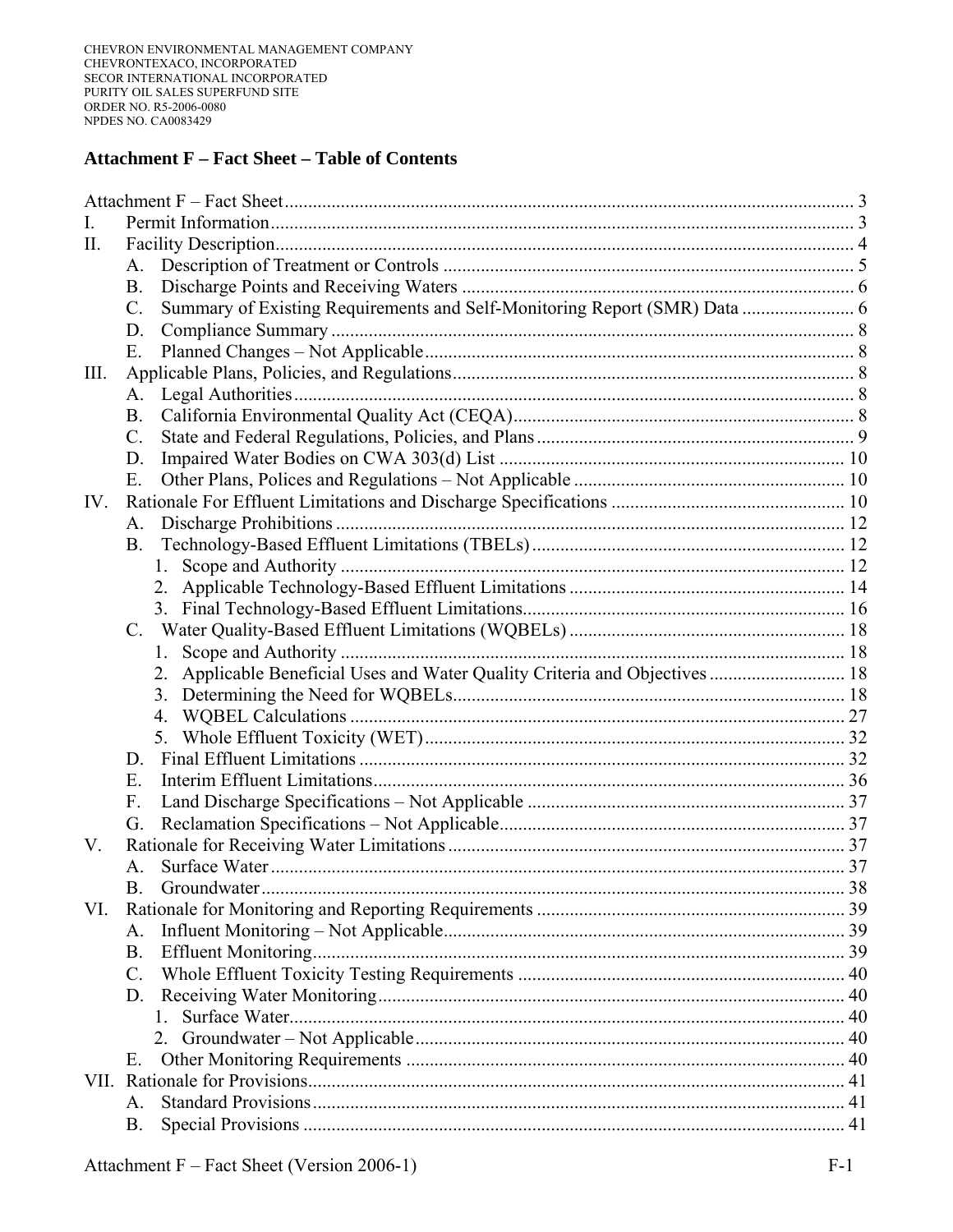# Attachment F – Fact Sheet – Table of Contents

| | | Page |
|---|---|---|
| Attachment F – Fact Sheet | | 3 |
| I. | Permit Information | 3 |
| II. | Facility Description | 4 |
| | A. Description of Treatment or Controls | 5 |
| | B. Discharge Points and Receiving Waters | 6 |
| | C. Summary of Existing Requirements and Self-Monitoring Report (SMR) Data | 6 |
| | D. Compliance Summary | 8 |
| | E. Planned Changes – Not Applicable | 8 |
| III. | Applicable Plans, Policies, and Regulations | 8 |
| | A. Legal Authorities | 8 |
| | B. California Environmental Quality Act (CEQA) | 8 |
| | C. State and Federal Regulations, Policies, and Plans | 9 |
| | D. Impaired Water Bodies on CWA 303(d) List | 10 |
| | E. Other Plans, Polices and Regulations – Not Applicable | 10 |
| IV. | Rationale For Effluent Limitations and Discharge Specifications | 10 |
| | A. Discharge Prohibitions | 12 |
| | B. Technology-Based Effluent Limitations (TBELs) | 12 |
| | 1. Scope and Authority | 12 |
| | 2. Applicable Technology-Based Effluent Limitations | 14 |
| | 3. Final Technology-Based Effluent Limitations | 16 |
| | C. Water Quality-Based Effluent Limitations (WQBELs) | 18 |
| | 1. Scope and Authority | 18 |
| | 2. Applicable Beneficial Uses and Water Quality Criteria and Objectives | 18 |
| | 3. Determining the Need for WQBELs | 18 |
| | 4. WQBEL Calculations | 27 |
| | 5. Whole Effluent Toxicity (WET) | 32 |
| | D. Final Effluent Limitations | 32 |
| | E. Interim Effluent Limitations | 36 |
| | F. Land Discharge Specifications – Not Applicable | 37 |
| | G. Reclamation Specifications – Not Applicable | 37 |
| V. | Rationale for Receiving Water Limitations | 37 |
| | A. Surface Water | 37 |
| | B. Groundwater | 38 |
| VI. | Rationale for Monitoring and Reporting Requirements | 39 |
| | A. Influent Monitoring – Not Applicable | 39 |
| | B. Effluent Monitoring | 39 |
| | C. Whole Effluent Toxicity Testing Requirements | 40 |
| | D. Receiving Water Monitoring | 40 |
| | 1. Surface Water | 40 |
| | 2. Groundwater – Not Applicable | 40 |
| | E. Other Monitoring Requirements | 40 |
| VII. | Rationale for Provisions | 41 |
| | A. Standard Provisions | 41 |
| | B. Special Provisions | 41 |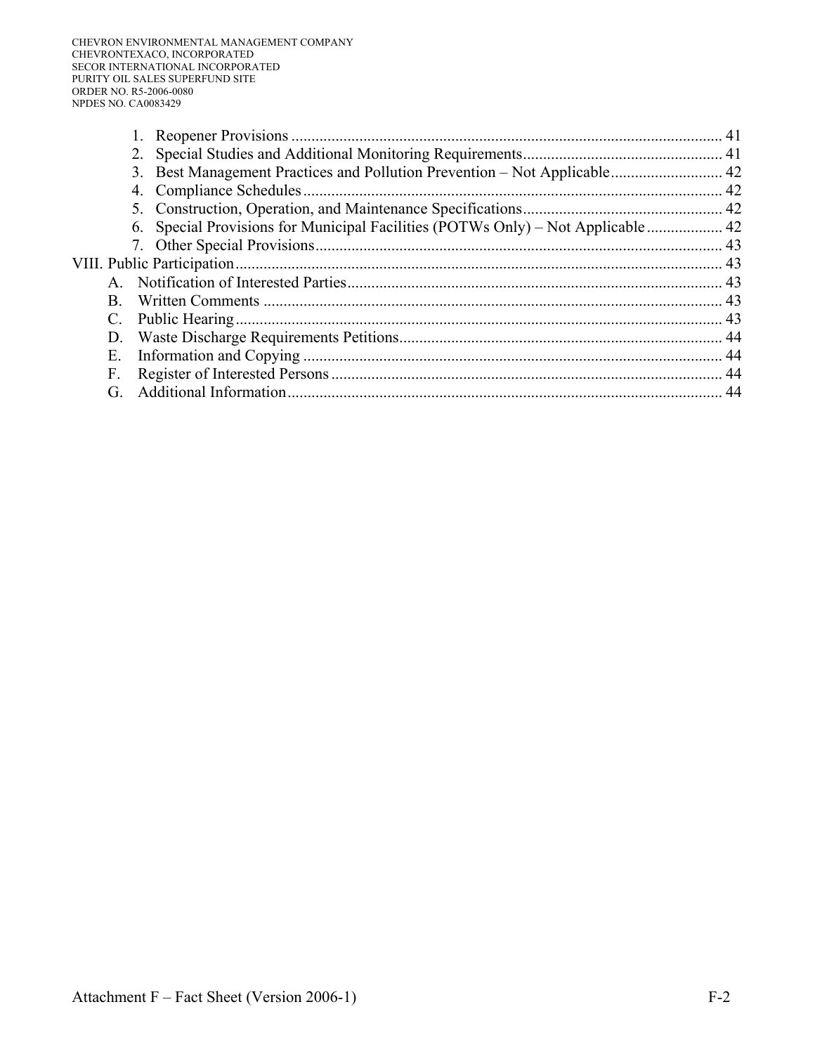1. Reopener Provisions ........................................................................................................... 41
2. Special Studies and Additional Monitoring Requirements.................................................. 41
3. Best Management Practices and Pollution Prevention – Not Applicable............................ 42
4. Compliance Schedules ........................................................................................................ 42
5. Construction, Operation, and Maintenance Specifications.................................................. 42
6. Special Provisions for Municipal Facilities (POTWs Only) – Not Applicable................... 42
7. Other Special Provisions..................................................................................................... 43

VIII. Public Participation......................................................................................................... 43

A. Notification of Interested Parties............................................................................................ 43
B. Written Comments .................................................................................................................. 43
C. Public Hearing......................................................................................................................... 43
D. Waste Discharge Requirements Petitions................................................................................ 44
E. Information and Copying ........................................................................................................ 44
F. Register of Interested Persons ................................................................................................. 44
G. Additional Information............................................................................................................ 44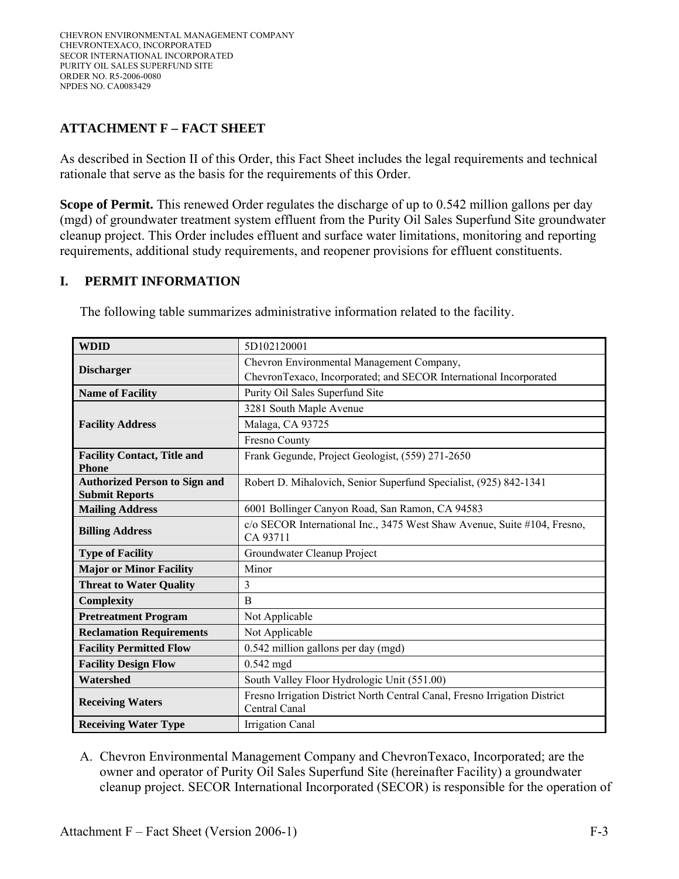## ATTACHMENT F – FACT SHEET

As described in Section II of this Order, this Fact Sheet includes the legal requirements and technical rationale that serve as the basis for the requirements of this Order.

**Scope of Permit.** This renewed Order regulates the discharge of up to 0.542 million gallons per day (mgd) of groundwater treatment system effluent from the Purity Oil Sales Superfund Site groundwater cleanup project. This Order includes effluent and surface water limitations, monitoring and reporting requirements, additional study requirements, and reopener provisions for effluent constituents.

### I. PERMIT INFORMATION

The following table summarizes administrative information related to the facility.

| | |
|---|---|
| **WDID** | 5D102120001 |
| **Discharger** | Chevron Environmental Management Company, ChevronTexaco, Incorporated; and SECOR International Incorporated |
| **Name of Facility** | Purity Oil Sales Superfund Site |
| **Facility Address** | 3281 South Maple Avenue |
| | Malaga, CA 93725 |
| | Fresno County |
| **Facility Contact, Title and Phone** | Frank Gegunde, Project Geologist, (559) 271-2650 |
| **Authorized Person to Sign and Submit Reports** | Robert D. Mihalovich, Senior Superfund Specialist, (925) 842-1341 |
| **Mailing Address** | 6001 Bollinger Canyon Road, San Ramon, CA 94583 |
| **Billing Address** | c/o SECOR International Inc., 3475 West Shaw Avenue, Suite #104, Fresno, CA 93711 |
| **Type of Facility** | Groundwater Cleanup Project |
| **Major or Minor Facility** | Minor |
| **Threat to Water Quality** | 3 |
| **Complexity** | B |
| **Pretreatment Program** | Not Applicable |
| **Reclamation Requirements** | Not Applicable |
| **Facility Permitted Flow** | 0.542 million gallons per day (mgd) |
| **Facility Design Flow** | 0.542 mgd |
| **Watershed** | South Valley Floor Hydrologic Unit (551.00) |
| **Receiving Waters** | Fresno Irrigation District North Central Canal, Fresno Irrigation District Central Canal |
| **Receiving Water Type** | Irrigation Canal |

A. Chevron Environmental Management Company and ChevronTexaco, Incorporated; are the owner and operator of Purity Oil Sales Superfund Site (hereinafter Facility) a groundwater cleanup project. SECOR International Incorporated (SECOR) is responsible for the operation of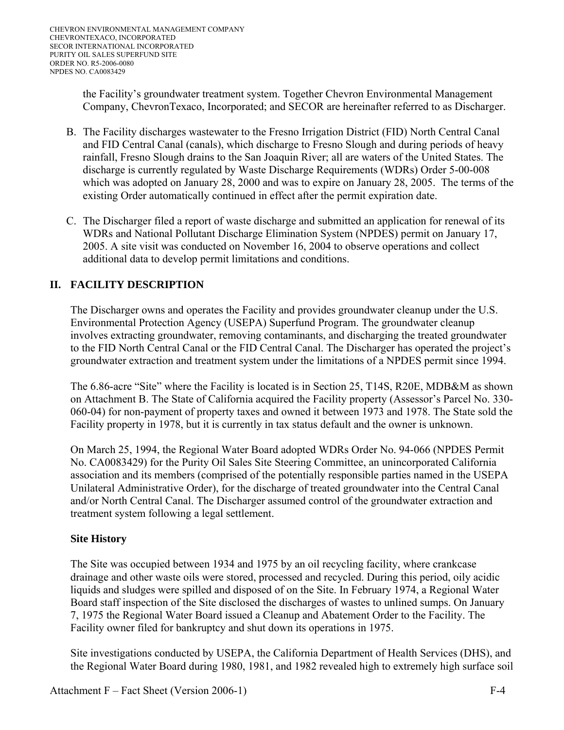the Facility's groundwater treatment system. Together Chevron Environmental Management Company, ChevronTexaco, Incorporated; and SECOR are hereinafter referred to as Discharger.

B. The Facility discharges wastewater to the Fresno Irrigation District (FID) North Central Canal and FID Central Canal (canals), which discharge to Fresno Slough and during periods of heavy rainfall, Fresno Slough drains to the San Joaquin River; all are waters of the United States. The discharge is currently regulated by Waste Discharge Requirements (WDRs) Order 5-00-008 which was adopted on January 28, 2000 and was to expire on January 28, 2005. The terms of the existing Order automatically continued in effect after the permit expiration date.

C. The Discharger filed a report of waste discharge and submitted an application for renewal of its WDRs and National Pollutant Discharge Elimination System (NPDES) permit on January 17, 2005. A site visit was conducted on November 16, 2004 to observe operations and collect additional data to develop permit limitations and conditions.

## II. FACILITY DESCRIPTION

The Discharger owns and operates the Facility and provides groundwater cleanup under the U.S. Environmental Protection Agency (USEPA) Superfund Program. The groundwater cleanup involves extracting groundwater, removing contaminants, and discharging the treated groundwater to the FID North Central Canal or the FID Central Canal. The Discharger has operated the project's groundwater extraction and treatment system under the limitations of a NPDES permit since 1994.

The 6.86-acre "Site" where the Facility is located is in Section 25, T14S, R20E, MDB&M as shown on Attachment B. The State of California acquired the Facility property (Assessor's Parcel No. 330-060-04) for non-payment of property taxes and owned it between 1973 and 1978. The State sold the Facility property in 1978, but it is currently in tax status default and the owner is unknown.

On March 25, 1994, the Regional Water Board adopted WDRs Order No. 94-066 (NPDES Permit No. CA0083429) for the Purity Oil Sales Site Steering Committee, an unincorporated California association and its members (comprised of the potentially responsible parties named in the USEPA Unilateral Administrative Order), for the discharge of treated groundwater into the Central Canal and/or North Central Canal. The Discharger assumed control of the groundwater extraction and treatment system following a legal settlement.

### Site History

The Site was occupied between 1934 and 1975 by an oil recycling facility, where crankcase drainage and other waste oils were stored, processed and recycled. During this period, oily acidic liquids and sludges were spilled and disposed of on the Site. In February 1974, a Regional Water Board staff inspection of the Site disclosed the discharges of wastes to unlined sumps. On January 7, 1975 the Regional Water Board issued a Cleanup and Abatement Order to the Facility. The Facility owner filed for bankruptcy and shut down its operations in 1975.

Site investigations conducted by USEPA, the California Department of Health Services (DHS), and the Regional Water Board during 1980, 1981, and 1982 revealed high to extremely high surface soil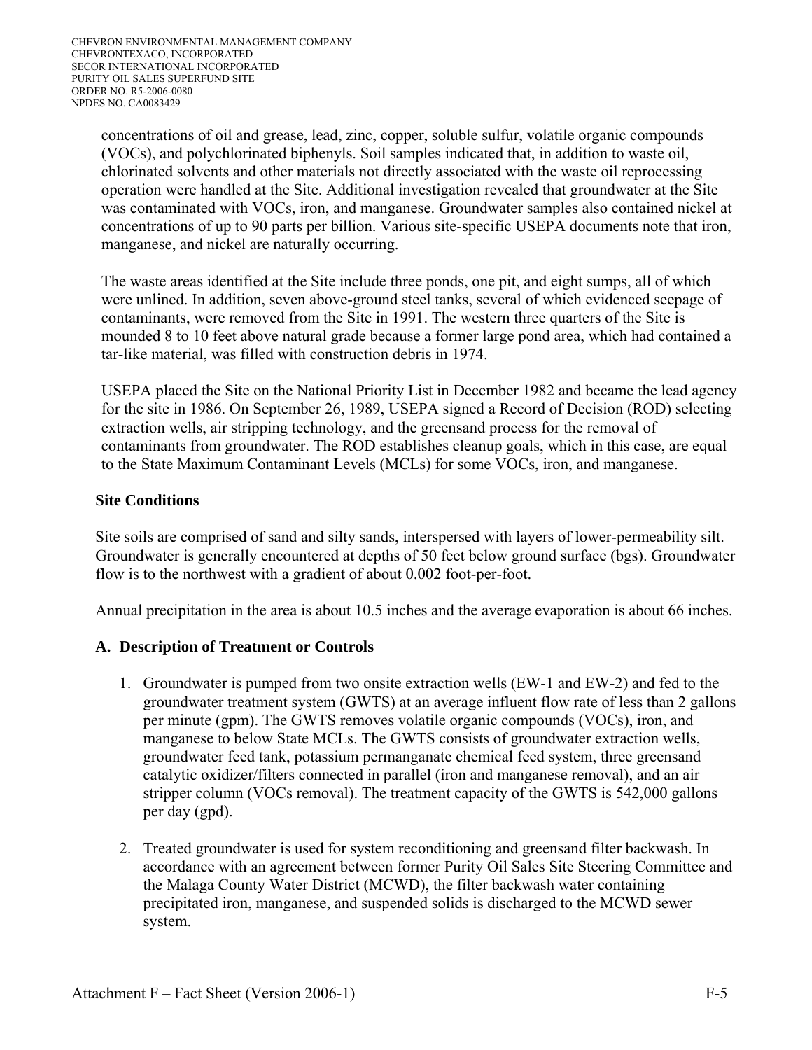concentrations of oil and grease, lead, zinc, copper, soluble sulfur, volatile organic compounds (VOCs), and polychlorinated biphenyls. Soil samples indicated that, in addition to waste oil, chlorinated solvents and other materials not directly associated with the waste oil reprocessing operation were handled at the Site. Additional investigation revealed that groundwater at the Site was contaminated with VOCs, iron, and manganese. Groundwater samples also contained nickel at concentrations of up to 90 parts per billion. Various site-specific USEPA documents note that iron, manganese, and nickel are naturally occurring.

The waste areas identified at the Site include three ponds, one pit, and eight sumps, all of which were unlined. In addition, seven above-ground steel tanks, several of which evidenced seepage of contaminants, were removed from the Site in 1991. The western three quarters of the Site is mounded 8 to 10 feet above natural grade because a former large pond area, which had contained a tar-like material, was filled with construction debris in 1974.

USEPA placed the Site on the National Priority List in December 1982 and became the lead agency for the site in 1986. On September 26, 1989, USEPA signed a Record of Decision (ROD) selecting extraction wells, air stripping technology, and the greensand process for the removal of contaminants from groundwater. The ROD establishes cleanup goals, which in this case, are equal to the State Maximum Contaminant Levels (MCLs) for some VOCs, iron, and manganese.

**Site Conditions**

Site soils are comprised of sand and silty sands, interspersed with layers of lower-permeability silt. Groundwater is generally encountered at depths of 50 feet below ground surface (bgs). Groundwater flow is to the northwest with a gradient of about 0.002 foot-per-foot.

Annual precipitation in the area is about 10.5 inches and the average evaporation is about 66 inches.

### A. Description of Treatment or Controls

1. Groundwater is pumped from two onsite extraction wells (EW-1 and EW-2) and fed to the groundwater treatment system (GWTS) at an average influent flow rate of less than 2 gallons per minute (gpm). The GWTS removes volatile organic compounds (VOCs), iron, and manganese to below State MCLs. The GWTS consists of groundwater extraction wells, groundwater feed tank, potassium permanganate chemical feed system, three greensand catalytic oxidizer/filters connected in parallel (iron and manganese removal), and an air stripper column (VOCs removal). The treatment capacity of the GWTS is 542,000 gallons per day (gpd).

2. Treated groundwater is used for system reconditioning and greensand filter backwash. In accordance with an agreement between former Purity Oil Sales Site Steering Committee and the Malaga County Water District (MCWD), the filter backwash water containing precipitated iron, manganese, and suspended solids is discharged to the MCWD sewer system.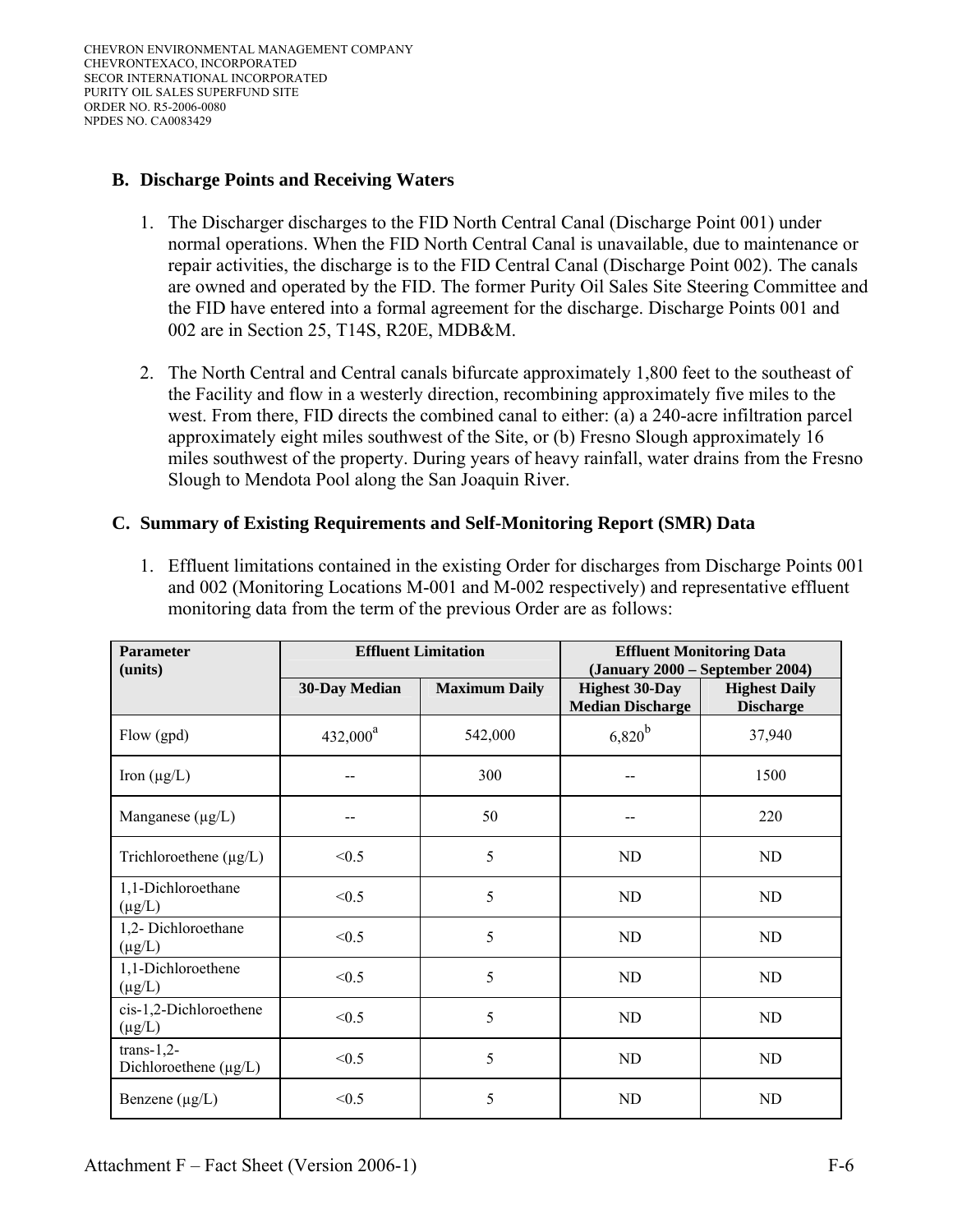### B. Discharge Points and Receiving Waters

1. The Discharger discharges to the FID North Central Canal (Discharge Point 001) under normal operations. When the FID North Central Canal is unavailable, due to maintenance or repair activities, the discharge is to the FID Central Canal (Discharge Point 002). The canals are owned and operated by the FID. The former Purity Oil Sales Site Steering Committee and the FID have entered into a formal agreement for the discharge. Discharge Points 001 and 002 are in Section 25, T14S, R20E, MDB&M.

2. The North Central and Central canals bifurcate approximately 1,800 feet to the southeast of the Facility and flow in a westerly direction, recombining approximately five miles to the west. From there, FID directs the combined canal to either: (a) a 240-acre infiltration parcel approximately eight miles southwest of the Site, or (b) Fresno Slough approximately 16 miles southwest of the property. During years of heavy rainfall, water drains from the Fresno Slough to Mendota Pool along the San Joaquin River.

### C. Summary of Existing Requirements and Self-Monitoring Report (SMR) Data

1. Effluent limitations contained in the existing Order for discharges from Discharge Points 001 and 002 (Monitoring Locations M-001 and M-002 respectively) and representative effluent monitoring data from the term of the previous Order are as follows:

| Parameter (units) | Effluent Limitation | | Effluent Monitoring Data (January 2000 – September 2004) | |
|---|---|---|---|---|
| | 30-Day Median | Maximum Daily | Highest 30-Day Median Discharge | Highest Daily Discharge |
| Flow (gpd) | 432,000[a] | 542,000 | 6,820[b] | 37,940 |
| Iron (µg/L) | -- | 300 | -- | 1500 |
| Manganese (µg/L) | -- | 50 | -- | 220 |
| Trichloroethene (µg/L) | <0.5 | 5 | ND | ND |
| 1,1-Dichloroethane (µg/L) | <0.5 | 5 | ND | ND |
| 1,2- Dichloroethane (µg/L) | <0.5 | 5 | ND | ND |
| 1,1-Dichloroethene (µg/L) | <0.5 | 5 | ND | ND |
| cis-1,2-Dichloroethene (µg/L) | <0.5 | 5 | ND | ND |
| trans-1,2-Dichloroethene (µg/L) | <0.5 | 5 | ND | ND |
| Benzene (µg/L) | <0.5 | 5 | ND | ND |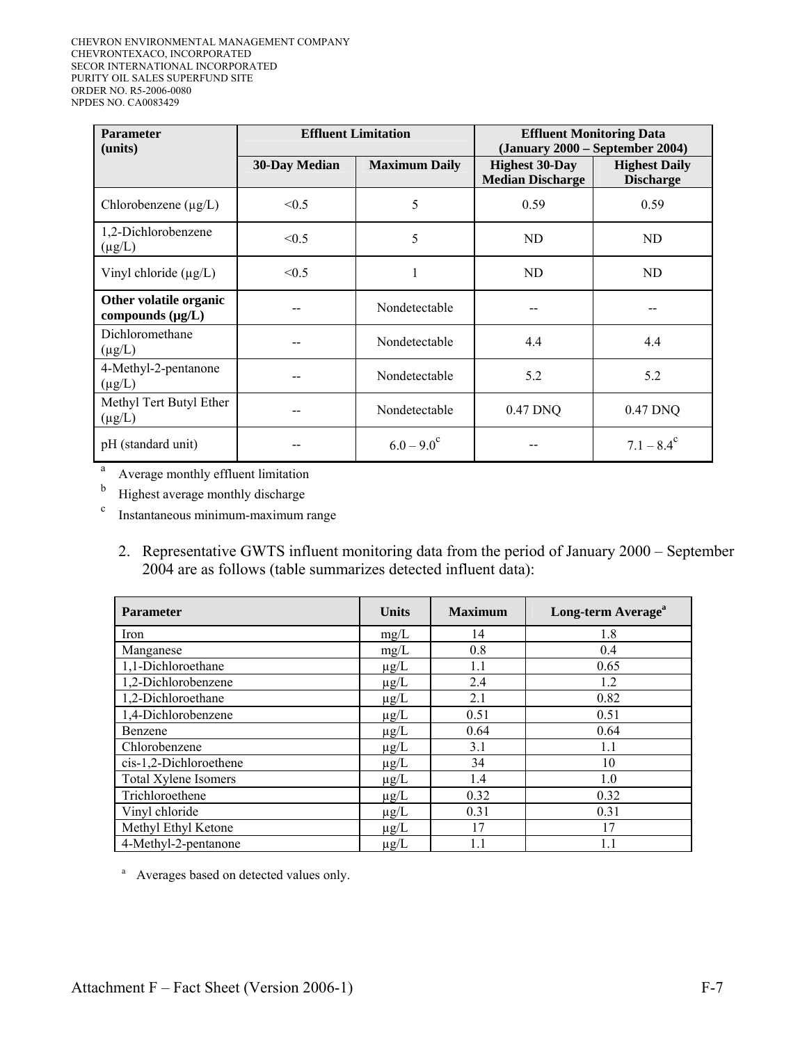| Parameter (units) | Effluent Limitation | | Effluent Monitoring Data (January 2000 – September 2004) | |
|---|---|---|---|---|
| | 30-Day Median | Maximum Daily | Highest 30-Day Median Discharge | Highest Daily Discharge |
| Chlorobenzene (µg/L) | <0.5 | 5 | 0.59 | 0.59 |
| 1,2-Dichlorobenzene (µg/L) | <0.5 | 5 | ND | ND |
| Vinyl chloride (µg/L) | <0.5 | 1 | ND | ND |
| **Other volatile organic compounds (µg/L)** | -- | Nondetectable | -- | -- |
| Dichloromethane (µg/L) | -- | Nondetectable | 4.4 | 4.4 |
| 4-Methyl-2-pentanone (µg/L) | -- | Nondetectable | 5.2 | 5.2 |
| Methyl Tert Butyl Ether (µg/L) | -- | Nondetectable | 0.47 DNQ | 0.47 DNQ |
| pH (standard unit) | -- | 6.0 – 9.0[c] | -- | 7.1 – 8.4[c] |

[a] Average monthly effluent limitation

[b] Highest average monthly discharge

[c] Instantaneous minimum-maximum range

2. Representative GWTS influent monitoring data from the period of January 2000 – September 2004 are as follows (table summarizes detected influent data):

| Parameter | Units | Maximum | Long-term Average[a] |
|---|---|---|---|
| Iron | mg/L | 14 | 1.8 |
| Manganese | mg/L | 0.8 | 0.4 |
| 1,1-Dichloroethane | µg/L | 1.1 | 0.65 |
| 1,2-Dichlorobenzene | µg/L | 2.4 | 1.2 |
| 1,2-Dichloroethane | µg/L | 2.1 | 0.82 |
| 1,4-Dichlorobenzene | µg/L | 0.51 | 0.51 |
| Benzene | µg/L | 0.64 | 0.64 |
| Chlorobenzene | µg/L | 3.1 | 1.1 |
| cis-1,2-Dichloroethene | µg/L | 34 | 10 |
| Total Xylene Isomers | µg/L | 1.4 | 1.0 |
| Trichloroethene | µg/L | 0.32 | 0.32 |
| Vinyl chloride | µg/L | 0.31 | 0.31 |
| Methyl Ethyl Ketone | µg/L | 17 | 17 |
| 4-Methyl-2-pentanone | µg/L | 1.1 | 1.1 |

[a] Averages based on detected values only.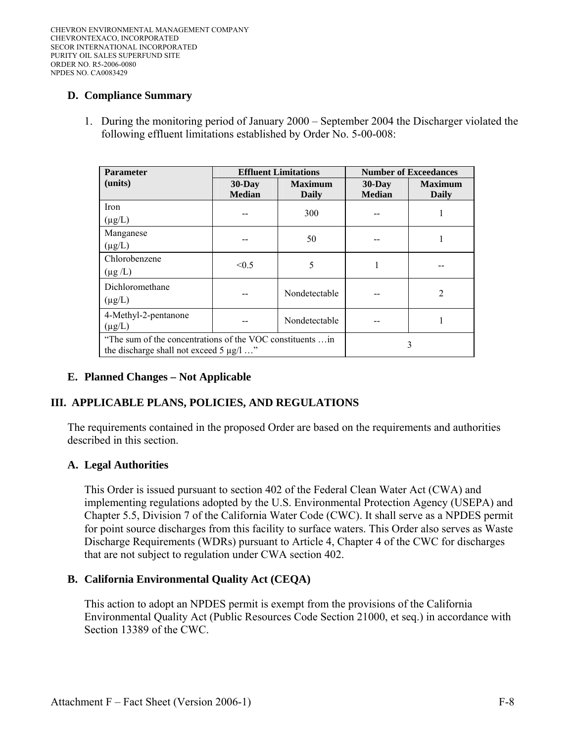### D. Compliance Summary

1. During the monitoring period of January 2000 – September 2004 the Discharger violated the following effluent limitations established by Order No. 5-00-008:

| Parameter (units) | Effluent Limitations | | Number of Exceedances | |
|---|---|---|---|---|
| | 30-Day Median | Maximum Daily | 30-Day Median | Maximum Daily |
| Iron (μg/L) | -- | 300 | -- | 1 |
| Manganese (μg/L) | -- | 50 | -- | 1 |
| Chlorobenzene (μg /L) | <0.5 | 5 | 1 | -- |
| Dichloromethane (μg/L) | -- | Nondetectable | -- | 2 |
| 4-Methyl-2-pentanone (μg/L) | -- | Nondetectable | -- | 1 |
| "The sum of the concentrations of the VOC constituents …in the discharge shall not exceed 5 μg/l …" | | | 3 | |

### E. Planned Changes – Not Applicable

## III. APPLICABLE PLANS, POLICIES, AND REGULATIONS

The requirements contained in the proposed Order are based on the requirements and authorities described in this section.

### A. Legal Authorities

This Order is issued pursuant to section 402 of the Federal Clean Water Act (CWA) and implementing regulations adopted by the U.S. Environmental Protection Agency (USEPA) and Chapter 5.5, Division 7 of the California Water Code (CWC). It shall serve as a NPDES permit for point source discharges from this facility to surface waters. This Order also serves as Waste Discharge Requirements (WDRs) pursuant to Article 4, Chapter 4 of the CWC for discharges that are not subject to regulation under CWA section 402.

### B. California Environmental Quality Act (CEQA)

This action to adopt an NPDES permit is exempt from the provisions of the California Environmental Quality Act (Public Resources Code Section 21000, et seq.) in accordance with Section 13389 of the CWC.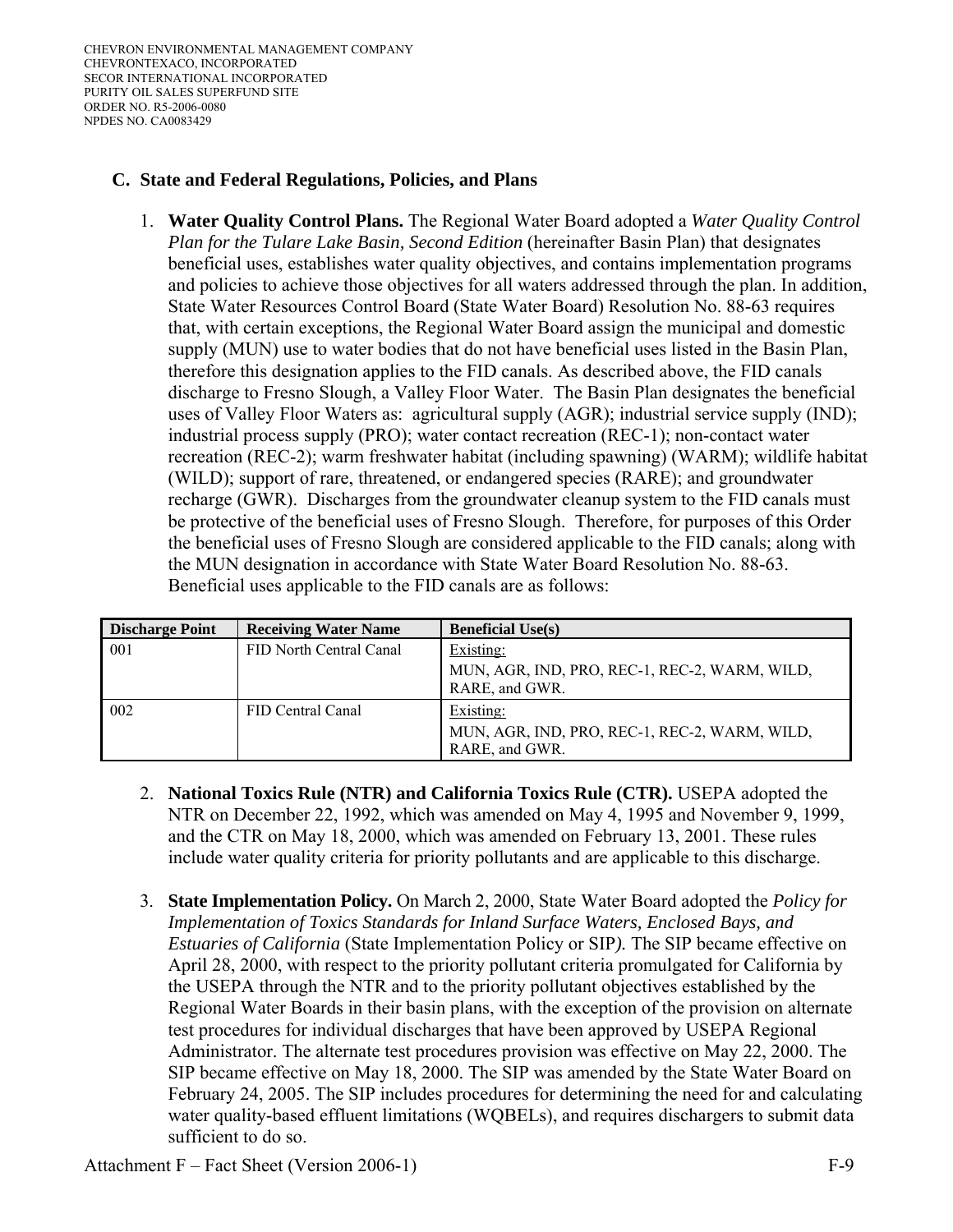## C. State and Federal Regulations, Policies, and Plans

1. **Water Quality Control Plans.** The Regional Water Board adopted a *Water Quality Control Plan for the Tulare Lake Basin, Second Edition* (hereinafter Basin Plan) that designates beneficial uses, establishes water quality objectives, and contains implementation programs and policies to achieve those objectives for all waters addressed through the plan. In addition, State Water Resources Control Board (State Water Board) Resolution No. 88-63 requires that, with certain exceptions, the Regional Water Board assign the municipal and domestic supply (MUN) use to water bodies that do not have beneficial uses listed in the Basin Plan, therefore this designation applies to the FID canals. As described above, the FID canals discharge to Fresno Slough, a Valley Floor Water. The Basin Plan designates the beneficial uses of Valley Floor Waters as: agricultural supply (AGR); industrial service supply (IND); industrial process supply (PRO); water contact recreation (REC-1); non-contact water recreation (REC-2); warm freshwater habitat (including spawning) (WARM); wildlife habitat (WILD); support of rare, threatened, or endangered species (RARE); and groundwater recharge (GWR). Discharges from the groundwater cleanup system to the FID canals must be protective of the beneficial uses of Fresno Slough. Therefore, for purposes of this Order the beneficial uses of Fresno Slough are considered applicable to the FID canals; along with the MUN designation in accordance with State Water Board Resolution No. 88-63. Beneficial uses applicable to the FID canals are as follows:

| Discharge Point | Receiving Water Name | Beneficial Use(s) |
|---|---|---|
| 001 | FID North Central Canal | Existing: MUN, AGR, IND, PRO, REC-1, REC-2, WARM, WILD, RARE, and GWR. |
| 002 | FID Central Canal | Existing: MUN, AGR, IND, PRO, REC-1, REC-2, WARM, WILD, RARE, and GWR. |

2. **National Toxics Rule (NTR) and California Toxics Rule (CTR).** USEPA adopted the NTR on December 22, 1992, which was amended on May 4, 1995 and November 9, 1999, and the CTR on May 18, 2000, which was amended on February 13, 2001. These rules include water quality criteria for priority pollutants and are applicable to this discharge.

3. **State Implementation Policy.** On March 2, 2000, State Water Board adopted the *Policy for Implementation of Toxics Standards for Inland Surface Waters, Enclosed Bays, and Estuaries of California* (State Implementation Policy or SIP*).* The SIP became effective on April 28, 2000, with respect to the priority pollutant criteria promulgated for California by the USEPA through the NTR and to the priority pollutant objectives established by the Regional Water Boards in their basin plans, with the exception of the provision on alternate test procedures for individual discharges that have been approved by USEPA Regional Administrator. The alternate test procedures provision was effective on May 22, 2000. The SIP became effective on May 18, 2000. The SIP was amended by the State Water Board on February 24, 2005. The SIP includes procedures for determining the need for and calculating water quality-based effluent limitations (WQBELs), and requires dischargers to submit data sufficient to do so.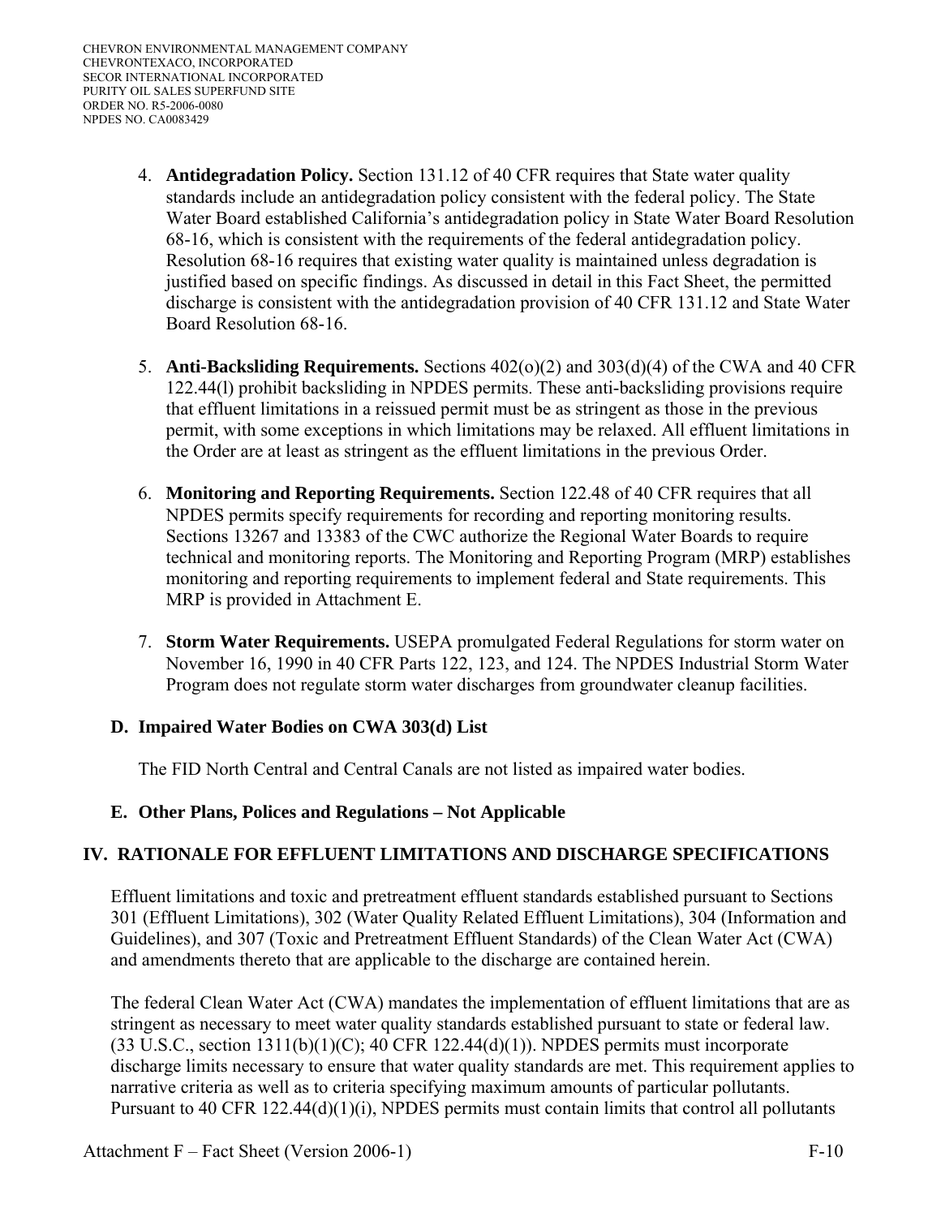4. **Antidegradation Policy.** Section 131.12 of 40 CFR requires that State water quality standards include an antidegradation policy consistent with the federal policy. The State Water Board established California's antidegradation policy in State Water Board Resolution 68-16, which is consistent with the requirements of the federal antidegradation policy. Resolution 68-16 requires that existing water quality is maintained unless degradation is justified based on specific findings. As discussed in detail in this Fact Sheet, the permitted discharge is consistent with the antidegradation provision of 40 CFR 131.12 and State Water Board Resolution 68-16.

5. **Anti-Backsliding Requirements.** Sections 402(o)(2) and 303(d)(4) of the CWA and 40 CFR 122.44(l) prohibit backsliding in NPDES permits. These anti-backsliding provisions require that effluent limitations in a reissued permit must be as stringent as those in the previous permit, with some exceptions in which limitations may be relaxed. All effluent limitations in the Order are at least as stringent as the effluent limitations in the previous Order.

6. **Monitoring and Reporting Requirements.** Section 122.48 of 40 CFR requires that all NPDES permits specify requirements for recording and reporting monitoring results. Sections 13267 and 13383 of the CWC authorize the Regional Water Boards to require technical and monitoring reports. The Monitoring and Reporting Program (MRP) establishes monitoring and reporting requirements to implement federal and State requirements. This MRP is provided in Attachment E.

7. **Storm Water Requirements.** USEPA promulgated Federal Regulations for storm water on November 16, 1990 in 40 CFR Parts 122, 123, and 124. The NPDES Industrial Storm Water Program does not regulate storm water discharges from groundwater cleanup facilities.

### D. Impaired Water Bodies on CWA 303(d) List

The FID North Central and Central Canals are not listed as impaired water bodies.

### E. Other Plans, Polices and Regulations – Not Applicable

## IV. RATIONALE FOR EFFLUENT LIMITATIONS AND DISCHARGE SPECIFICATIONS

Effluent limitations and toxic and pretreatment effluent standards established pursuant to Sections 301 (Effluent Limitations), 302 (Water Quality Related Effluent Limitations), 304 (Information and Guidelines), and 307 (Toxic and Pretreatment Effluent Standards) of the Clean Water Act (CWA) and amendments thereto that are applicable to the discharge are contained herein.

The federal Clean Water Act (CWA) mandates the implementation of effluent limitations that are as stringent as necessary to meet water quality standards established pursuant to state or federal law. (33 U.S.C., section 1311(b)(1)(C); 40 CFR 122.44(d)(1)). NPDES permits must incorporate discharge limits necessary to ensure that water quality standards are met. This requirement applies to narrative criteria as well as to criteria specifying maximum amounts of particular pollutants. Pursuant to 40 CFR 122.44(d)(1)(i), NPDES permits must contain limits that control all pollutants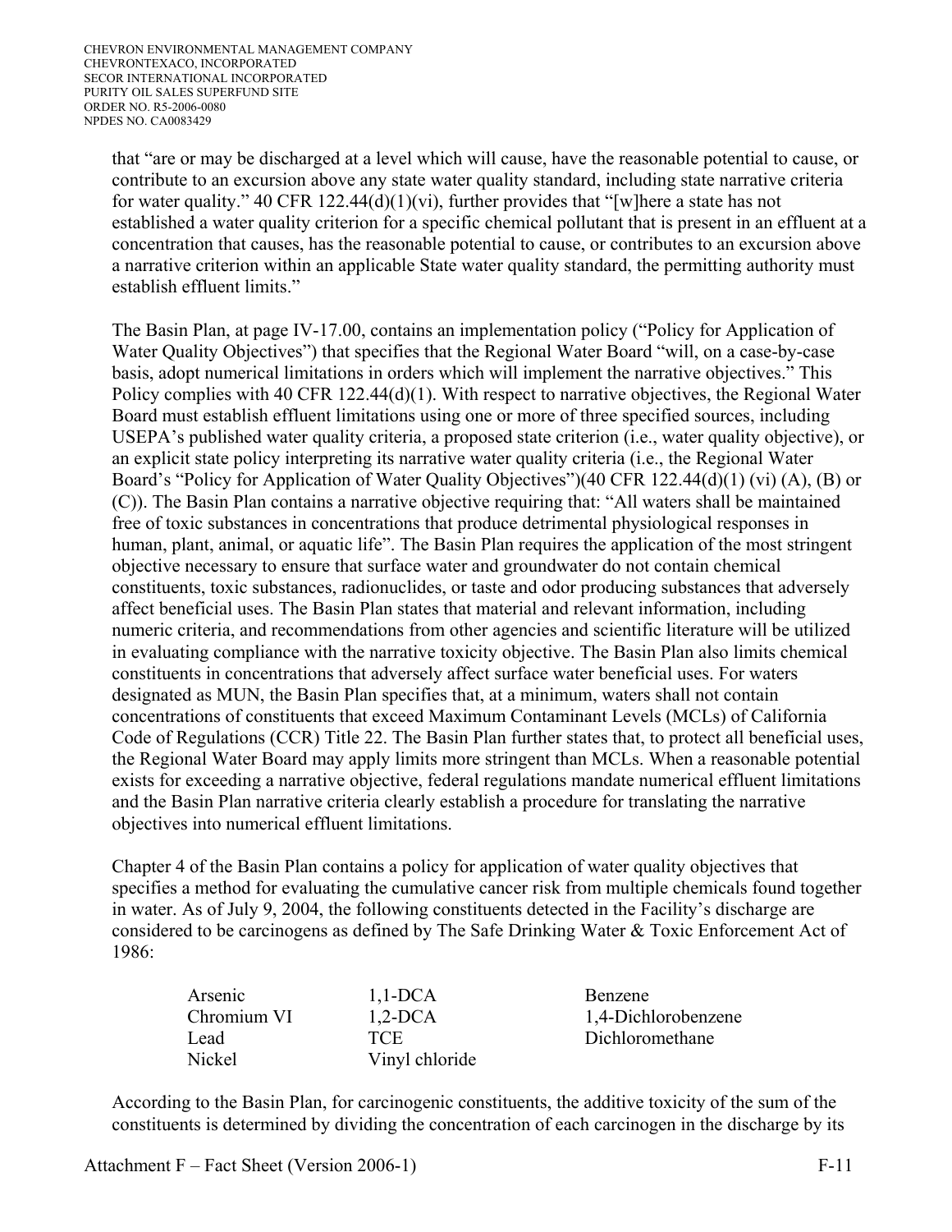that "are or may be discharged at a level which will cause, have the reasonable potential to cause, or contribute to an excursion above any state water quality standard, including state narrative criteria for water quality." 40 CFR 122.44(d)(1)(vi), further provides that "[w]here a state has not established a water quality criterion for a specific chemical pollutant that is present in an effluent at a concentration that causes, has the reasonable potential to cause, or contributes to an excursion above a narrative criterion within an applicable State water quality standard, the permitting authority must establish effluent limits."

The Basin Plan, at page IV-17.00, contains an implementation policy ("Policy for Application of Water Quality Objectives") that specifies that the Regional Water Board "will, on a case-by-case basis, adopt numerical limitations in orders which will implement the narrative objectives." This Policy complies with 40 CFR 122.44(d)(1). With respect to narrative objectives, the Regional Water Board must establish effluent limitations using one or more of three specified sources, including USEPA's published water quality criteria, a proposed state criterion (i.e., water quality objective), or an explicit state policy interpreting its narrative water quality criteria (i.e., the Regional Water Board's "Policy for Application of Water Quality Objectives")(40 CFR 122.44(d)(1) (vi) (A), (B) or (C)). The Basin Plan contains a narrative objective requiring that: "All waters shall be maintained free of toxic substances in concentrations that produce detrimental physiological responses in human, plant, animal, or aquatic life". The Basin Plan requires the application of the most stringent objective necessary to ensure that surface water and groundwater do not contain chemical constituents, toxic substances, radionuclides, or taste and odor producing substances that adversely affect beneficial uses. The Basin Plan states that material and relevant information, including numeric criteria, and recommendations from other agencies and scientific literature will be utilized in evaluating compliance with the narrative toxicity objective. The Basin Plan also limits chemical constituents in concentrations that adversely affect surface water beneficial uses. For waters designated as MUN, the Basin Plan specifies that, at a minimum, waters shall not contain concentrations of constituents that exceed Maximum Contaminant Levels (MCLs) of California Code of Regulations (CCR) Title 22. The Basin Plan further states that, to protect all beneficial uses, the Regional Water Board may apply limits more stringent than MCLs. When a reasonable potential exists for exceeding a narrative objective, federal regulations mandate numerical effluent limitations and the Basin Plan narrative criteria clearly establish a procedure for translating the narrative objectives into numerical effluent limitations.

Chapter 4 of the Basin Plan contains a policy for application of water quality objectives that specifies a method for evaluating the cumulative cancer risk from multiple chemicals found together in water. As of July 9, 2004, the following constituents detected in the Facility's discharge are considered to be carcinogens as defined by The Safe Drinking Water & Toxic Enforcement Act of 1986:

| | | |
|---|---|---|
| Arsenic | 1,1-DCA | Benzene |
| Chromium VI | 1,2-DCA | 1,4-Dichlorobenzene |
| Lead | TCE | Dichloromethane |
| Nickel | Vinyl chloride | |

According to the Basin Plan, for carcinogenic constituents, the additive toxicity of the sum of the constituents is determined by dividing the concentration of each carcinogen in the discharge by its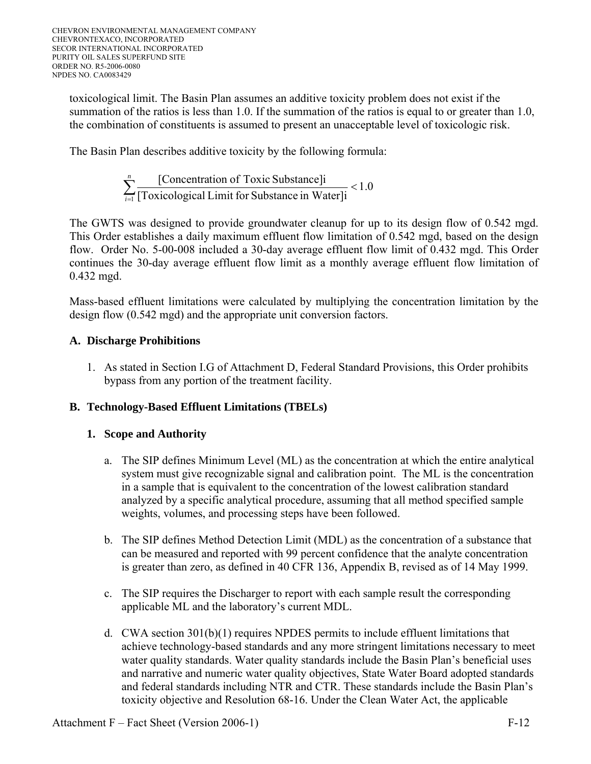toxicological limit. The Basin Plan assumes an additive toxicity problem does not exist if the summation of the ratios is less than 1.0. If the summation of the ratios is equal to or greater than 1.0, the combination of constituents is assumed to present an unacceptable level of toxicologic risk.

The Basin Plan describes additive toxicity by the following formula:

$$\sum_{i=1}^{n} \frac{[\text{Concentration of Toxic Substance}]i}{[\text{Toxicological Limit for Substance in Water}]i} < 1.0$$

The GWTS was designed to provide groundwater cleanup for up to its design flow of 0.542 mgd. This Order establishes a daily maximum effluent flow limitation of 0.542 mgd, based on the design flow. Order No. 5-00-008 included a 30-day average effluent flow limit of 0.432 mgd. This Order continues the 30-day average effluent flow limit as a monthly average effluent flow limitation of 0.432 mgd.

Mass-based effluent limitations were calculated by multiplying the concentration limitation by the design flow (0.542 mgd) and the appropriate unit conversion factors.

## A. Discharge Prohibitions

1. As stated in Section I.G of Attachment D, Federal Standard Provisions, this Order prohibits bypass from any portion of the treatment facility.

## B. Technology-Based Effluent Limitations (TBELs)

### 1. Scope and Authority

a. The SIP defines Minimum Level (ML) as the concentration at which the entire analytical system must give recognizable signal and calibration point. The ML is the concentration in a sample that is equivalent to the concentration of the lowest calibration standard analyzed by a specific analytical procedure, assuming that all method specified sample weights, volumes, and processing steps have been followed.

b. The SIP defines Method Detection Limit (MDL) as the concentration of a substance that can be measured and reported with 99 percent confidence that the analyte concentration is greater than zero, as defined in 40 CFR 136, Appendix B, revised as of 14 May 1999.

c. The SIP requires the Discharger to report with each sample result the corresponding applicable ML and the laboratory's current MDL.

d. CWA section 301(b)(1) requires NPDES permits to include effluent limitations that achieve technology-based standards and any more stringent limitations necessary to meet water quality standards. Water quality standards include the Basin Plan's beneficial uses and narrative and numeric water quality objectives, State Water Board adopted standards and federal standards including NTR and CTR. These standards include the Basin Plan's toxicity objective and Resolution 68-16. Under the Clean Water Act, the applicable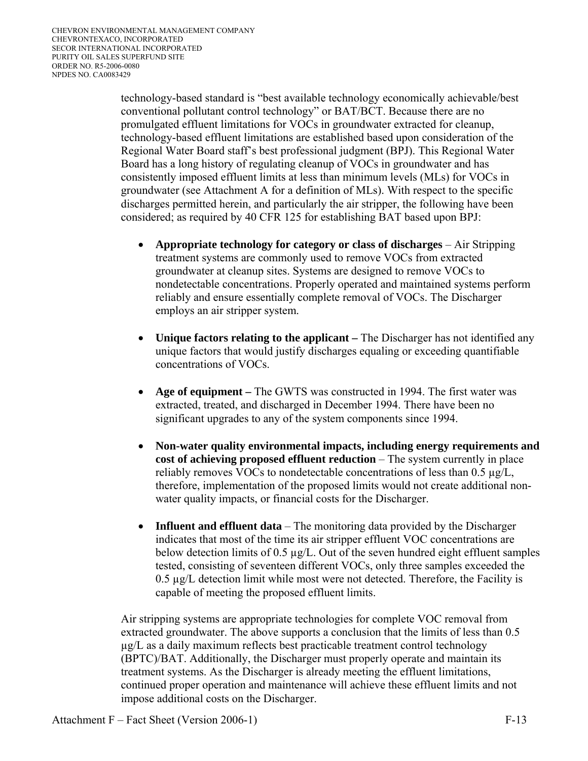technology-based standard is "best available technology economically achievable/best conventional pollutant control technology" or BAT/BCT. Because there are no promulgated effluent limitations for VOCs in groundwater extracted for cleanup, technology-based effluent limitations are established based upon consideration of the Regional Water Board staff's best professional judgment (BPJ). This Regional Water Board has a long history of regulating cleanup of VOCs in groundwater and has consistently imposed effluent limits at less than minimum levels (MLs) for VOCs in groundwater (see Attachment A for a definition of MLs). With respect to the specific discharges permitted herein, and particularly the air stripper, the following have been considered; as required by 40 CFR 125 for establishing BAT based upon BPJ:

- **Appropriate technology for category or class of discharges** – Air Stripping treatment systems are commonly used to remove VOCs from extracted groundwater at cleanup sites. Systems are designed to remove VOCs to nondetectable concentrations. Properly operated and maintained systems perform reliably and ensure essentially complete removal of VOCs. The Discharger employs an air stripper system.

- **Unique factors relating to the applicant –** The Discharger has not identified any unique factors that would justify discharges equaling or exceeding quantifiable concentrations of VOCs.

- **Age of equipment –** The GWTS was constructed in 1994. The first water was extracted, treated, and discharged in December 1994. There have been no significant upgrades to any of the system components since 1994.

- **Non-water quality environmental impacts, including energy requirements and cost of achieving proposed effluent reduction** – The system currently in place reliably removes VOCs to nondetectable concentrations of less than 0.5 µg/L, therefore, implementation of the proposed limits would not create additional non-water quality impacts, or financial costs for the Discharger.

- **Influent and effluent data** – The monitoring data provided by the Discharger indicates that most of the time its air stripper effluent VOC concentrations are below detection limits of 0.5 µg/L. Out of the seven hundred eight effluent samples tested, consisting of seventeen different VOCs, only three samples exceeded the 0.5 µg/L detection limit while most were not detected. Therefore, the Facility is capable of meeting the proposed effluent limits.

Air stripping systems are appropriate technologies for complete VOC removal from extracted groundwater. The above supports a conclusion that the limits of less than 0.5 µg/L as a daily maximum reflects best practicable treatment control technology (BPTC)/BAT. Additionally, the Discharger must properly operate and maintain its treatment systems. As the Discharger is already meeting the effluent limitations, continued proper operation and maintenance will achieve these effluent limits and not impose additional costs on the Discharger.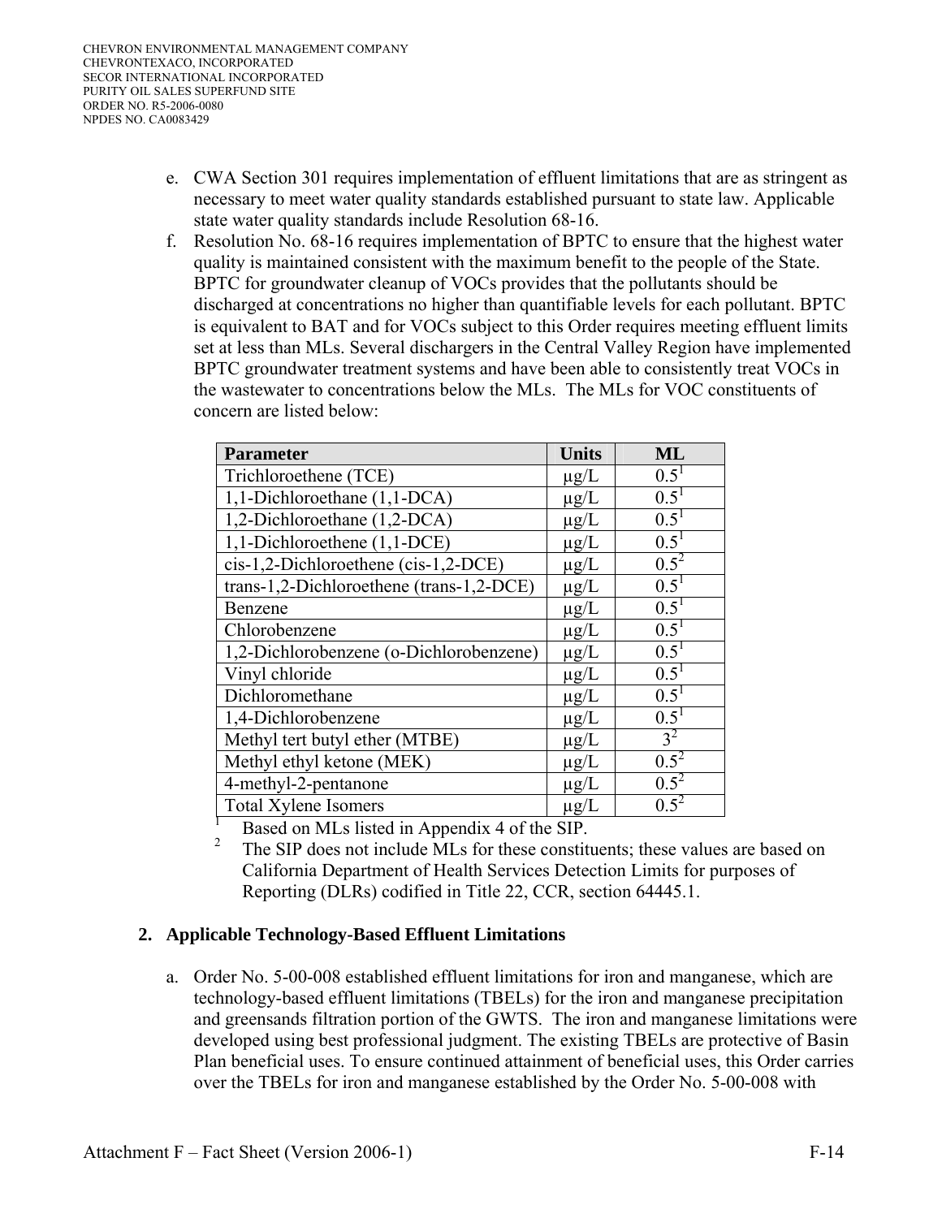e. CWA Section 301 requires implementation of effluent limitations that are as stringent as necessary to meet water quality standards established pursuant to state law. Applicable state water quality standards include Resolution 68-16.

f. Resolution No. 68-16 requires implementation of BPTC to ensure that the highest water quality is maintained consistent with the maximum benefit to the people of the State. BPTC for groundwater cleanup of VOCs provides that the pollutants should be discharged at concentrations no higher than quantifiable levels for each pollutant. BPTC is equivalent to BAT and for VOCs subject to this Order requires meeting effluent limits set at less than MLs. Several dischargers in the Central Valley Region have implemented BPTC groundwater treatment systems and have been able to consistently treat VOCs in the wastewater to concentrations below the MLs. The MLs for VOC constituents of concern are listed below:

| Parameter | Units | ML |
|---|---|---|
| Trichloroethene (TCE) | μg/L | 0.5[1] |
| 1,1-Dichloroethane (1,1-DCA) | μg/L | 0.5[1] |
| 1,2-Dichloroethane (1,2-DCA) | μg/L | 0.5[1] |
| 1,1-Dichloroethene (1,1-DCE) | μg/L | 0.5[1] |
| cis-1,2-Dichloroethene (cis-1,2-DCE) | μg/L | 0.5[2] |
| trans-1,2-Dichloroethene (trans-1,2-DCE) | μg/L | 0.5[1] |
| Benzene | μg/L | 0.5[1] |
| Chlorobenzene | μg/L | 0.5[1] |
| 1,2-Dichlorobenzene (o-Dichlorobenzene) | μg/L | 0.5[1] |
| Vinyl chloride | μg/L | 0.5[1] |
| Dichloromethane | μg/L | 0.5[1] |
| 1,4-Dichlorobenzene | μg/L | 0.5[1] |
| Methyl tert butyl ether (MTBE) | μg/L | 3[2] |
| Methyl ethyl ketone (MEK) | μg/L | 0.5[2] |
| 4-methyl-2-pentanone | μg/L | 0.5[2] |
| Total Xylene Isomers | μg/L | 0.5[2] |

[1] Based on MLs listed in Appendix 4 of the SIP.

[2] The SIP does not include MLs for these constituents; these values are based on California Department of Health Services Detection Limits for purposes of Reporting (DLRs) codified in Title 22, CCR, section 64445.1.

## 2. Applicable Technology-Based Effluent Limitations

a. Order No. 5-00-008 established effluent limitations for iron and manganese, which are technology-based effluent limitations (TBELs) for the iron and manganese precipitation and greensands filtration portion of the GWTS. The iron and manganese limitations were developed using best professional judgment. The existing TBELs are protective of Basin Plan beneficial uses. To ensure continued attainment of beneficial uses, this Order carries over the TBELs for iron and manganese established by the Order No. 5-00-008 with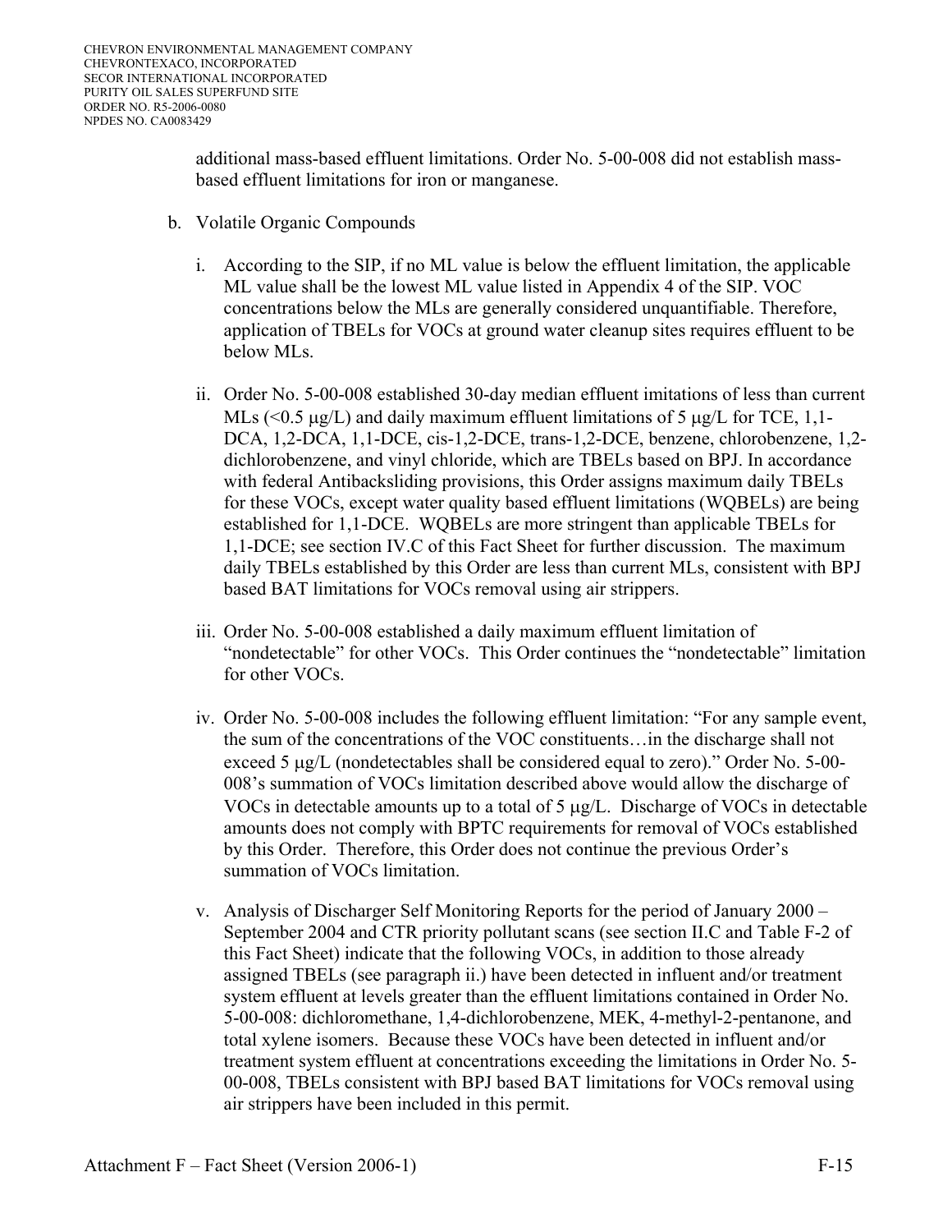additional mass-based effluent limitations. Order No. 5-00-008 did not establish mass-based effluent limitations for iron or manganese.

b. Volatile Organic Compounds

   i. According to the SIP, if no ML value is below the effluent limitation, the applicable ML value shall be the lowest ML value listed in Appendix 4 of the SIP. VOC concentrations below the MLs are generally considered unquantifiable. Therefore, application of TBELs for VOCs at ground water cleanup sites requires effluent to be below MLs.

   ii. Order No. 5-00-008 established 30-day median effluent imitations of less than current MLs (<0.5 μg/L) and daily maximum effluent limitations of 5 μg/L for TCE, 1,1-DCA, 1,2-DCA, 1,1-DCE, cis-1,2-DCE, trans-1,2-DCE, benzene, chlorobenzene, 1,2-dichlorobenzene, and vinyl chloride, which are TBELs based on BPJ. In accordance with federal Antibacksliding provisions, this Order assigns maximum daily TBELs for these VOCs, except water quality based effluent limitations (WQBELs) are being established for 1,1-DCE. WQBELs are more stringent than applicable TBELs for 1,1-DCE; see section IV.C of this Fact Sheet for further discussion. The maximum daily TBELs established by this Order are less than current MLs, consistent with BPJ based BAT limitations for VOCs removal using air strippers.

   iii. Order No. 5-00-008 established a daily maximum effluent limitation of "nondetectable" for other VOCs. This Order continues the "nondetectable" limitation for other VOCs.

   iv. Order No. 5-00-008 includes the following effluent limitation: "For any sample event, the sum of the concentrations of the VOC constituents…in the discharge shall not exceed 5 μg/L (nondetectables shall be considered equal to zero)." Order No. 5-00-008's summation of VOCs limitation described above would allow the discharge of VOCs in detectable amounts up to a total of 5 μg/L. Discharge of VOCs in detectable amounts does not comply with BPTC requirements for removal of VOCs established by this Order. Therefore, this Order does not continue the previous Order's summation of VOCs limitation.

   v. Analysis of Discharger Self Monitoring Reports for the period of January 2000 – September 2004 and CTR priority pollutant scans (see section II.C and Table F-2 of this Fact Sheet) indicate that the following VOCs, in addition to those already assigned TBELs (see paragraph ii.) have been detected in influent and/or treatment system effluent at levels greater than the effluent limitations contained in Order No. 5-00-008: dichloromethane, 1,4-dichlorobenzene, MEK, 4-methyl-2-pentanone, and total xylene isomers. Because these VOCs have been detected in influent and/or treatment system effluent at concentrations exceeding the limitations in Order No. 5-00-008, TBELs consistent with BPJ based BAT limitations for VOCs removal using air strippers have been included in this permit.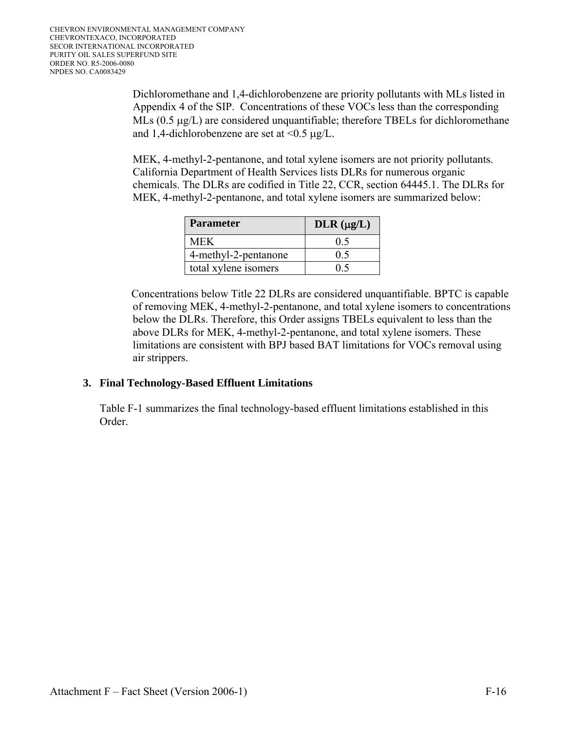Dichloromethane and 1,4-dichlorobenzene are priority pollutants with MLs listed in Appendix 4 of the SIP. Concentrations of these VOCs less than the corresponding MLs (0.5 μg/L) are considered unquantifiable; therefore TBELs for dichloromethane and 1,4-dichlorobenzene are set at <0.5 μg/L.

MEK, 4-methyl-2-pentanone, and total xylene isomers are not priority pollutants. California Department of Health Services lists DLRs for numerous organic chemicals. The DLRs are codified in Title 22, CCR, section 64445.1. The DLRs for MEK, 4-methyl-2-pentanone, and total xylene isomers are summarized below:

| Parameter | DLR (μg/L) |
|---|---|
| MEK | 0.5 |
| 4-methyl-2-pentanone | 0.5 |
| total xylene isomers | 0.5 |

Concentrations below Title 22 DLRs are considered unquantifiable. BPTC is capable of removing MEK, 4-methyl-2-pentanone, and total xylene isomers to concentrations below the DLRs. Therefore, this Order assigns TBELs equivalent to less than the above DLRs for MEK, 4-methyl-2-pentanone, and total xylene isomers. These limitations are consistent with BPJ based BAT limitations for VOCs removal using air strippers.

### 3. Final Technology-Based Effluent Limitations

Table F-1 summarizes the final technology-based effluent limitations established in this Order.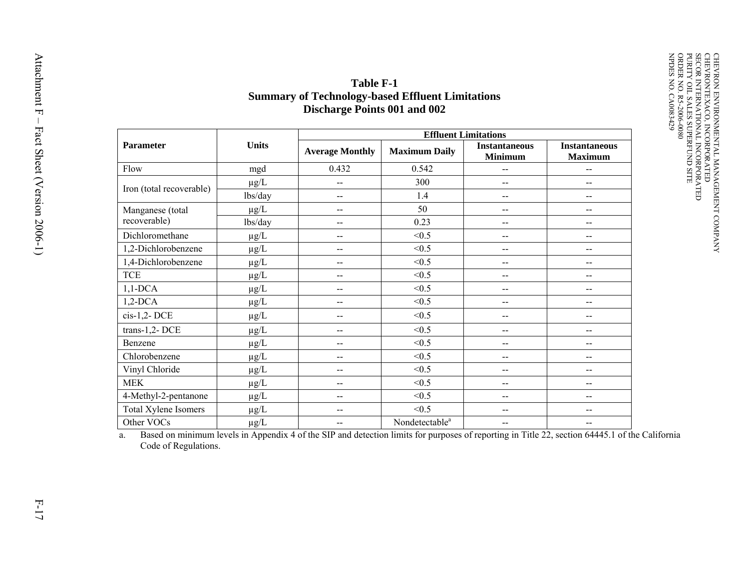**Table F-1**
**Summary of Technology-based Effluent Limitations**
**Discharge Points 001 and 002**

| Parameter | Units | Effluent Limitations | | | |
|---|---|---|---|---|---|
| | | Average Monthly | Maximum Daily | Instantaneous Minimum | Instantaneous Maximum |
| Flow | mgd | 0.432 | 0.542 | -- | -- |
| Iron (total recoverable) | µg/L | -- | 300 | -- | -- |
| | lbs/day | -- | 1.4 | -- | -- |
| Manganese (total recoverable) | µg/L | -- | 50 | -- | -- |
| | lbs/day | -- | 0.23 | -- | -- |
| Dichloromethane | µg/L | -- | <0.5 | -- | -- |
| 1,2-Dichlorobenzene | µg/L | -- | <0.5 | -- | -- |
| 1,4-Dichlorobenzene | µg/L | -- | <0.5 | -- | -- |
| TCE | µg/L | -- | <0.5 | -- | -- |
| 1,1-DCA | µg/L | -- | <0.5 | -- | -- |
| 1,2-DCA | µg/L | -- | <0.5 | -- | -- |
| cis-1,2- DCE | µg/L | -- | <0.5 | -- | -- |
| trans-1,2- DCE | µg/L | -- | <0.5 | -- | -- |
| Benzene | µg/L | -- | <0.5 | -- | -- |
| Chlorobenzene | µg/L | -- | <0.5 | -- | -- |
| Vinyl Chloride | µg/L | -- | <0.5 | -- | -- |
| MEK | µg/L | -- | <0.5 | -- | -- |
| 4-Methyl-2-pentanone | µg/L | -- | <0.5 | -- | -- |
| Total Xylene Isomers | µg/L | -- | <0.5 | -- | -- |
| Other VOCs | µg/L | -- | Nondetectable[a] | -- | -- |

a. Based on minimum levels in Appendix 4 of the SIP and detection limits for purposes of reporting in Title 22, section 64445.1 of the California Code of Regulations.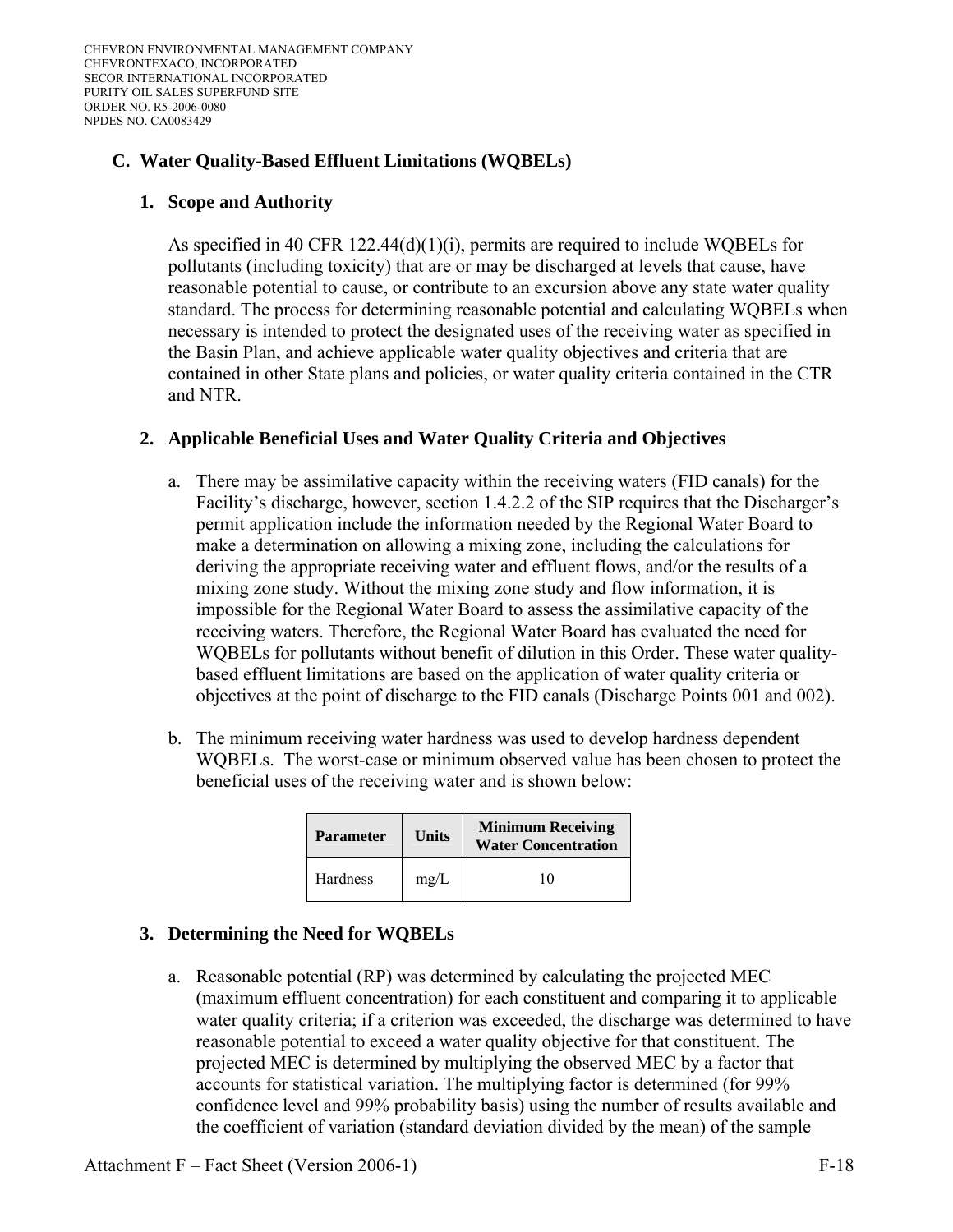## C. Water Quality-Based Effluent Limitations (WQBELs)

### 1. Scope and Authority

As specified in 40 CFR 122.44(d)(1)(i), permits are required to include WQBELs for pollutants (including toxicity) that are or may be discharged at levels that cause, have reasonable potential to cause, or contribute to an excursion above any state water quality standard. The process for determining reasonable potential and calculating WQBELs when necessary is intended to protect the designated uses of the receiving water as specified in the Basin Plan, and achieve applicable water quality objectives and criteria that are contained in other State plans and policies, or water quality criteria contained in the CTR and NTR.

### 2. Applicable Beneficial Uses and Water Quality Criteria and Objectives

a. There may be assimilative capacity within the receiving waters (FID canals) for the Facility's discharge, however, section 1.4.2.2 of the SIP requires that the Discharger's permit application include the information needed by the Regional Water Board to make a determination on allowing a mixing zone, including the calculations for deriving the appropriate receiving water and effluent flows, and/or the results of a mixing zone study. Without the mixing zone study and flow information, it is impossible for the Regional Water Board to assess the assimilative capacity of the receiving waters. Therefore, the Regional Water Board has evaluated the need for WQBELs for pollutants without benefit of dilution in this Order. These water quality-based effluent limitations are based on the application of water quality criteria or objectives at the point of discharge to the FID canals (Discharge Points 001 and 002).

b. The minimum receiving water hardness was used to develop hardness dependent WQBELs. The worst-case or minimum observed value has been chosen to protect the beneficial uses of the receiving water and is shown below:

| Parameter | Units | Minimum Receiving Water Concentration |
|---|---|---|
| Hardness | mg/L | 10 |

### 3. Determining the Need for WQBELs

a. Reasonable potential (RP) was determined by calculating the projected MEC (maximum effluent concentration) for each constituent and comparing it to applicable water quality criteria; if a criterion was exceeded, the discharge was determined to have reasonable potential to exceed a water quality objective for that constituent. The projected MEC is determined by multiplying the observed MEC by a factor that accounts for statistical variation. The multiplying factor is determined (for 99% confidence level and 99% probability basis) using the number of results available and the coefficient of variation (standard deviation divided by the mean) of the sample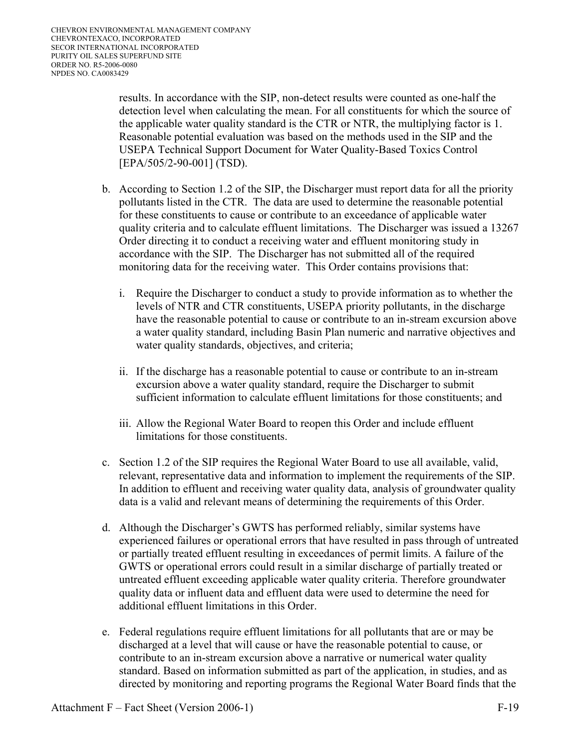results. In accordance with the SIP, non-detect results were counted as one-half the detection level when calculating the mean. For all constituents for which the source of the applicable water quality standard is the CTR or NTR, the multiplying factor is 1. Reasonable potential evaluation was based on the methods used in the SIP and the USEPA Technical Support Document for Water Quality-Based Toxics Control [EPA/505/2-90-001] (TSD).

b. According to Section 1.2 of the SIP, the Discharger must report data for all the priority pollutants listed in the CTR. The data are used to determine the reasonable potential for these constituents to cause or contribute to an exceedance of applicable water quality criteria and to calculate effluent limitations. The Discharger was issued a 13267 Order directing it to conduct a receiving water and effluent monitoring study in accordance with the SIP. The Discharger has not submitted all of the required monitoring data for the receiving water. This Order contains provisions that:

   i. Require the Discharger to conduct a study to provide information as to whether the levels of NTR and CTR constituents, USEPA priority pollutants, in the discharge have the reasonable potential to cause or contribute to an in-stream excursion above a water quality standard, including Basin Plan numeric and narrative objectives and water quality standards, objectives, and criteria;

   ii. If the discharge has a reasonable potential to cause or contribute to an in-stream excursion above a water quality standard, require the Discharger to submit sufficient information to calculate effluent limitations for those constituents; and

   iii. Allow the Regional Water Board to reopen this Order and include effluent limitations for those constituents.

c. Section 1.2 of the SIP requires the Regional Water Board to use all available, valid, relevant, representative data and information to implement the requirements of the SIP. In addition to effluent and receiving water quality data, analysis of groundwater quality data is a valid and relevant means of determining the requirements of this Order.

d. Although the Discharger's GWTS has performed reliably, similar systems have experienced failures or operational errors that have resulted in pass through of untreated or partially treated effluent resulting in exceedances of permit limits. A failure of the GWTS or operational errors could result in a similar discharge of partially treated or untreated effluent exceeding applicable water quality criteria. Therefore groundwater quality data or influent data and effluent data were used to determine the need for additional effluent limitations in this Order.

e. Federal regulations require effluent limitations for all pollutants that are or may be discharged at a level that will cause or have the reasonable potential to cause, or contribute to an in-stream excursion above a narrative or numerical water quality standard. Based on information submitted as part of the application, in studies, and as directed by monitoring and reporting programs the Regional Water Board finds that the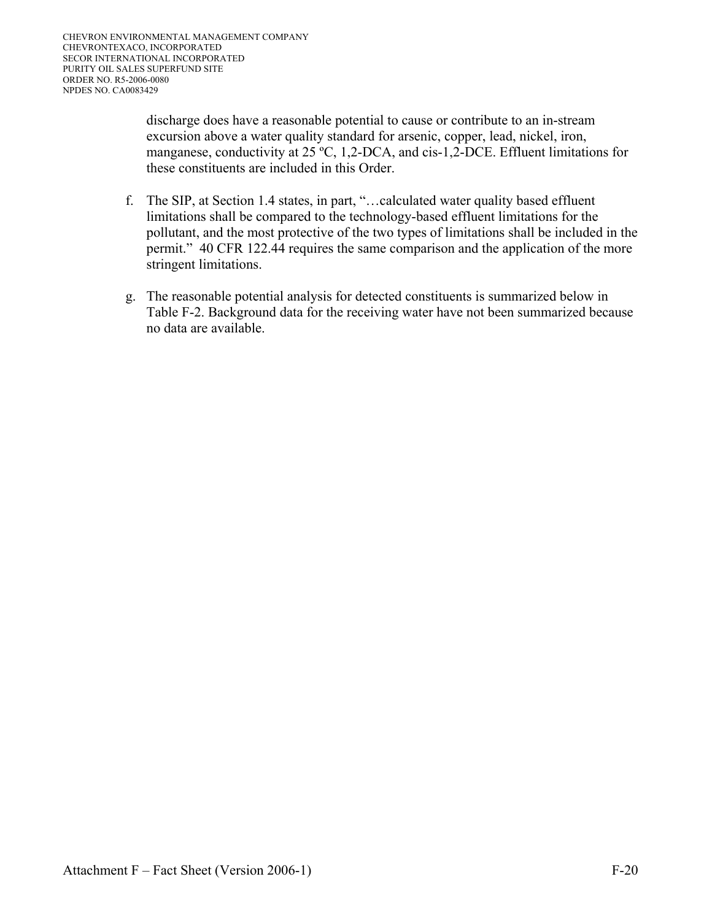discharge does have a reasonable potential to cause or contribute to an in-stream excursion above a water quality standard for arsenic, copper, lead, nickel, iron, manganese, conductivity at 25 ºC, 1,2-DCA, and cis-1,2-DCE. Effluent limitations for these constituents are included in this Order.

f. The SIP, at Section 1.4 states, in part, "…calculated water quality based effluent limitations shall be compared to the technology-based effluent limitations for the pollutant, and the most protective of the two types of limitations shall be included in the permit." 40 CFR 122.44 requires the same comparison and the application of the more stringent limitations.

g. The reasonable potential analysis for detected constituents is summarized below in Table F-2. Background data for the receiving water have not been summarized because no data are available.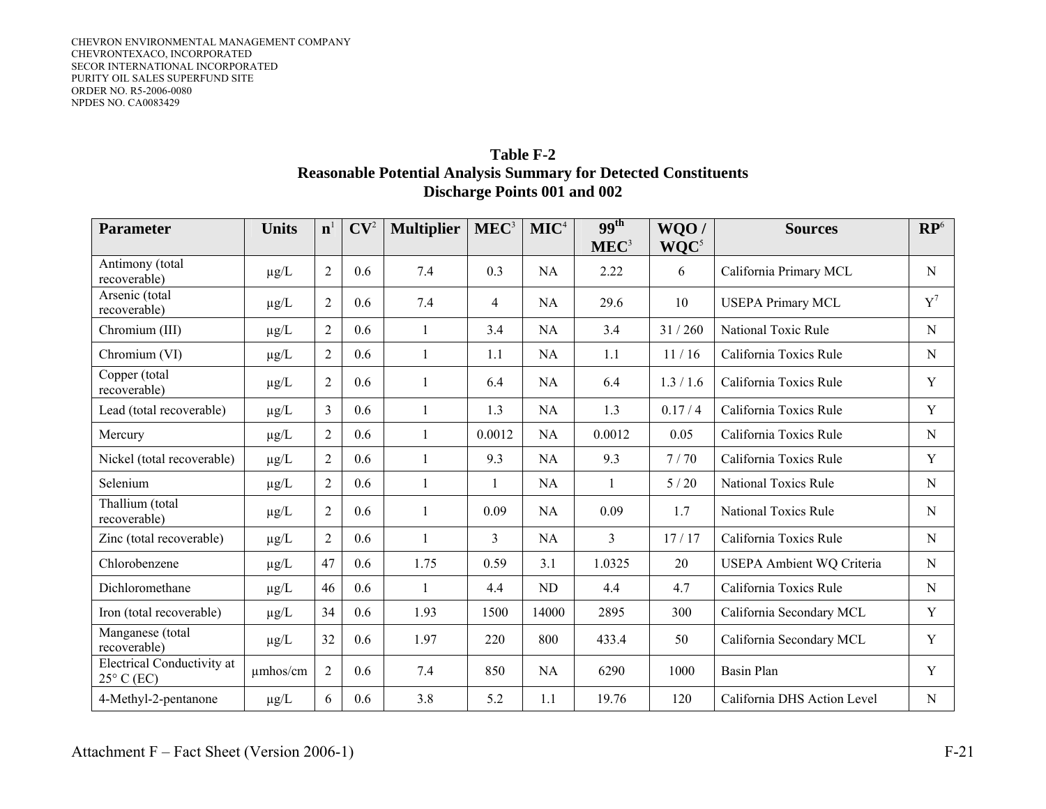**Table F-2**
**Reasonable Potential Analysis Summary for Detected Constituents**
**Discharge Points 001 and 002**

| Parameter | Units | n[1] | CV[2] | Multiplier | MEC[3] | MIC[4] | 99th MEC[3] | WQO / WQC[5] | Sources | RP[6] |
|---|---|---|---|---|---|---|---|---|---|---|
| Antimony (total recoverable) | µg/L | 2 | 0.6 | 7.4 | 0.3 | NA | 2.22 | 6 | California Primary MCL | N |
| Arsenic (total recoverable) | µg/L | 2 | 0.6 | 7.4 | 4 | NA | 29.6 | 10 | USEPA Primary MCL | Y[7] |
| Chromium (III) | µg/L | 2 | 0.6 | 1 | 3.4 | NA | 3.4 | 31 / 260 | National Toxic Rule | N |
| Chromium (VI) | µg/L | 2 | 0.6 | 1 | 1.1 | NA | 1.1 | 11 / 16 | California Toxics Rule | N |
| Copper (total recoverable) | µg/L | 2 | 0.6 | 1 | 6.4 | NA | 6.4 | 1.3 / 1.6 | California Toxics Rule | Y |
| Lead (total recoverable) | µg/L | 3 | 0.6 | 1 | 1.3 | NA | 1.3 | 0.17 / 4 | California Toxics Rule | Y |
| Mercury | µg/L | 2 | 0.6 | 1 | 0.0012 | NA | 0.0012 | 0.05 | California Toxics Rule | N |
| Nickel (total recoverable) | µg/L | 2 | 0.6 | 1 | 9.3 | NA | 9.3 | 7 / 70 | California Toxics Rule | Y |
| Selenium | µg/L | 2 | 0.6 | 1 | 1 | NA | 1 | 5 / 20 | National Toxics Rule | N |
| Thallium (total recoverable) | µg/L | 2 | 0.6 | 1 | 0.09 | NA | 0.09 | 1.7 | National Toxics Rule | N |
| Zinc (total recoverable) | µg/L | 2 | 0.6 | 1 | 3 | NA | 3 | 17 / 17 | California Toxics Rule | N |
| Chlorobenzene | µg/L | 47 | 0.6 | 1.75 | 0.59 | 3.1 | 1.0325 | 20 | USEPA Ambient WQ Criteria | N |
| Dichloromethane | µg/L | 46 | 0.6 | 1 | 4.4 | ND | 4.4 | 4.7 | California Toxics Rule | N |
| Iron (total recoverable) | µg/L | 34 | 0.6 | 1.93 | 1500 | 14000 | 2895 | 300 | California Secondary MCL | Y |
| Manganese (total recoverable) | µg/L | 32 | 0.6 | 1.97 | 220 | 800 | 433.4 | 50 | California Secondary MCL | Y |
| Electrical Conductivity at 25° C (EC) | µmhos/cm | 2 | 0.6 | 7.4 | 850 | NA | 6290 | 1000 | Basin Plan | Y |
| 4-Methyl-2-pentanone | µg/L | 6 | 0.6 | 3.8 | 5.2 | 1.1 | 19.76 | 120 | California DHS Action Level | N |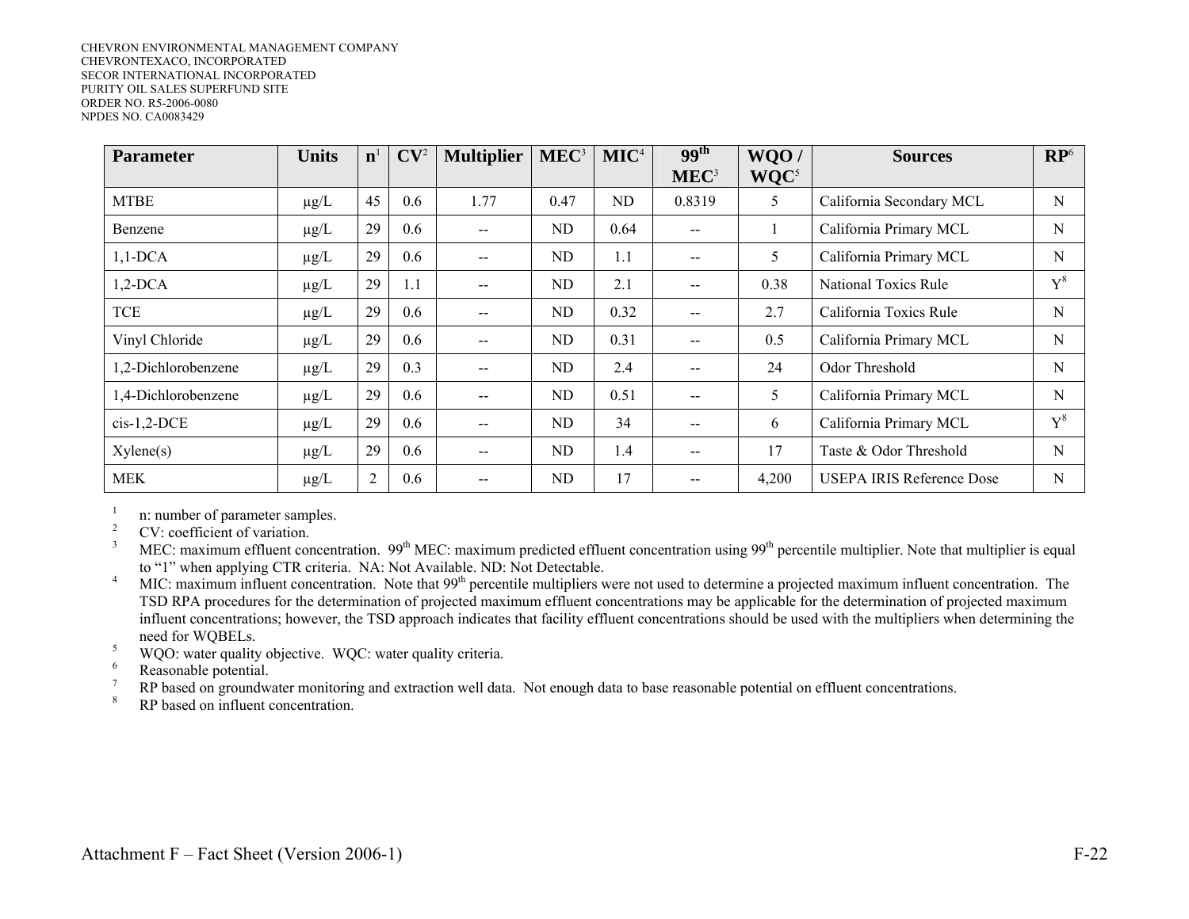| Parameter | Units | n[1] | CV[2] | Multiplier | MEC[3] | MIC[4] | 99th MEC[3] | WQO / WQC[5] | Sources | RP[6] |
|---|---|---|---|---|---|---|---|---|---|---|
| MTBE | µg/L | 45 | 0.6 | 1.77 | 0.47 | ND | 0.8319 | 5 | California Secondary MCL | N |
| Benzene | µg/L | 29 | 0.6 | -- | ND | 0.64 | -- | 1 | California Primary MCL | N |
| 1,1-DCA | µg/L | 29 | 0.6 | -- | ND | 1.1 | -- | 5 | California Primary MCL | N |
| 1,2-DCA | µg/L | 29 | 1.1 | -- | ND | 2.1 | -- | 0.38 | National Toxics Rule | Y[8] |
| TCE | µg/L | 29 | 0.6 | -- | ND | 0.32 | -- | 2.7 | California Toxics Rule | N |
| Vinyl Chloride | µg/L | 29 | 0.6 | -- | ND | 0.31 | -- | 0.5 | California Primary MCL | N |
| 1,2-Dichlorobenzene | µg/L | 29 | 0.3 | -- | ND | 2.4 | -- | 24 | Odor Threshold | N |
| 1,4-Dichlorobenzene | µg/L | 29 | 0.6 | -- | ND | 0.51 | -- | 5 | California Primary MCL | N |
| cis-1,2-DCE | µg/L | 29 | 0.6 | -- | ND | 34 | -- | 6 | California Primary MCL | Y[8] |
| Xylene(s) | µg/L | 29 | 0.6 | -- | ND | 1.4 | -- | 17 | Taste & Odor Threshold | N |
| MEK | µg/L | 2 | 0.6 | -- | ND | 17 | -- | 4,200 | USEPA IRIS Reference Dose | N |

[1] n: number of parameter samples.

[2] CV: coefficient of variation.

[3] MEC: maximum effluent concentration. 99th MEC: maximum predicted effluent concentration using 99th percentile multiplier. Note that multiplier is equal to "1" when applying CTR criteria. NA: Not Available. ND: Not Detectable.

[4] MIC: maximum influent concentration. Note that 99th percentile multipliers were not used to determine a projected maximum influent concentration. The TSD RPA procedures for the determination of projected maximum effluent concentrations may be applicable for the determination of projected maximum influent concentrations; however, the TSD approach indicates that facility effluent concentrations should be used with the multipliers when determining the need for WQBELs.

[5] WQO: water quality objective. WQC: water quality criteria.

[6] Reasonable potential.

[7] RP based on groundwater monitoring and extraction well data. Not enough data to base reasonable potential on effluent concentrations.

[8] RP based on influent concentration.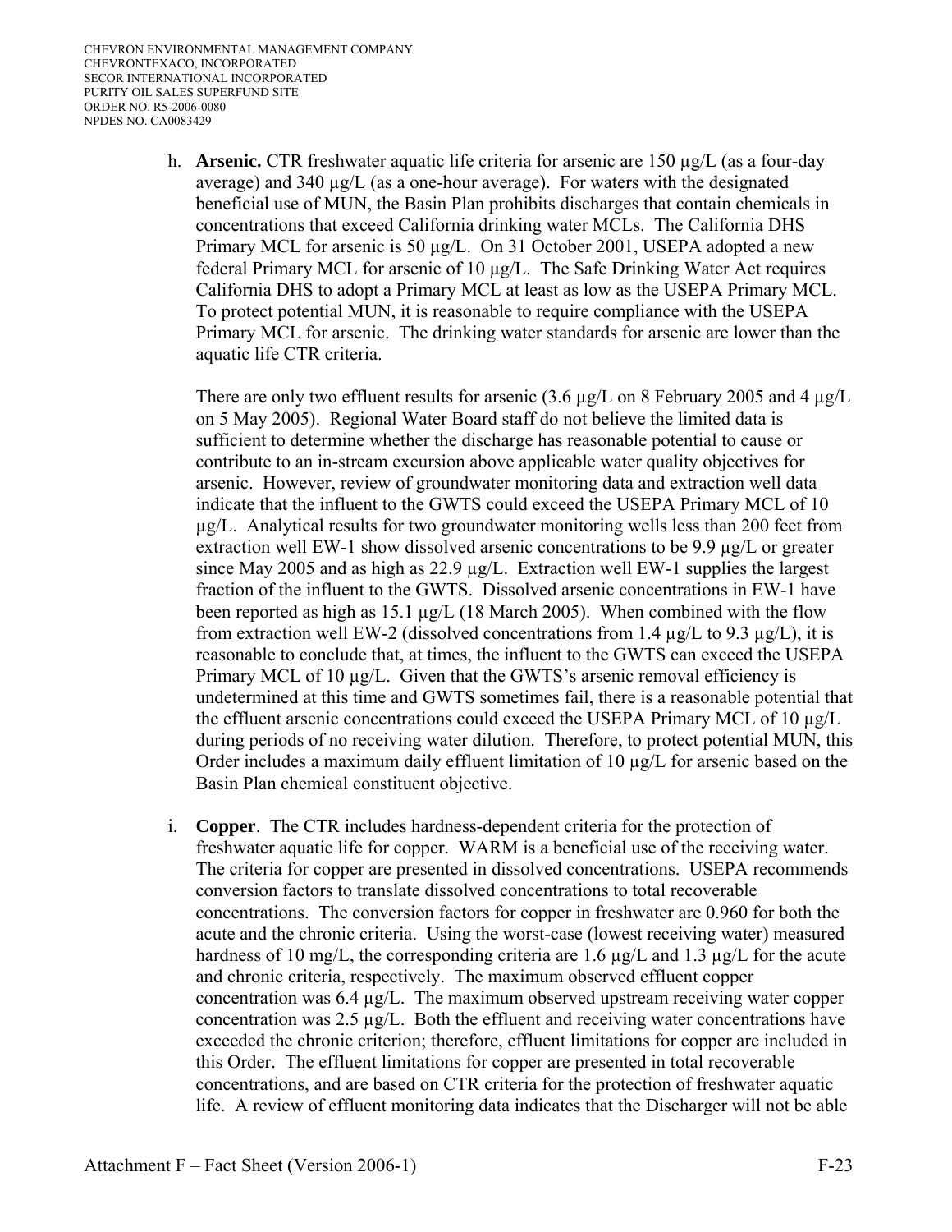h. **Arsenic.** CTR freshwater aquatic life criteria for arsenic are 150 µg/L (as a four-day average) and 340 µg/L (as a one-hour average). For waters with the designated beneficial use of MUN, the Basin Plan prohibits discharges that contain chemicals in concentrations that exceed California drinking water MCLs. The California DHS Primary MCL for arsenic is 50 µg/L. On 31 October 2001, USEPA adopted a new federal Primary MCL for arsenic of 10 µg/L. The Safe Drinking Water Act requires California DHS to adopt a Primary MCL at least as low as the USEPA Primary MCL. To protect potential MUN, it is reasonable to require compliance with the USEPA Primary MCL for arsenic. The drinking water standards for arsenic are lower than the aquatic life CTR criteria.

   There are only two effluent results for arsenic (3.6 µg/L on 8 February 2005 and 4 µg/L on 5 May 2005). Regional Water Board staff do not believe the limited data is sufficient to determine whether the discharge has reasonable potential to cause or contribute to an in-stream excursion above applicable water quality objectives for arsenic. However, review of groundwater monitoring data and extraction well data indicate that the influent to the GWTS could exceed the USEPA Primary MCL of 10 µg/L. Analytical results for two groundwater monitoring wells less than 200 feet from extraction well EW-1 show dissolved arsenic concentrations to be 9.9 µg/L or greater since May 2005 and as high as 22.9 µg/L. Extraction well EW-1 supplies the largest fraction of the influent to the GWTS. Dissolved arsenic concentrations in EW-1 have been reported as high as 15.1 µg/L (18 March 2005). When combined with the flow from extraction well EW-2 (dissolved concentrations from 1.4 µg/L to 9.3 µg/L), it is reasonable to conclude that, at times, the influent to the GWTS can exceed the USEPA Primary MCL of 10 µg/L. Given that the GWTS's arsenic removal efficiency is undetermined at this time and GWTS sometimes fail, there is a reasonable potential that the effluent arsenic concentrations could exceed the USEPA Primary MCL of 10 µg/L during periods of no receiving water dilution. Therefore, to protect potential MUN, this Order includes a maximum daily effluent limitation of 10 µg/L for arsenic based on the Basin Plan chemical constituent objective.

i. **Copper**. The CTR includes hardness-dependent criteria for the protection of freshwater aquatic life for copper. WARM is a beneficial use of the receiving water. The criteria for copper are presented in dissolved concentrations. USEPA recommends conversion factors to translate dissolved concentrations to total recoverable concentrations. The conversion factors for copper in freshwater are 0.960 for both the acute and the chronic criteria. Using the worst-case (lowest receiving water) measured hardness of 10 mg/L, the corresponding criteria are 1.6 µg/L and 1.3 µg/L for the acute and chronic criteria, respectively. The maximum observed effluent copper concentration was 6.4 µg/L. The maximum observed upstream receiving water copper concentration was 2.5 µg/L. Both the effluent and receiving water concentrations have exceeded the chronic criterion; therefore, effluent limitations for copper are included in this Order. The effluent limitations for copper are presented in total recoverable concentrations, and are based on CTR criteria for the protection of freshwater aquatic life. A review of effluent monitoring data indicates that the Discharger will not be able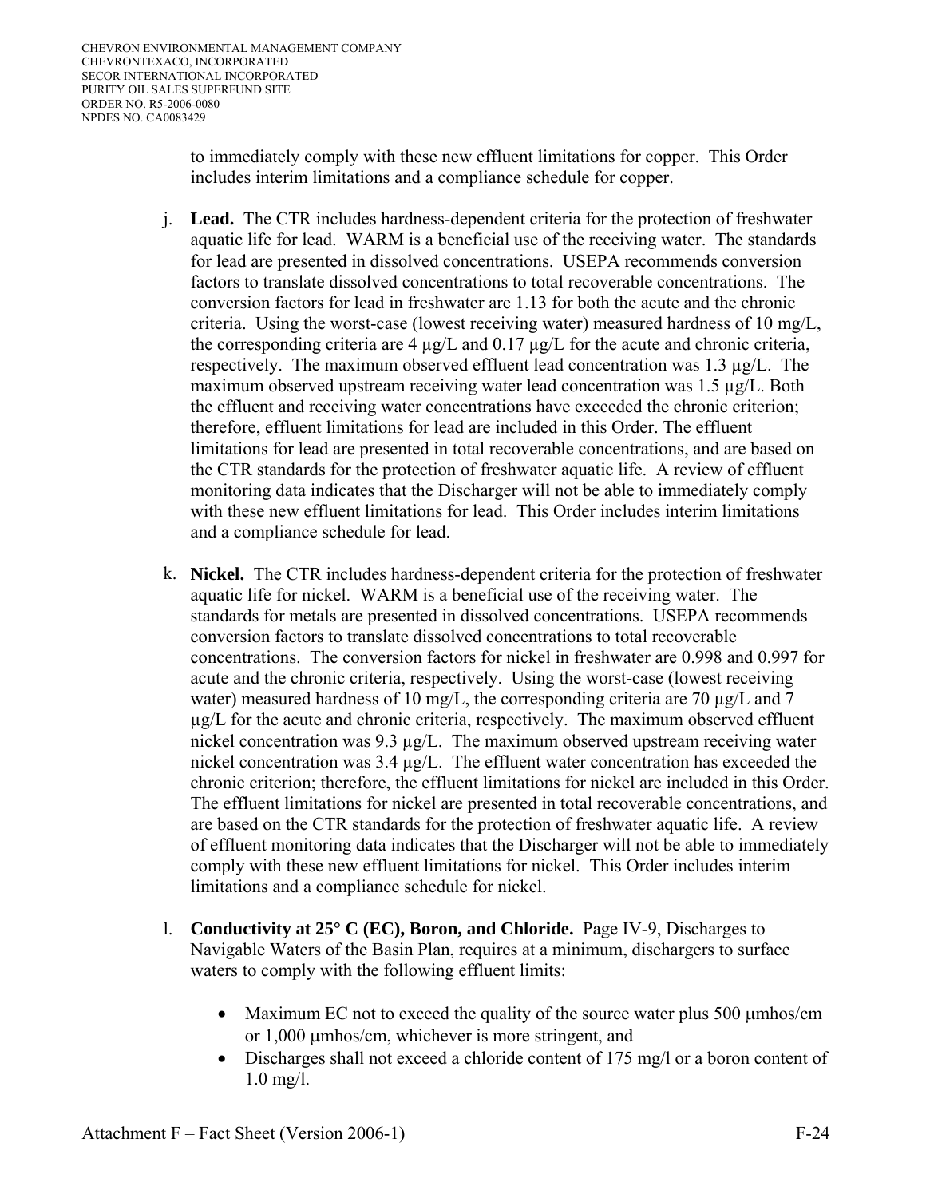to immediately comply with these new effluent limitations for copper. This Order includes interim limitations and a compliance schedule for copper.

j. **Lead.** The CTR includes hardness-dependent criteria for the protection of freshwater aquatic life for lead. WARM is a beneficial use of the receiving water. The standards for lead are presented in dissolved concentrations. USEPA recommends conversion factors to translate dissolved concentrations to total recoverable concentrations. The conversion factors for lead in freshwater are 1.13 for both the acute and the chronic criteria. Using the worst-case (lowest receiving water) measured hardness of 10 mg/L, the corresponding criteria are 4 µg/L and 0.17 µg/L for the acute and chronic criteria, respectively. The maximum observed effluent lead concentration was 1.3 µg/L. The maximum observed upstream receiving water lead concentration was 1.5 µg/L. Both the effluent and receiving water concentrations have exceeded the chronic criterion; therefore, effluent limitations for lead are included in this Order. The effluent limitations for lead are presented in total recoverable concentrations, and are based on the CTR standards for the protection of freshwater aquatic life. A review of effluent monitoring data indicates that the Discharger will not be able to immediately comply with these new effluent limitations for lead. This Order includes interim limitations and a compliance schedule for lead.

k. **Nickel.** The CTR includes hardness-dependent criteria for the protection of freshwater aquatic life for nickel. WARM is a beneficial use of the receiving water. The standards for metals are presented in dissolved concentrations. USEPA recommends conversion factors to translate dissolved concentrations to total recoverable concentrations. The conversion factors for nickel in freshwater are 0.998 and 0.997 for acute and the chronic criteria, respectively. Using the worst-case (lowest receiving water) measured hardness of 10 mg/L, the corresponding criteria are 70 µg/L and 7 µg/L for the acute and chronic criteria, respectively. The maximum observed effluent nickel concentration was 9.3 µg/L. The maximum observed upstream receiving water nickel concentration was 3.4 µg/L. The effluent water concentration has exceeded the chronic criterion; therefore, the effluent limitations for nickel are included in this Order. The effluent limitations for nickel are presented in total recoverable concentrations, and are based on the CTR standards for the protection of freshwater aquatic life. A review of effluent monitoring data indicates that the Discharger will not be able to immediately comply with these new effluent limitations for nickel. This Order includes interim limitations and a compliance schedule for nickel.

l. **Conductivity at 25° C (EC), Boron, and Chloride.** Page IV-9, Discharges to Navigable Waters of the Basin Plan, requires at a minimum, dischargers to surface waters to comply with the following effluent limits:

- Maximum EC not to exceed the quality of the source water plus 500 µmhos/cm or 1,000 µmhos/cm, whichever is more stringent, and
- Discharges shall not exceed a chloride content of 175 mg/l or a boron content of 1.0 mg/l.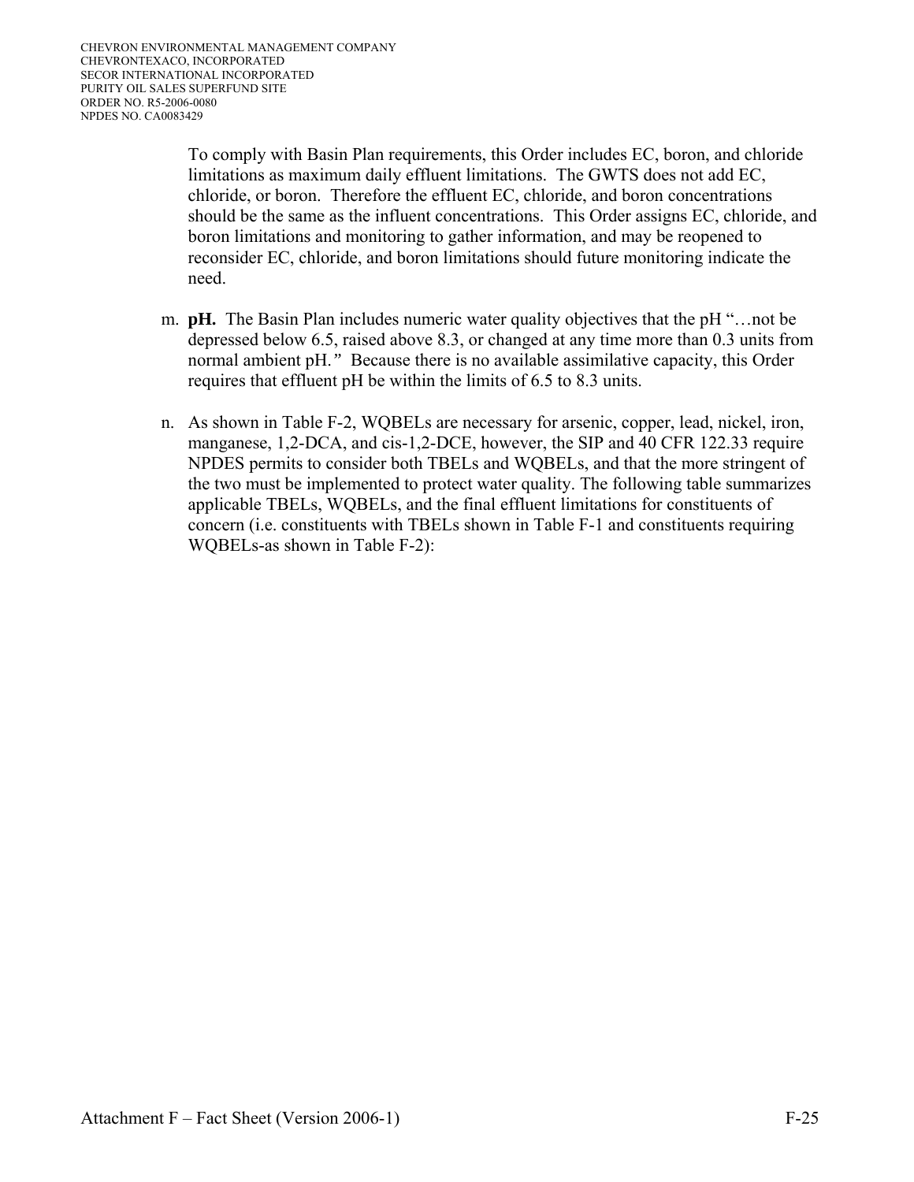To comply with Basin Plan requirements, this Order includes EC, boron, and chloride limitations as maximum daily effluent limitations. The GWTS does not add EC, chloride, or boron. Therefore the effluent EC, chloride, and boron concentrations should be the same as the influent concentrations. This Order assigns EC, chloride, and boron limitations and monitoring to gather information, and may be reopened to reconsider EC, chloride, and boron limitations should future monitoring indicate the need.

m. **pH.** The Basin Plan includes numeric water quality objectives that the pH "…not be depressed below 6.5, raised above 8.3, or changed at any time more than 0.3 units from normal ambient pH." Because there is no available assimilative capacity, this Order requires that effluent pH be within the limits of 6.5 to 8.3 units.

n. As shown in Table F-2, WQBELs are necessary for arsenic, copper, lead, nickel, iron, manganese, 1,2-DCA, and cis-1,2-DCE, however, the SIP and 40 CFR 122.33 require NPDES permits to consider both TBELs and WQBELs, and that the more stringent of the two must be implemented to protect water quality. The following table summarizes applicable TBELs, WQBELs, and the final effluent limitations for constituents of concern (i.e. constituents with TBELs shown in Table F-1 and constituents requiring WQBELs-as shown in Table F-2):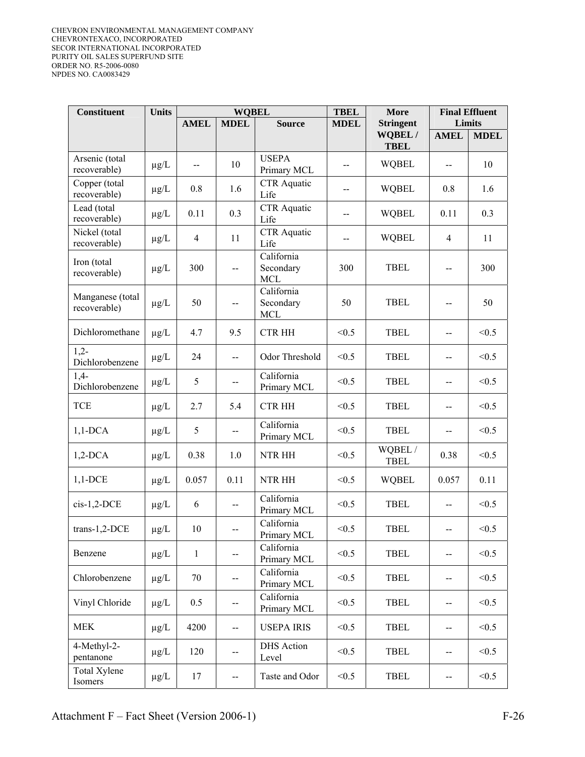| Constituent | Units | WQBEL | | | TBEL | More Stringent WQBEL / TBEL | Final Effluent Limits | |
|---|---|---|---|---|---|---|---|---|
| | | AMEL | MDEL | Source | MDEL | | AMEL | MDEL |
| Arsenic (total recoverable) | µg/L | -- | 10 | USEPA Primary MCL | -- | WQBEL | -- | 10 |
| Copper (total recoverable) | µg/L | 0.8 | 1.6 | CTR Aquatic Life | -- | WQBEL | 0.8 | 1.6 |
| Lead (total recoverable) | µg/L | 0.11 | 0.3 | CTR Aquatic Life | -- | WQBEL | 0.11 | 0.3 |
| Nickel (total recoverable) | µg/L | 4 | 11 | CTR Aquatic Life | -- | WQBEL | 4 | 11 |
| Iron (total recoverable) | µg/L | 300 | -- | California Secondary MCL | 300 | TBEL | -- | 300 |
| Manganese (total recoverable) | µg/L | 50 | -- | California Secondary MCL | 50 | TBEL | -- | 50 |
| Dichloromethane | µg/L | 4.7 | 9.5 | CTR HH | <0.5 | TBEL | -- | <0.5 |
| 1,2-Dichlorobenzene | µg/L | 24 | -- | Odor Threshold | <0.5 | TBEL | -- | <0.5 |
| 1,4-Dichlorobenzene | µg/L | 5 | -- | California Primary MCL | <0.5 | TBEL | -- | <0.5 |
| TCE | µg/L | 2.7 | 5.4 | CTR HH | <0.5 | TBEL | -- | <0.5 |
| 1,1-DCA | µg/L | 5 | -- | California Primary MCL | <0.5 | TBEL | -- | <0.5 |
| 1,2-DCA | µg/L | 0.38 | 1.0 | NTR HH | <0.5 | WQBEL / TBEL | 0.38 | <0.5 |
| 1,1-DCE | µg/L | 0.057 | 0.11 | NTR HH | <0.5 | WQBEL | 0.057 | 0.11 |
| cis-1,2-DCE | µg/L | 6 | -- | California Primary MCL | <0.5 | TBEL | -- | <0.5 |
| trans-1,2-DCE | µg/L | 10 | -- | California Primary MCL | <0.5 | TBEL | -- | <0.5 |
| Benzene | µg/L | 1 | -- | California Primary MCL | <0.5 | TBEL | -- | <0.5 |
| Chlorobenzene | µg/L | 70 | -- | California Primary MCL | <0.5 | TBEL | -- | <0.5 |
| Vinyl Chloride | µg/L | 0.5 | -- | California Primary MCL | <0.5 | TBEL | -- | <0.5 |
| MEK | µg/L | 4200 | -- | USEPA IRIS | <0.5 | TBEL | -- | <0.5 |
| 4-Methyl-2-pentanone | µg/L | 120 | -- | DHS Action Level | <0.5 | TBEL | -- | <0.5 |
| Total Xylene Isomers | µg/L | 17 | -- | Taste and Odor | <0.5 | TBEL | -- | <0.5 |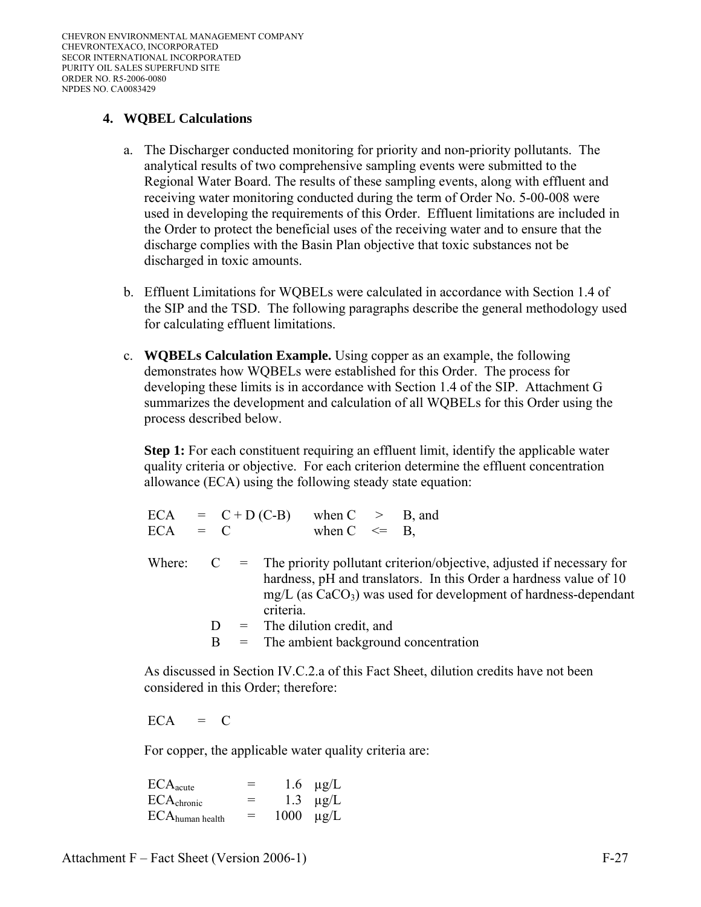### 4. WQBEL Calculations

a. The Discharger conducted monitoring for priority and non-priority pollutants. The analytical results of two comprehensive sampling events were submitted to the Regional Water Board. The results of these sampling events, along with effluent and receiving water monitoring conducted during the term of Order No. 5-00-008 were used in developing the requirements of this Order. Effluent limitations are included in the Order to protect the beneficial uses of the receiving water and to ensure that the discharge complies with the Basin Plan objective that toxic substances not be discharged in toxic amounts.

b. Effluent Limitations for WQBELs were calculated in accordance with Section 1.4 of the SIP and the TSD. The following paragraphs describe the general methodology used for calculating effluent limitations.

c. **WQBELs Calculation Example.** Using copper as an example, the following demonstrates how WQBELs were established for this Order. The process for developing these limits is in accordance with Section 1.4 of the SIP. Attachment G summarizes the development and calculation of all WQBELs for this Order using the process described below.

   **Step 1:** For each constituent requiring an effluent limit, identify the applicable water quality criteria or objective. For each criterion determine the effluent concentration allowance (ECA) using the following steady state equation:

   $$ECA = C + D\,(C-B) \quad \text{when } C > B, \text{ and}$$
   $$ECA = C \quad \text{when } C \leq B,$$

   Where:
   - C = The priority pollutant criterion/objective, adjusted if necessary for hardness, pH and translators. In this Order a hardness value of 10 mg/L (as $CaCO_3$) was used for development of hardness-dependant criteria.
   - D = The dilution credit, and
   - B = The ambient background concentration

   As discussed in Section IV.C.2.a of this Fact Sheet, dilution credits have not been considered in this Order; therefore:

   $$ECA = C$$

   For copper, the applicable water quality criteria are:

   $ECA_{acute}$ = 1.6 µg/L
   $ECA_{chronic}$ = 1.3 µg/L
   $ECA_{human\ health}$ = 1000 µg/L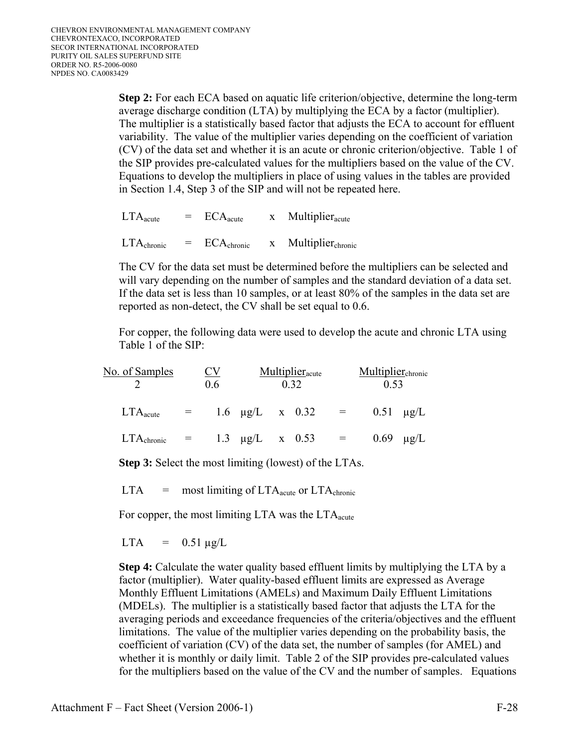**Step 2:** For each ECA based on aquatic life criterion/objective, determine the long-term average discharge condition (LTA) by multiplying the ECA by a factor (multiplier). The multiplier is a statistically based factor that adjusts the ECA to account for effluent variability. The value of the multiplier varies depending on the coefficient of variation (CV) of the data set and whether it is an acute or chronic criterion/objective. Table 1 of the SIP provides pre-calculated values for the multipliers based on the value of the CV. Equations to develop the multipliers in place of using values in the tables are provided in Section 1.4, Step 3 of the SIP and will not be repeated here.

$$LTA_{acute} = ECA_{acute} \times Multiplier_{acute}$$

$$LTA_{chronic} = ECA_{chronic} \times Multiplier_{chronic}$$

The CV for the data set must be determined before the multipliers can be selected and will vary depending on the number of samples and the standard deviation of a data set. If the data set is less than 10 samples, or at least 80% of the samples in the data set are reported as non-detect, the CV shall be set equal to 0.6.

For copper, the following data were used to develop the acute and chronic LTA using Table 1 of the SIP:

| No. of Samples | CV | $Multiplier_{acute}$ | $Multiplier_{chronic}$ |
|---|---|---|---|
| 2 | 0.6 | 0.32 | 0.53 |

$$LTA_{acute} = 1.6\ \mu g/L \times 0.32 = 0.51\ \mu g/L$$

$$LTA_{chronic} = 1.3\ \mu g/L \times 0.53 = 0.69\ \mu g/L$$

**Step 3:** Select the most limiting (lowest) of the LTAs.

LTA = most limiting of $LTA_{acute}$ or $LTA_{chronic}$

For copper, the most limiting LTA was the $LTA_{acute}$

LTA = 0.51 µg/L

**Step 4:** Calculate the water quality based effluent limits by multiplying the LTA by a factor (multiplier). Water quality-based effluent limits are expressed as Average Monthly Effluent Limitations (AMELs) and Maximum Daily Effluent Limitations (MDELs). The multiplier is a statistically based factor that adjusts the LTA for the averaging periods and exceedance frequencies of the criteria/objectives and the effluent limitations. The value of the multiplier varies depending on the probability basis, the coefficient of variation (CV) of the data set, the number of samples (for AMEL) and whether it is monthly or daily limit. Table 2 of the SIP provides pre-calculated values for the multipliers based on the value of the CV and the number of samples. Equations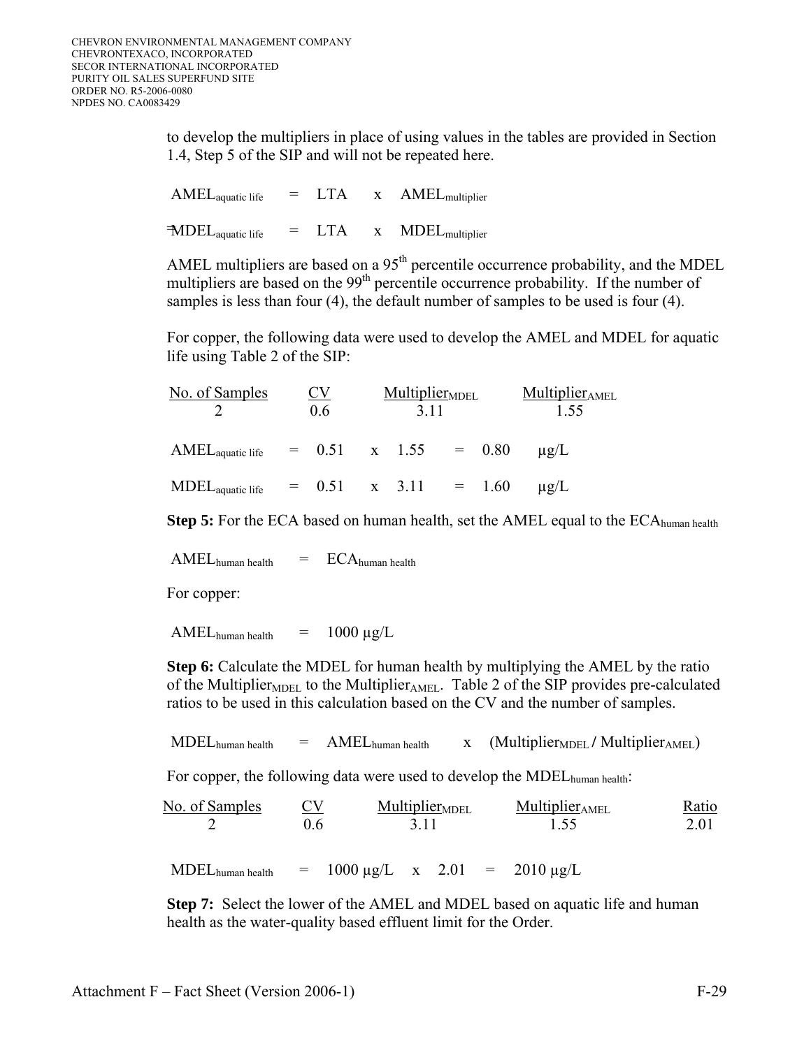to develop the multipliers in place of using values in the tables are provided in Section 1.4, Step 5 of the SIP and will not be repeated here.

$$AMEL_{aquatic\ life} = LTA \times AMEL_{multiplier}$$

$$MDEL_{aquatic\ life} = LTA \times MDEL_{multiplier}$$

AMEL multipliers are based on a 95th percentile occurrence probability, and the MDEL multipliers are based on the 99th percentile occurrence probability. If the number of samples is less than four (4), the default number of samples to be used is four (4).

For copper, the following data were used to develop the AMEL and MDEL for aquatic life using Table 2 of the SIP:

| No. of Samples | CV | $Multiplier_{MDEL}$ | $Multiplier_{AMEL}$ |
|---|---|---|---|
| 2 | 0.6 | 3.11 | 1.55 |

$$AMEL_{aquatic\ life} = 0.51 \times 1.55 = 0.80 \quad \mu g/L$$

$$MDEL_{aquatic\ life} = 0.51 \times 3.11 = 1.60 \quad \mu g/L$$

**Step 5:** For the ECA based on human health, set the AMEL equal to the $ECA_{human\ health}$

$$AMEL_{human\ health} = ECA_{human\ health}$$

For copper:

$$AMEL_{human\ health} = 1000\ \mu g/L$$

**Step 6:** Calculate the MDEL for human health by multiplying the AMEL by the ratio of the $Multiplier_{MDEL}$ to the $Multiplier_{AMEL}$. Table 2 of the SIP provides pre-calculated ratios to be used in this calculation based on the CV and the number of samples.

$$MDEL_{human\ health} = AMEL_{human\ health} \times (Multiplier_{MDEL} / Multiplier_{AMEL})$$

For copper, the following data were used to develop the $MDEL_{human\ health}$:

| No. of Samples | CV | $Multiplier_{MDEL}$ | $Multiplier_{AMEL}$ | Ratio |
|---|---|---|---|---|
| 2 | 0.6 | 3.11 | 1.55 | 2.01 |

$$MDEL_{human\ health} = 1000\ \mu g/L \times 2.01 = 2010\ \mu g/L$$

**Step 7:** Select the lower of the AMEL and MDEL based on aquatic life and human health as the water-quality based effluent limit for the Order.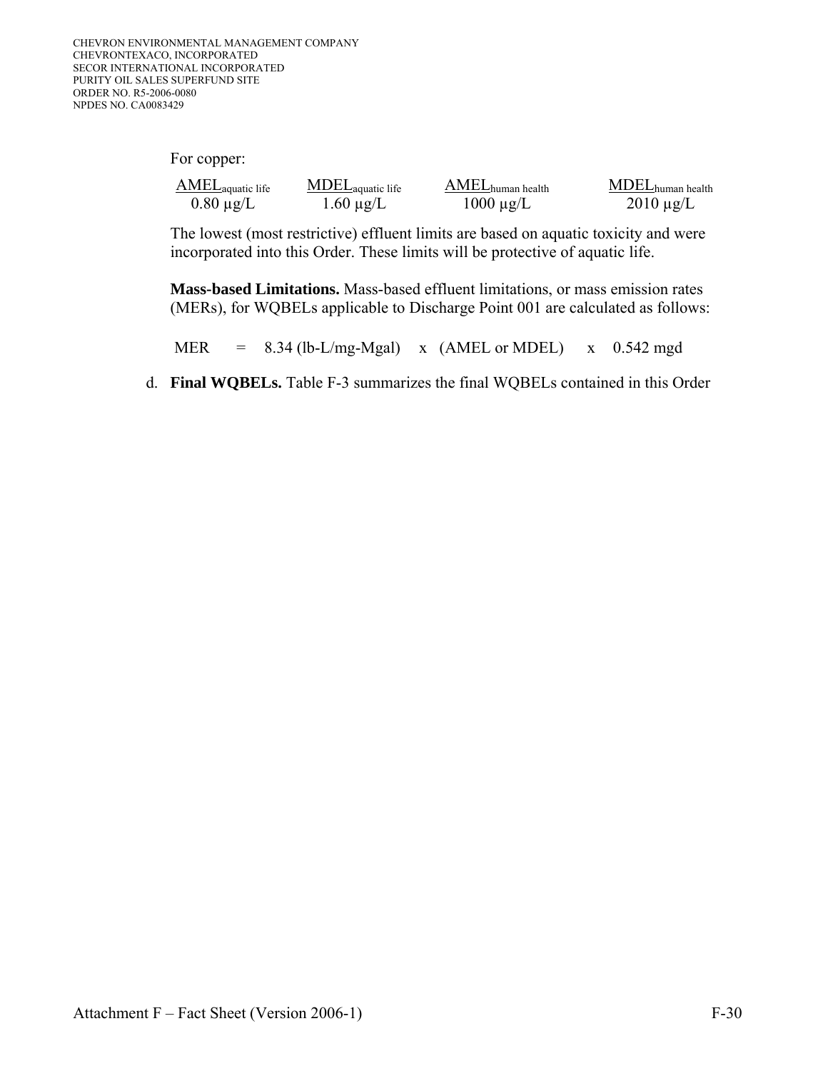For copper:

| $AMEL_{aquatic\ life}$ | $MDEL_{aquatic\ life}$ | $AMEL_{human\ health}$ | $MDEL_{human\ health}$ |
|---|---|---|---|
| 0.80 µg/L | 1.60 µg/L | 1000 µg/L | 2010 µg/L |

The lowest (most restrictive) effluent limits are based on aquatic toxicity and were incorporated into this Order. These limits will be protective of aquatic life.

**Mass-based Limitations.** Mass-based effluent limitations, or mass emission rates (MERs), for WQBELs applicable to Discharge Point 001 are calculated as follows:

$$\text{MER} = 8.34 \text{ (lb-L/mg-Mgal)} \times \text{(AMEL or MDEL)} \times 0.542 \text{ mgd}$$

d. **Final WQBELs.** Table F-3 summarizes the final WQBELs contained in this Order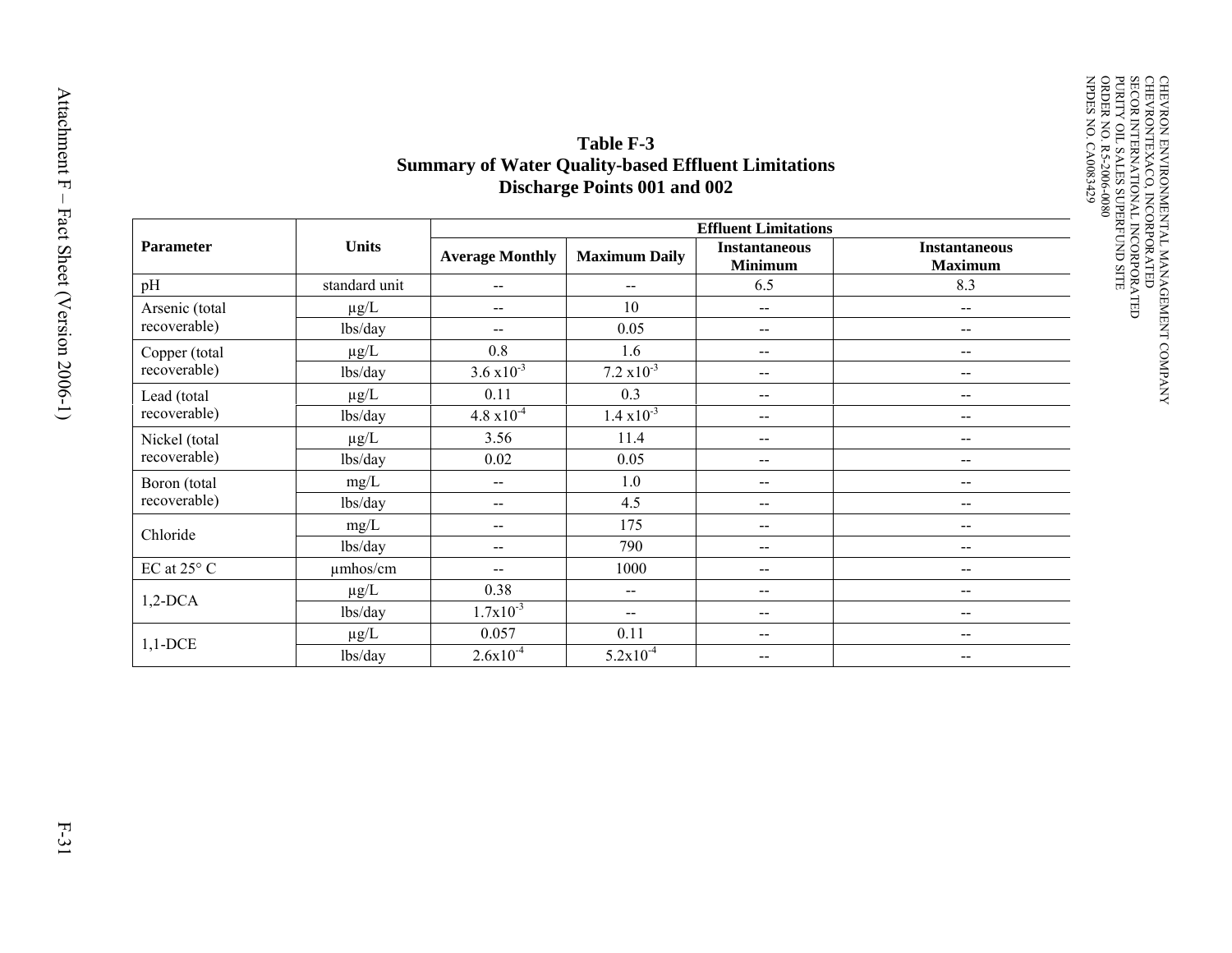**Table F-3**
**Summary of Water Quality-based Effluent Limitations**
**Discharge Points 001 and 002**

| Parameter | Units | Effluent Limitations | | | |
|---|---|---|---|---|---|
| | | **Average Monthly** | **Maximum Daily** | **Instantaneous Minimum** | **Instantaneous Maximum** |
| pH | standard unit | -- | -- | 6.5 | 8.3 |
| Arsenic (total recoverable) | µg/L | -- | 10 | -- | -- |
| | lbs/day | -- | 0.05 | -- | -- |
| Copper (total recoverable) | µg/L | 0.8 | 1.6 | -- | -- |
| | lbs/day | $3.6 \times 10^{-3}$ | $7.2 \times 10^{-3}$ | -- | -- |
| Lead (total recoverable) | µg/L | 0.11 | 0.3 | -- | -- |
| | lbs/day | $4.8 \times 10^{-4}$ | $1.4 \times 10^{-3}$ | -- | -- |
| Nickel (total recoverable) | µg/L | 3.56 | 11.4 | -- | -- |
| | lbs/day | 0.02 | 0.05 | -- | -- |
| Boron (total recoverable) | mg/L | -- | 1.0 | -- | -- |
| | lbs/day | -- | 4.5 | -- | -- |
| Chloride | mg/L | -- | 175 | -- | -- |
| | lbs/day | -- | 790 | -- | -- |
| EC at 25° C | µmhos/cm | -- | 1000 | -- | -- |
| 1,2-DCA | µg/L | 0.38 | -- | -- | -- |
| | lbs/day | $1.7 \times 10^{-3}$ | -- | -- | -- |
| 1,1-DCE | µg/L | 0.057 | 0.11 | -- | -- |
| | lbs/day | $2.6 \times 10^{-4}$ | $5.2 \times 10^{-4}$ | -- | -- |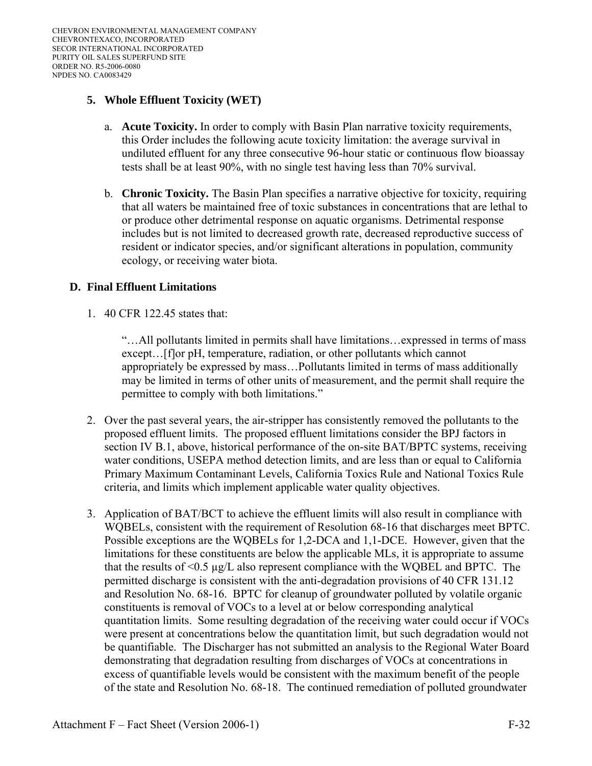### 5. Whole Effluent Toxicity (WET)

a. **Acute Toxicity.** In order to comply with Basin Plan narrative toxicity requirements, this Order includes the following acute toxicity limitation: the average survival in undiluted effluent for any three consecutive 96-hour static or continuous flow bioassay tests shall be at least 90%, with no single test having less than 70% survival.

b. **Chronic Toxicity.** The Basin Plan specifies a narrative objective for toxicity, requiring that all waters be maintained free of toxic substances in concentrations that are lethal to or produce other detrimental response on aquatic organisms. Detrimental response includes but is not limited to decreased growth rate, decreased reproductive success of resident or indicator species, and/or significant alterations in population, community ecology, or receiving water biota.

## D. Final Effluent Limitations

1. 40 CFR 122.45 states that:

   "…All pollutants limited in permits shall have limitations…expressed in terms of mass except…[f]or pH, temperature, radiation, or other pollutants which cannot appropriately be expressed by mass…Pollutants limited in terms of mass additionally may be limited in terms of other units of measurement, and the permit shall require the permittee to comply with both limitations."

2. Over the past several years, the air-stripper has consistently removed the pollutants to the proposed effluent limits. The proposed effluent limitations consider the BPJ factors in section IV B.1, above, historical performance of the on-site BAT/BPTC systems, receiving water conditions, USEPA method detection limits, and are less than or equal to California Primary Maximum Contaminant Levels, California Toxics Rule and National Toxics Rule criteria, and limits which implement applicable water quality objectives.

3. Application of BAT/BCT to achieve the effluent limits will also result in compliance with WQBELs, consistent with the requirement of Resolution 68-16 that discharges meet BPTC. Possible exceptions are the WQBELs for 1,2-DCA and 1,1-DCE. However, given that the limitations for these constituents are below the applicable MLs, it is appropriate to assume that the results of <0.5 µg/L also represent compliance with the WQBEL and BPTC. The permitted discharge is consistent with the anti-degradation provisions of 40 CFR 131.12 and Resolution No. 68-16. BPTC for cleanup of groundwater polluted by volatile organic constituents is removal of VOCs to a level at or below corresponding analytical quantitation limits. Some resulting degradation of the receiving water could occur if VOCs were present at concentrations below the quantitation limit, but such degradation would not be quantifiable. The Discharger has not submitted an analysis to the Regional Water Board demonstrating that degradation resulting from discharges of VOCs at concentrations in excess of quantifiable levels would be consistent with the maximum benefit of the people of the state and Resolution No. 68-18. The continued remediation of polluted groundwater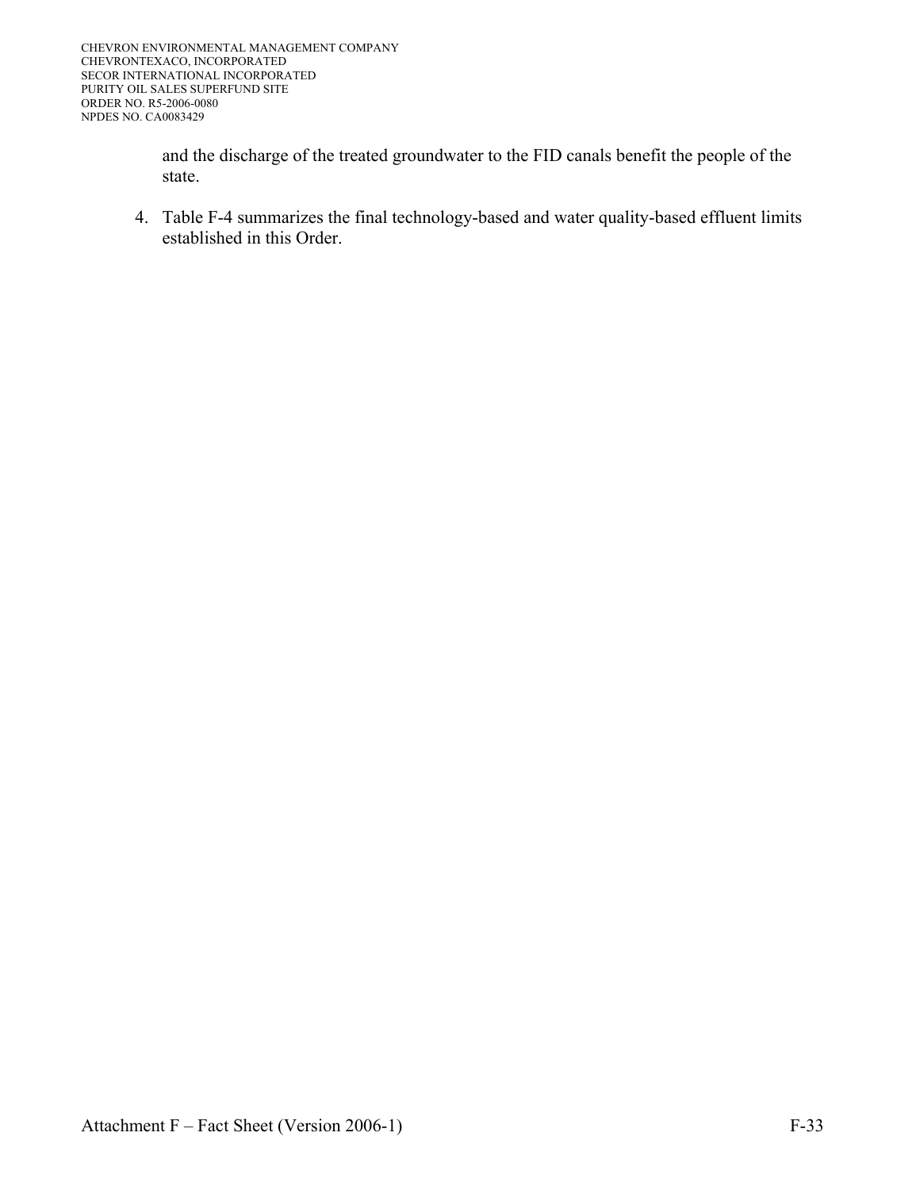and the discharge of the treated groundwater to the FID canals benefit the people of the state.

4. Table F-4 summarizes the final technology-based and water quality-based effluent limits established in this Order.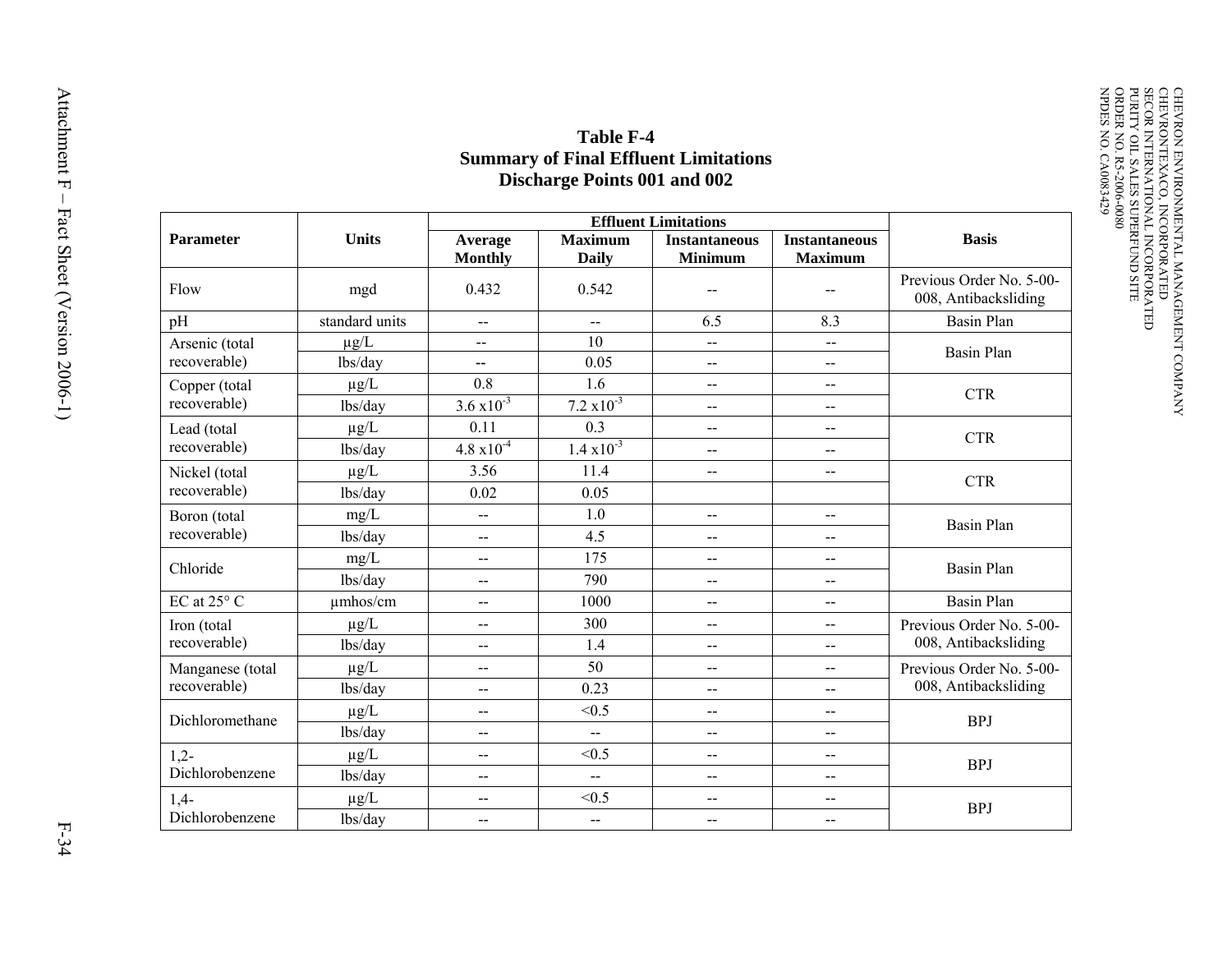# Table F-4
## Summary of Final Effluent Limitations
## Discharge Points 001 and 002

| Parameter | Units | Effluent Limitations | | | | Basis |
|---|---|---|---|---|---|---|
| | | Average Monthly | Maximum Daily | Instantaneous Minimum | Instantaneous Maximum | |
| Flow | mgd | 0.432 | 0.542 | -- | -- | Previous Order No. 5-00-008, Antibacksliding |
| pH | standard units | -- | -- | 6.5 | 8.3 | Basin Plan |
| Arsenic (total recoverable) | µg/L | -- | 10 | -- | -- | Basin Plan |
| | lbs/day | -- | 0.05 | -- | -- | |
| Copper (total recoverable) | µg/L | 0.8 | 1.6 | -- | -- | CTR |
| | lbs/day | $3.6 \times 10^{-3}$ | $7.2 \times 10^{-3}$ | -- | -- | |
| Lead (total recoverable) | µg/L | 0.11 | 0.3 | -- | -- | CTR |
| | lbs/day | $4.8 \times 10^{-4}$ | $1.4 \times 10^{-3}$ | -- | -- | |
| Nickel (total recoverable) | µg/L | 3.56 | 11.4 | -- | -- | CTR |
| | lbs/day | 0.02 | 0.05 | | | |
| Boron (total recoverable) | mg/L | -- | 1.0 | -- | -- | Basin Plan |
| | lbs/day | -- | 4.5 | -- | -- | |
| Chloride | mg/L | -- | 175 | -- | -- | Basin Plan |
| | lbs/day | -- | 790 | -- | -- | |
| EC at 25° C | µmhos/cm | -- | 1000 | -- | -- | Basin Plan |
| Iron (total recoverable) | µg/L | -- | 300 | -- | -- | Previous Order No. 5-00-008, Antibacksliding |
| | lbs/day | -- | 1.4 | -- | -- | |
| Manganese (total recoverable) | µg/L | -- | 50 | -- | -- | Previous Order No. 5-00-008, Antibacksliding |
| | lbs/day | -- | 0.23 | -- | -- | |
| Dichloromethane | µg/L | -- | <0.5 | -- | -- | BPJ |
| | lbs/day | -- | -- | -- | -- | |
| 1,2-Dichlorobenzene | µg/L | -- | <0.5 | -- | -- | BPJ |
| | lbs/day | -- | -- | -- | -- | |
| 1,4-Dichlorobenzene | µg/L | -- | <0.5 | -- | -- | BPJ |
| | lbs/day | -- | -- | -- | -- | |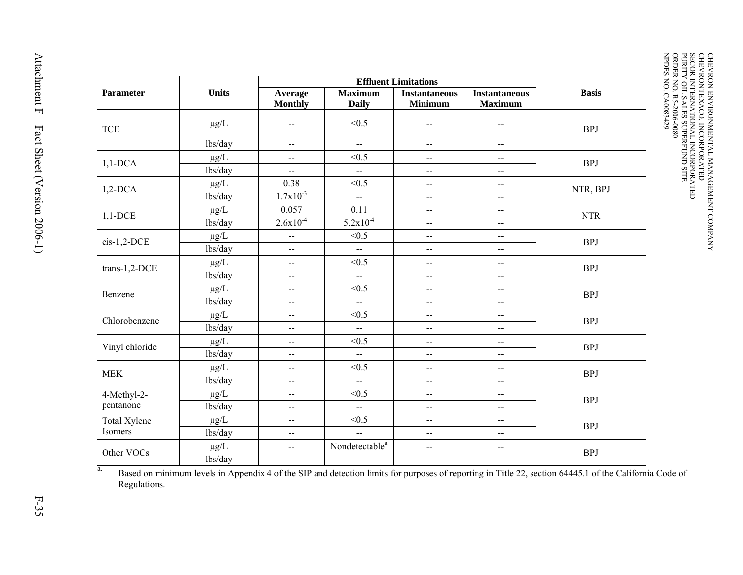| Parameter | Units | Effluent Limitations | | | | Basis |
|---|---|---|---|---|---|---|
| | | Average Monthly | Maximum Daily | Instantaneous Minimum | Instantaneous Maximum | |
| TCE | µg/L | -- | <0.5 | -- | -- | BPJ |
| | lbs/day | -- | -- | -- | -- | |
| 1,1-DCA | µg/L | -- | <0.5 | -- | -- | BPJ |
| | lbs/day | -- | -- | -- | -- | |
| 1,2-DCA | µg/L | 0.38 | <0.5 | -- | -- | NTR, BPJ |
| | lbs/day | $1.7x10^{-3}$ | -- | -- | -- | |
| 1,1-DCE | µg/L | 0.057 | 0.11 | -- | -- | NTR |
| | lbs/day | $2.6x10^{-4}$ | $5.2x10^{-4}$ | -- | -- | |
| cis-1,2-DCE | µg/L | -- | <0.5 | -- | -- | BPJ |
| | lbs/day | -- | -- | -- | -- | |
| trans-1,2-DCE | µg/L | -- | <0.5 | -- | -- | BPJ |
| | lbs/day | -- | -- | -- | -- | |
| Benzene | µg/L | -- | <0.5 | -- | -- | BPJ |
| | lbs/day | -- | -- | -- | -- | |
| Chlorobenzene | µg/L | -- | <0.5 | -- | -- | BPJ |
| | lbs/day | -- | -- | -- | -- | |
| Vinyl chloride | µg/L | -- | <0.5 | -- | -- | BPJ |
| | lbs/day | -- | -- | -- | -- | |
| MEK | µg/L | -- | <0.5 | -- | -- | BPJ |
| | lbs/day | -- | -- | -- | -- | |
| 4-Methyl-2-pentanone | µg/L | -- | <0.5 | -- | -- | BPJ |
| | lbs/day | -- | -- | -- | -- | |
| Total Xylene Isomers | µg/L | -- | <0.5 | -- | -- | BPJ |
| | lbs/day | -- | -- | -- | -- | |
| Other VOCs | µg/L | -- | Nondetectable[a] | -- | -- | BPJ |
| | lbs/day | -- | -- | -- | -- | |

a. Based on minimum levels in Appendix 4 of the SIP and detection limits for purposes of reporting in Title 22, section 64445.1 of the California Code of Regulations.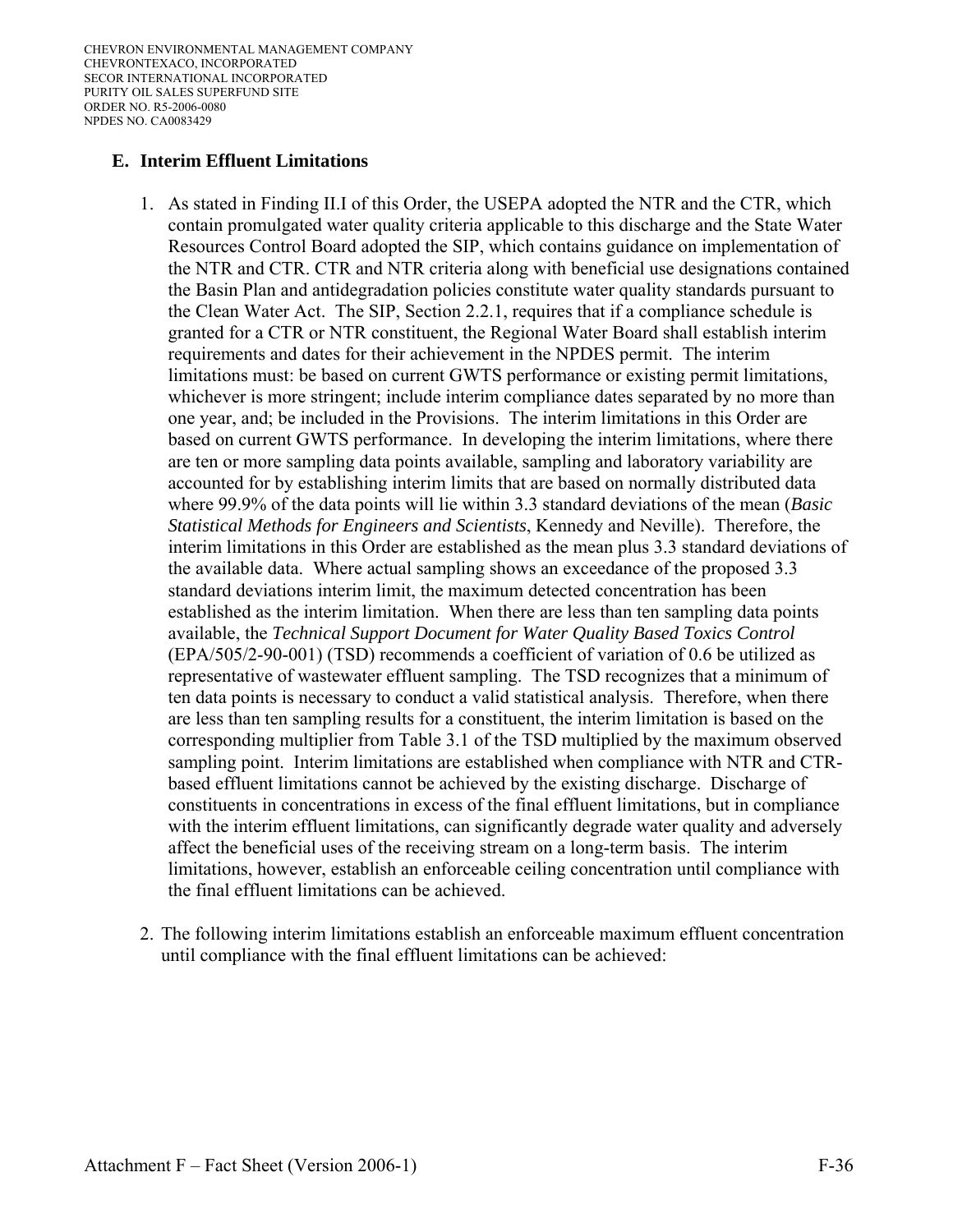## E. Interim Effluent Limitations

1. As stated in Finding II.I of this Order, the USEPA adopted the NTR and the CTR, which contain promulgated water quality criteria applicable to this discharge and the State Water Resources Control Board adopted the SIP, which contains guidance on implementation of the NTR and CTR. CTR and NTR criteria along with beneficial use designations contained the Basin Plan and antidegradation policies constitute water quality standards pursuant to the Clean Water Act. The SIP, Section 2.2.1, requires that if a compliance schedule is granted for a CTR or NTR constituent, the Regional Water Board shall establish interim requirements and dates for their achievement in the NPDES permit. The interim limitations must: be based on current GWTS performance or existing permit limitations, whichever is more stringent; include interim compliance dates separated by no more than one year, and; be included in the Provisions. The interim limitations in this Order are based on current GWTS performance. In developing the interim limitations, where there are ten or more sampling data points available, sampling and laboratory variability are accounted for by establishing interim limits that are based on normally distributed data where 99.9% of the data points will lie within 3.3 standard deviations of the mean (*Basic Statistical Methods for Engineers and Scientists*, Kennedy and Neville). Therefore, the interim limitations in this Order are established as the mean plus 3.3 standard deviations of the available data. Where actual sampling shows an exceedance of the proposed 3.3 standard deviations interim limit, the maximum detected concentration has been established as the interim limitation. When there are less than ten sampling data points available, the *Technical Support Document for Water Quality Based Toxics Control* (EPA/505/2-90-001) (TSD) recommends a coefficient of variation of 0.6 be utilized as representative of wastewater effluent sampling. The TSD recognizes that a minimum of ten data points is necessary to conduct a valid statistical analysis. Therefore, when there are less than ten sampling results for a constituent, the interim limitation is based on the corresponding multiplier from Table 3.1 of the TSD multiplied by the maximum observed sampling point. Interim limitations are established when compliance with NTR and CTR-based effluent limitations cannot be achieved by the existing discharge. Discharge of constituents in concentrations in excess of the final effluent limitations, but in compliance with the interim effluent limitations, can significantly degrade water quality and adversely affect the beneficial uses of the receiving stream on a long-term basis. The interim limitations, however, establish an enforceable ceiling concentration until compliance with the final effluent limitations can be achieved.

2. The following interim limitations establish an enforceable maximum effluent concentration until compliance with the final effluent limitations can be achieved: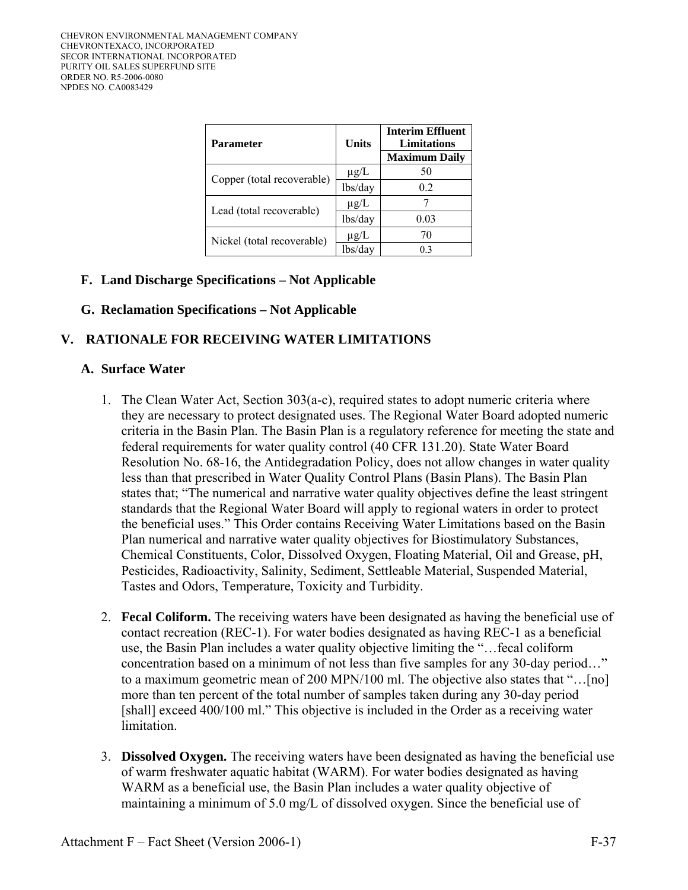| Parameter | Units | Interim Effluent Limitations |
|---|---|---|
| | | Maximum Daily |
| Copper (total recoverable) | µg/L | 50 |
| | lbs/day | 0.2 |
| Lead (total recoverable) | µg/L | 7 |
| | lbs/day | 0.03 |
| Nickel (total recoverable) | µg/L | 70 |
| | lbs/day | 0.3 |

### F. Land Discharge Specifications – Not Applicable

### G. Reclamation Specifications – Not Applicable

## V. RATIONALE FOR RECEIVING WATER LIMITATIONS

### A. Surface Water

1. The Clean Water Act, Section 303(a-c), required states to adopt numeric criteria where they are necessary to protect designated uses. The Regional Water Board adopted numeric criteria in the Basin Plan. The Basin Plan is a regulatory reference for meeting the state and federal requirements for water quality control (40 CFR 131.20). State Water Board Resolution No. 68-16, the Antidegradation Policy, does not allow changes in water quality less than that prescribed in Water Quality Control Plans (Basin Plans). The Basin Plan states that; "The numerical and narrative water quality objectives define the least stringent standards that the Regional Water Board will apply to regional waters in order to protect the beneficial uses." This Order contains Receiving Water Limitations based on the Basin Plan numerical and narrative water quality objectives for Biostimulatory Substances, Chemical Constituents, Color, Dissolved Oxygen, Floating Material, Oil and Grease, pH, Pesticides, Radioactivity, Salinity, Sediment, Settleable Material, Suspended Material, Tastes and Odors, Temperature, Toxicity and Turbidity.

2. **Fecal Coliform.** The receiving waters have been designated as having the beneficial use of contact recreation (REC-1). For water bodies designated as having REC-1 as a beneficial use, the Basin Plan includes a water quality objective limiting the "…fecal coliform concentration based on a minimum of not less than five samples for any 30-day period…" to a maximum geometric mean of 200 MPN/100 ml. The objective also states that "…[no] more than ten percent of the total number of samples taken during any 30-day period [shall] exceed 400/100 ml." This objective is included in the Order as a receiving water limitation.

3. **Dissolved Oxygen.** The receiving waters have been designated as having the beneficial use of warm freshwater aquatic habitat (WARM). For water bodies designated as having WARM as a beneficial use, the Basin Plan includes a water quality objective of maintaining a minimum of 5.0 mg/L of dissolved oxygen. Since the beneficial use of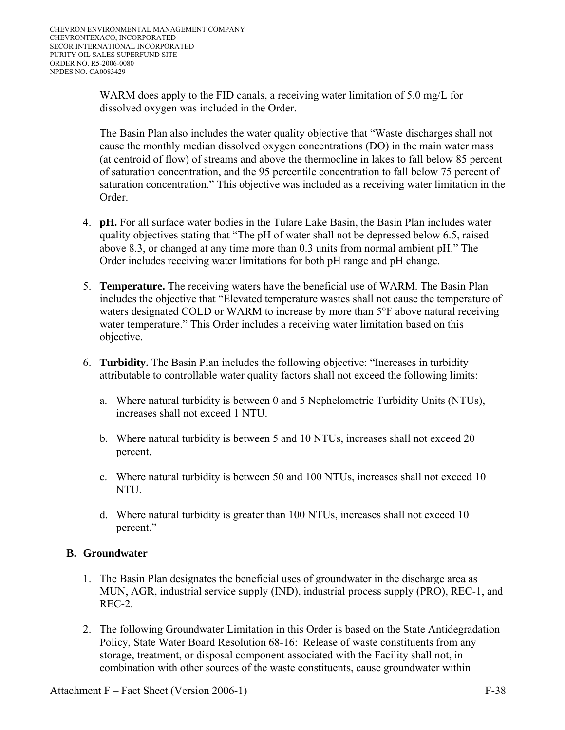WARM does apply to the FID canals, a receiving water limitation of 5.0 mg/L for dissolved oxygen was included in the Order.

The Basin Plan also includes the water quality objective that "Waste discharges shall not cause the monthly median dissolved oxygen concentrations (DO) in the main water mass (at centroid of flow) of streams and above the thermocline in lakes to fall below 85 percent of saturation concentration, and the 95 percentile concentration to fall below 75 percent of saturation concentration." This objective was included as a receiving water limitation in the Order.

4. **pH.** For all surface water bodies in the Tulare Lake Basin, the Basin Plan includes water quality objectives stating that "The pH of water shall not be depressed below 6.5, raised above 8.3, or changed at any time more than 0.3 units from normal ambient pH." The Order includes receiving water limitations for both pH range and pH change.

5. **Temperature.** The receiving waters have the beneficial use of WARM. The Basin Plan includes the objective that "Elevated temperature wastes shall not cause the temperature of waters designated COLD or WARM to increase by more than 5°F above natural receiving water temperature." This Order includes a receiving water limitation based on this objective.

6. **Turbidity.** The Basin Plan includes the following objective: "Increases in turbidity attributable to controllable water quality factors shall not exceed the following limits:

   a. Where natural turbidity is between 0 and 5 Nephelometric Turbidity Units (NTUs), increases shall not exceed 1 NTU.

   b. Where natural turbidity is between 5 and 10 NTUs, increases shall not exceed 20 percent.

   c. Where natural turbidity is between 50 and 100 NTUs, increases shall not exceed 10 NTU.

   d. Where natural turbidity is greater than 100 NTUs, increases shall not exceed 10 percent."

## B. Groundwater

1. The Basin Plan designates the beneficial uses of groundwater in the discharge area as MUN, AGR, industrial service supply (IND), industrial process supply (PRO), REC-1, and REC-2.

2. The following Groundwater Limitation in this Order is based on the State Antidegradation Policy, State Water Board Resolution 68-16: Release of waste constituents from any storage, treatment, or disposal component associated with the Facility shall not, in combination with other sources of the waste constituents, cause groundwater within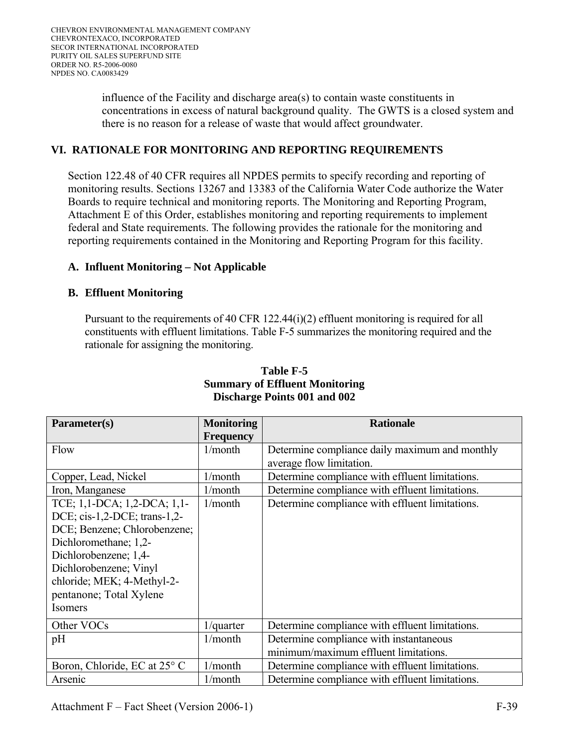influence of the Facility and discharge area(s) to contain waste constituents in concentrations in excess of natural background quality. The GWTS is a closed system and there is no reason for a release of waste that would affect groundwater.

## VI. RATIONALE FOR MONITORING AND REPORTING REQUIREMENTS

Section 122.48 of 40 CFR requires all NPDES permits to specify recording and reporting of monitoring results. Sections 13267 and 13383 of the California Water Code authorize the Water Boards to require technical and monitoring reports. The Monitoring and Reporting Program, Attachment E of this Order, establishes monitoring and reporting requirements to implement federal and State requirements. The following provides the rationale for the monitoring and reporting requirements contained in the Monitoring and Reporting Program for this facility.

### A. Influent Monitoring – Not Applicable

### B. Effluent Monitoring

Pursuant to the requirements of 40 CFR 122.44(i)(2) effluent monitoring is required for all constituents with effluent limitations. Table F-5 summarizes the monitoring required and the rationale for assigning the monitoring.

**Table F-5**
**Summary of Effluent Monitoring**
**Discharge Points 001 and 002**

| Parameter(s) | Monitoring Frequency | Rationale |
|---|---|---|
| Flow | 1/month | Determine compliance daily maximum and monthly average flow limitation. |
| Copper, Lead, Nickel | 1/month | Determine compliance with effluent limitations. |
| Iron, Manganese | 1/month | Determine compliance with effluent limitations. |
| TCE; 1,1-DCA; 1,2-DCA; 1,1-DCE; cis-1,2-DCE; trans-1,2-DCE; Benzene; Chlorobenzene; Dichloromethane; 1,2-Dichlorobenzene; 1,4-Dichlorobenzene; Vinyl chloride; MEK; 4-Methyl-2-pentanone; Total Xylene Isomers | 1/month | Determine compliance with effluent limitations. |
| Other VOCs | 1/quarter | Determine compliance with effluent limitations. |
| pH | 1/month | Determine compliance with instantaneous minimum/maximum effluent limitations. |
| Boron, Chloride, EC at 25° C | 1/month | Determine compliance with effluent limitations. |
| Arsenic | 1/month | Determine compliance with effluent limitations. |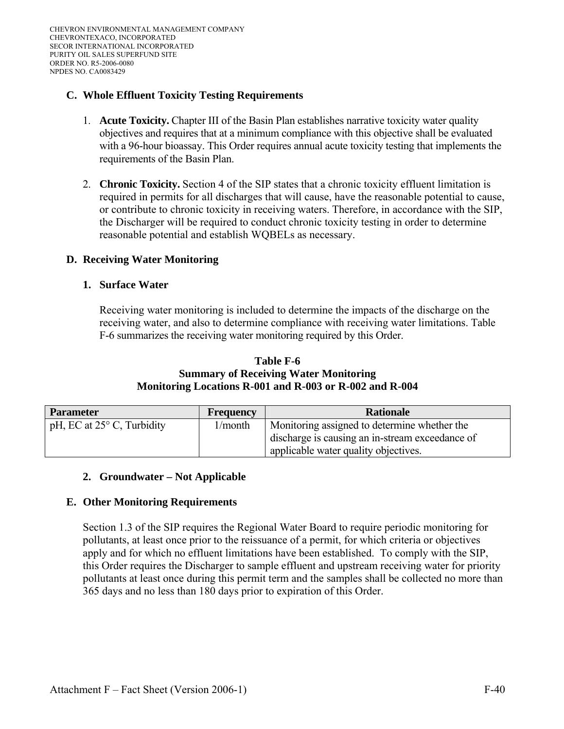### C. Whole Effluent Toxicity Testing Requirements

1. **Acute Toxicity.** Chapter III of the Basin Plan establishes narrative toxicity water quality objectives and requires that at a minimum compliance with this objective shall be evaluated with a 96-hour bioassay. This Order requires annual acute toxicity testing that implements the requirements of the Basin Plan.

2. **Chronic Toxicity.** Section 4 of the SIP states that a chronic toxicity effluent limitation is required in permits for all discharges that will cause, have the reasonable potential to cause, or contribute to chronic toxicity in receiving waters. Therefore, in accordance with the SIP, the Discharger will be required to conduct chronic toxicity testing in order to determine reasonable potential and establish WQBELs as necessary.

### D. Receiving Water Monitoring

#### 1. Surface Water

Receiving water monitoring is included to determine the impacts of the discharge on the receiving water, and also to determine compliance with receiving water limitations. Table F-6 summarizes the receiving water monitoring required by this Order.

**Table F-6**
**Summary of Receiving Water Monitoring**
**Monitoring Locations R-001 and R-003 or R-002 and R-004**

| Parameter | Frequency | Rationale |
|---|---|---|
| pH, EC at 25° C, Turbidity | 1/month | Monitoring assigned to determine whether the discharge is causing an in-stream exceedance of applicable water quality objectives. |

#### 2. Groundwater – Not Applicable

### E. Other Monitoring Requirements

Section 1.3 of the SIP requires the Regional Water Board to require periodic monitoring for pollutants, at least once prior to the reissuance of a permit, for which criteria or objectives apply and for which no effluent limitations have been established. To comply with the SIP, this Order requires the Discharger to sample effluent and upstream receiving water for priority pollutants at least once during this permit term and the samples shall be collected no more than 365 days and no less than 180 days prior to expiration of this Order.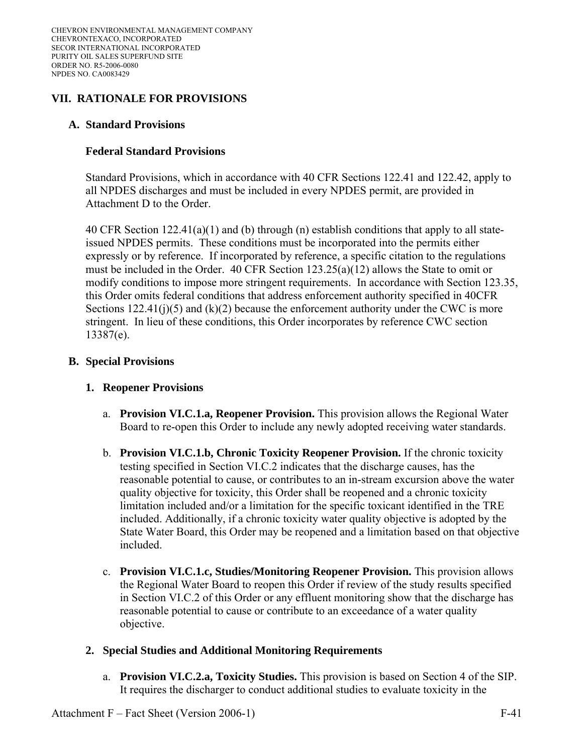## VII. RATIONALE FOR PROVISIONS

### A. Standard Provisions

#### Federal Standard Provisions

Standard Provisions, which in accordance with 40 CFR Sections 122.41 and 122.42, apply to all NPDES discharges and must be included in every NPDES permit, are provided in Attachment D to the Order.

40 CFR Section 122.41(a)(1) and (b) through (n) establish conditions that apply to all state-issued NPDES permits. These conditions must be incorporated into the permits either expressly or by reference. If incorporated by reference, a specific citation to the regulations must be included in the Order. 40 CFR Section 123.25(a)(12) allows the State to omit or modify conditions to impose more stringent requirements. In accordance with Section 123.35, this Order omits federal conditions that address enforcement authority specified in 40CFR Sections 122.41(j)(5) and (k)(2) because the enforcement authority under the CWC is more stringent. In lieu of these conditions, this Order incorporates by reference CWC section 13387(e).

### B. Special Provisions

#### 1. Reopener Provisions

a. **Provision VI.C.1.a, Reopener Provision.** This provision allows the Regional Water Board to re-open this Order to include any newly adopted receiving water standards.

b. **Provision VI.C.1.b, Chronic Toxicity Reopener Provision.** If the chronic toxicity testing specified in Section VI.C.2 indicates that the discharge causes, has the reasonable potential to cause, or contributes to an in-stream excursion above the water quality objective for toxicity, this Order shall be reopened and a chronic toxicity limitation included and/or a limitation for the specific toxicant identified in the TRE included. Additionally, if a chronic toxicity water quality objective is adopted by the State Water Board, this Order may be reopened and a limitation based on that objective included.

c. **Provision VI.C.1.c, Studies/Monitoring Reopener Provision.** This provision allows the Regional Water Board to reopen this Order if review of the study results specified in Section VI.C.2 of this Order or any effluent monitoring show that the discharge has reasonable potential to cause or contribute to an exceedance of a water quality objective.

#### 2. Special Studies and Additional Monitoring Requirements

a. **Provision VI.C.2.a, Toxicity Studies.** This provision is based on Section 4 of the SIP. It requires the discharger to conduct additional studies to evaluate toxicity in the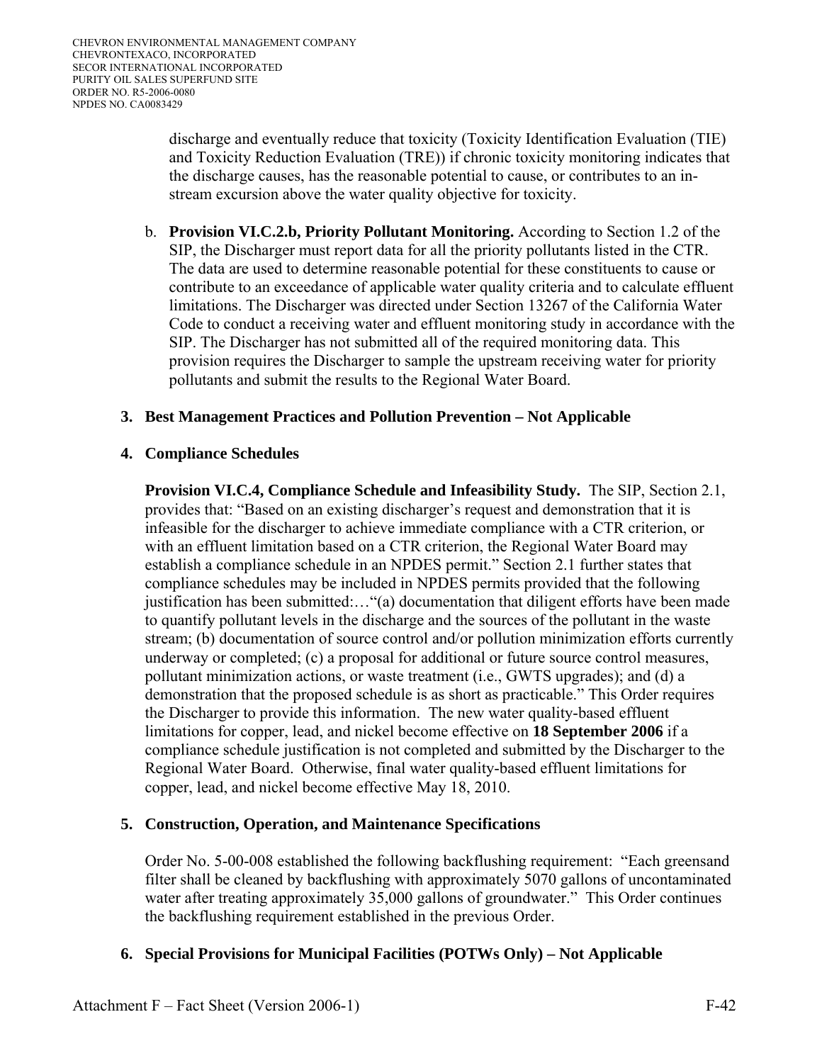discharge and eventually reduce that toxicity (Toxicity Identification Evaluation (TIE) and Toxicity Reduction Evaluation (TRE)) if chronic toxicity monitoring indicates that the discharge causes, has the reasonable potential to cause, or contributes to an in-stream excursion above the water quality objective for toxicity.

b. **Provision VI.C.2.b, Priority Pollutant Monitoring.** According to Section 1.2 of the SIP, the Discharger must report data for all the priority pollutants listed in the CTR. The data are used to determine reasonable potential for these constituents to cause or contribute to an exceedance of applicable water quality criteria and to calculate effluent limitations. The Discharger was directed under Section 13267 of the California Water Code to conduct a receiving water and effluent monitoring study in accordance with the SIP. The Discharger has not submitted all of the required monitoring data. This provision requires the Discharger to sample the upstream receiving water for priority pollutants and submit the results to the Regional Water Board.

### 3. Best Management Practices and Pollution Prevention – Not Applicable

### 4. Compliance Schedules

**Provision VI.C.4, Compliance Schedule and Infeasibility Study.** The SIP, Section 2.1, provides that: "Based on an existing discharger's request and demonstration that it is infeasible for the discharger to achieve immediate compliance with a CTR criterion, or with an effluent limitation based on a CTR criterion, the Regional Water Board may establish a compliance schedule in an NPDES permit." Section 2.1 further states that compliance schedules may be included in NPDES permits provided that the following justification has been submitted:…"(a) documentation that diligent efforts have been made to quantify pollutant levels in the discharge and the sources of the pollutant in the waste stream; (b) documentation of source control and/or pollution minimization efforts currently underway or completed; (c) a proposal for additional or future source control measures, pollutant minimization actions, or waste treatment (i.e., GWTS upgrades); and (d) a demonstration that the proposed schedule is as short as practicable." This Order requires the Discharger to provide this information. The new water quality-based effluent limitations for copper, lead, and nickel become effective on **18 September 2006** if a compliance schedule justification is not completed and submitted by the Discharger to the Regional Water Board. Otherwise, final water quality-based effluent limitations for copper, lead, and nickel become effective May 18, 2010.

### 5. Construction, Operation, and Maintenance Specifications

Order No. 5-00-008 established the following backflushing requirement: "Each greensand filter shall be cleaned by backflushing with approximately 5070 gallons of uncontaminated water after treating approximately 35,000 gallons of groundwater." This Order continues the backflushing requirement established in the previous Order.

### 6. Special Provisions for Municipal Facilities (POTWs Only) – Not Applicable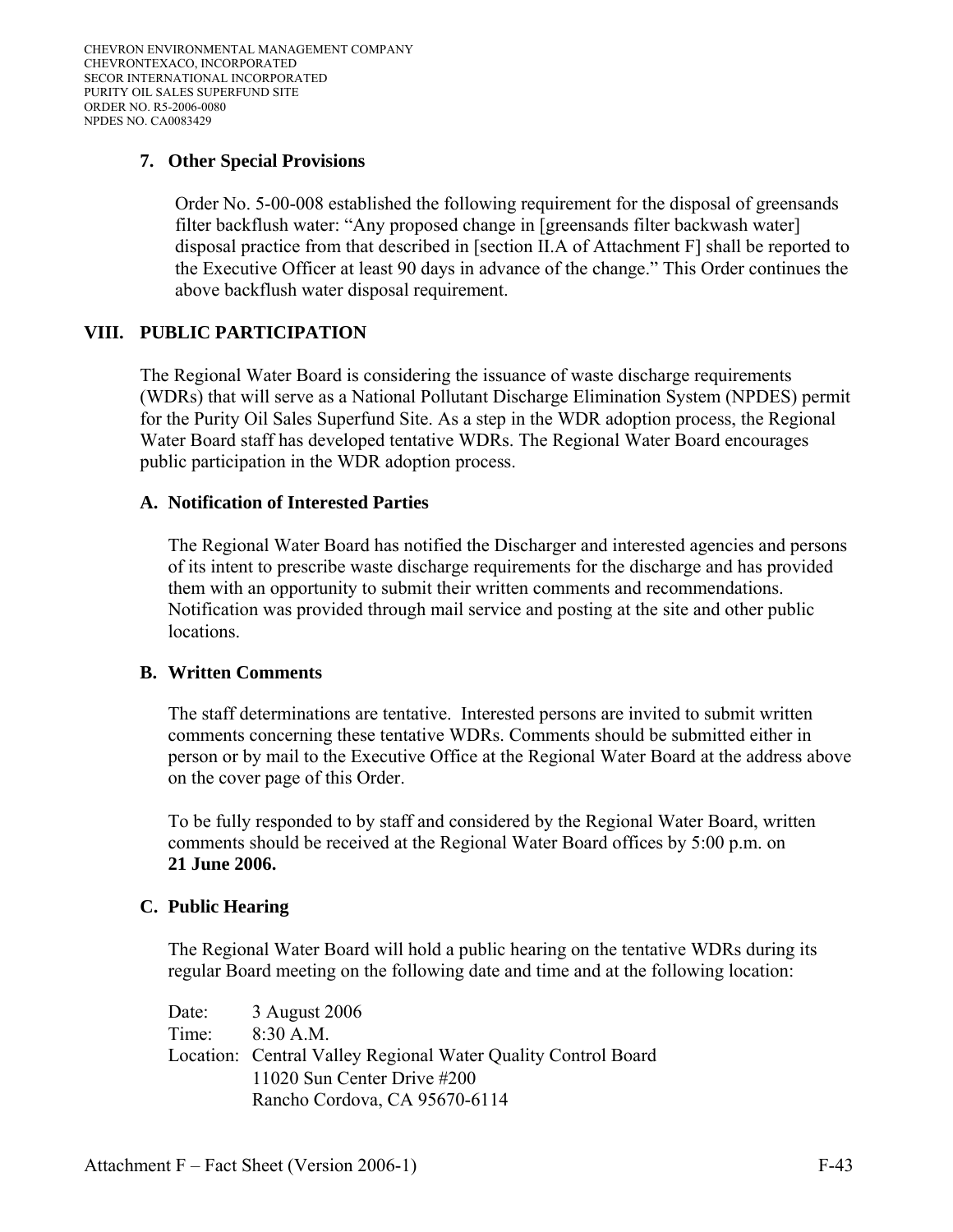### 7. Other Special Provisions

Order No. 5-00-008 established the following requirement for the disposal of greensands filter backflush water: "Any proposed change in [greensands filter backwash water] disposal practice from that described in [section II.A of Attachment F] shall be reported to the Executive Officer at least 90 days in advance of the change." This Order continues the above backflush water disposal requirement.

## VIII. PUBLIC PARTICIPATION

The Regional Water Board is considering the issuance of waste discharge requirements (WDRs) that will serve as a National Pollutant Discharge Elimination System (NPDES) permit for the Purity Oil Sales Superfund Site. As a step in the WDR adoption process, the Regional Water Board staff has developed tentative WDRs. The Regional Water Board encourages public participation in the WDR adoption process.

### A. Notification of Interested Parties

The Regional Water Board has notified the Discharger and interested agencies and persons of its intent to prescribe waste discharge requirements for the discharge and has provided them with an opportunity to submit their written comments and recommendations. Notification was provided through mail service and posting at the site and other public locations.

### B. Written Comments

The staff determinations are tentative. Interested persons are invited to submit written comments concerning these tentative WDRs. Comments should be submitted either in person or by mail to the Executive Office at the Regional Water Board at the address above on the cover page of this Order.

To be fully responded to by staff and considered by the Regional Water Board, written comments should be received at the Regional Water Board offices by 5:00 p.m. on **21 June 2006.**

### C. Public Hearing

The Regional Water Board will hold a public hearing on the tentative WDRs during its regular Board meeting on the following date and time and at the following location:

Date: 3 August 2006
Time: 8:30 A.M.
Location: Central Valley Regional Water Quality Control Board
11020 Sun Center Drive #200
Rancho Cordova, CA 95670-6114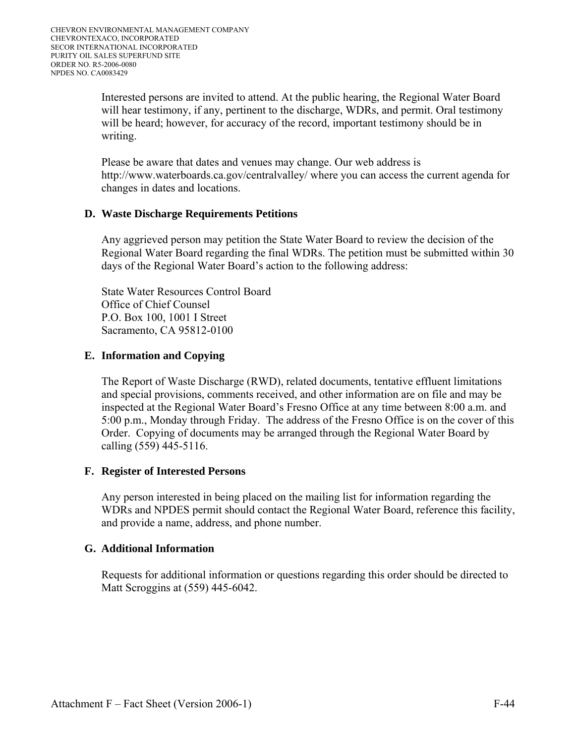Interested persons are invited to attend. At the public hearing, the Regional Water Board will hear testimony, if any, pertinent to the discharge, WDRs, and permit. Oral testimony will be heard; however, for accuracy of the record, important testimony should be in writing.

Please be aware that dates and venues may change. Our web address is http://www.waterboards.ca.gov/centralvalley/ where you can access the current agenda for changes in dates and locations.

### D. Waste Discharge Requirements Petitions

Any aggrieved person may petition the State Water Board to review the decision of the Regional Water Board regarding the final WDRs. The petition must be submitted within 30 days of the Regional Water Board's action to the following address:

State Water Resources Control Board  
Office of Chief Counsel  
P.O. Box 100, 1001 I Street  
Sacramento, CA 95812-0100

### E. Information and Copying

The Report of Waste Discharge (RWD), related documents, tentative effluent limitations and special provisions, comments received, and other information are on file and may be inspected at the Regional Water Board's Fresno Office at any time between 8:00 a.m. and 5:00 p.m., Monday through Friday. The address of the Fresno Office is on the cover of this Order. Copying of documents may be arranged through the Regional Water Board by calling (559) 445-5116.

### F. Register of Interested Persons

Any person interested in being placed on the mailing list for information regarding the WDRs and NPDES permit should contact the Regional Water Board, reference this facility, and provide a name, address, and phone number.

### G. Additional Information

Requests for additional information or questions regarding this order should be directed to Matt Scroggins at (559) 445-6042.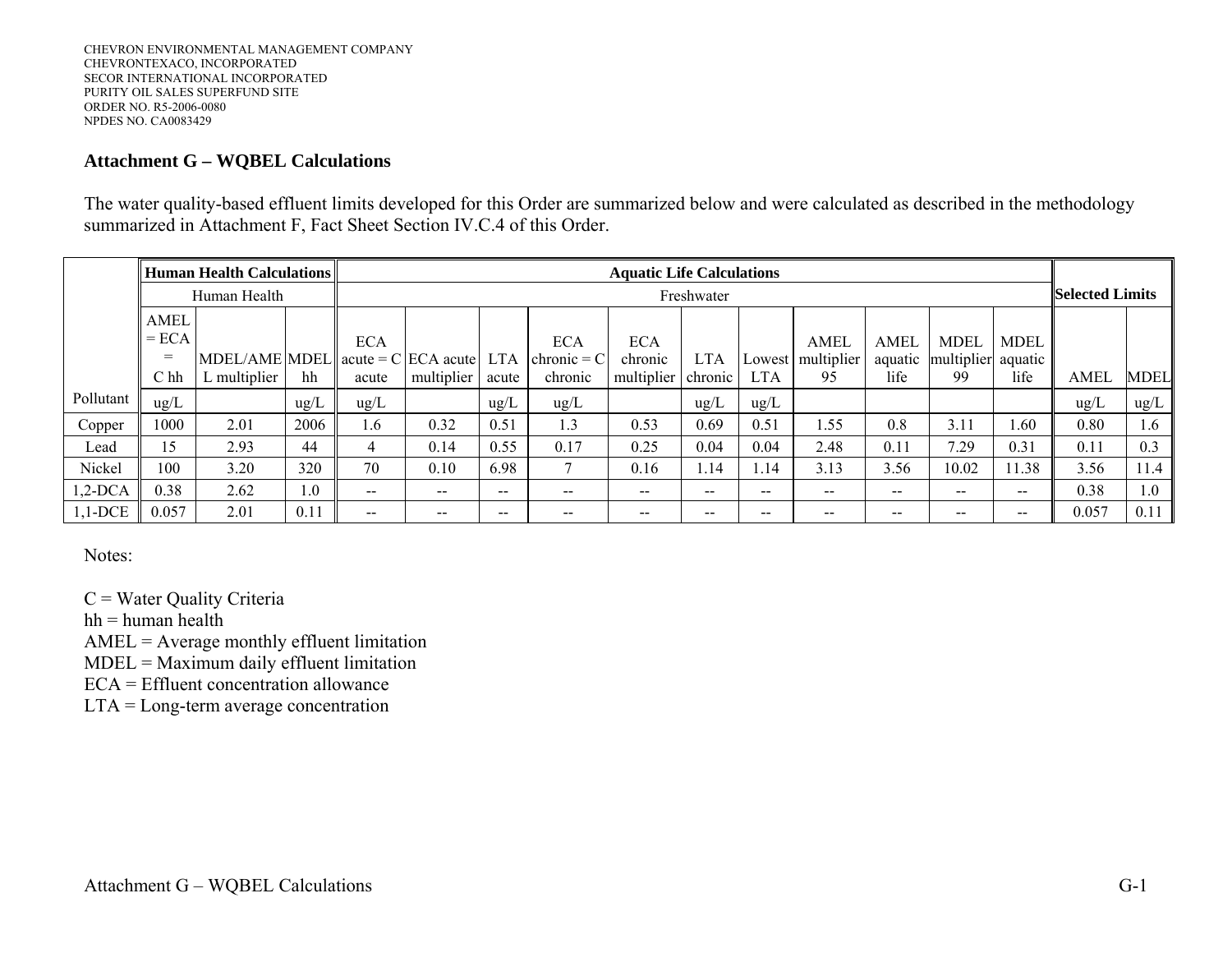## Attachment G – WQBEL Calculations

The water quality-based effluent limits developed for this Order are summarized below and were calculated as described in the methodology summarized in Attachment F, Fact Sheet Section IV.C.4 of this Order.

| | Human Health Calculations | | | Aquatic Life Calculations | | | | | | | | | | | Selected Limits | |
|---|---|---|---|---|---|---|---|---|---|---|---|---|---|---|---|---|
| | Human Health | | | Freshwater | | | | | | | | | | | | |
| | AMEL = ECA = C hh | MDEL/AMEL multiplier | MDEL hh | ECA acute = C acute | ECA acute multiplier | LTA acute | ECA chronic = C chronic | ECA chronic multiplier | LTA chronic | Lowest LTA | AMEL multiplier 95 | AMEL aquatic life | MDEL multiplier 99 | MDEL aquatic life | AMEL | MDEL |
| Pollutant | ug/L | | ug/L | ug/L | | ug/L | ug/L | | ug/L | ug/L | | | | | ug/L | ug/L |
| Copper | 1000 | 2.01 | 2006 | 1.6 | 0.32 | 0.51 | 1.3 | 0.53 | 0.69 | 0.51 | 1.55 | 0.8 | 3.11 | 1.60 | 0.80 | 1.6 |
| Lead | 15 | 2.93 | 44 | 4 | 0.14 | 0.55 | 0.17 | 0.25 | 0.04 | 0.04 | 2.48 | 0.11 | 7.29 | 0.31 | 0.11 | 0.3 |
| Nickel | 100 | 3.20 | 320 | 70 | 0.10 | 6.98 | 7 | 0.16 | 1.14 | 1.14 | 3.13 | 3.56 | 10.02 | 11.38 | 3.56 | 11.4 |
| 1,2-DCA | 0.38 | 2.62 | 1.0 | -- | -- | -- | -- | -- | -- | -- | -- | -- | -- | -- | 0.38 | 1.0 |
| 1,1-DCE | 0.057 | 2.01 | 0.11 | -- | -- | -- | -- | -- | -- | -- | -- | -- | -- | -- | 0.057 | 0.11 |

Notes:

C = Water Quality Criteria
hh = human health
AMEL = Average monthly effluent limitation
MDEL = Maximum daily effluent limitation
ECA = Effluent concentration allowance
LTA = Long-term average concentration